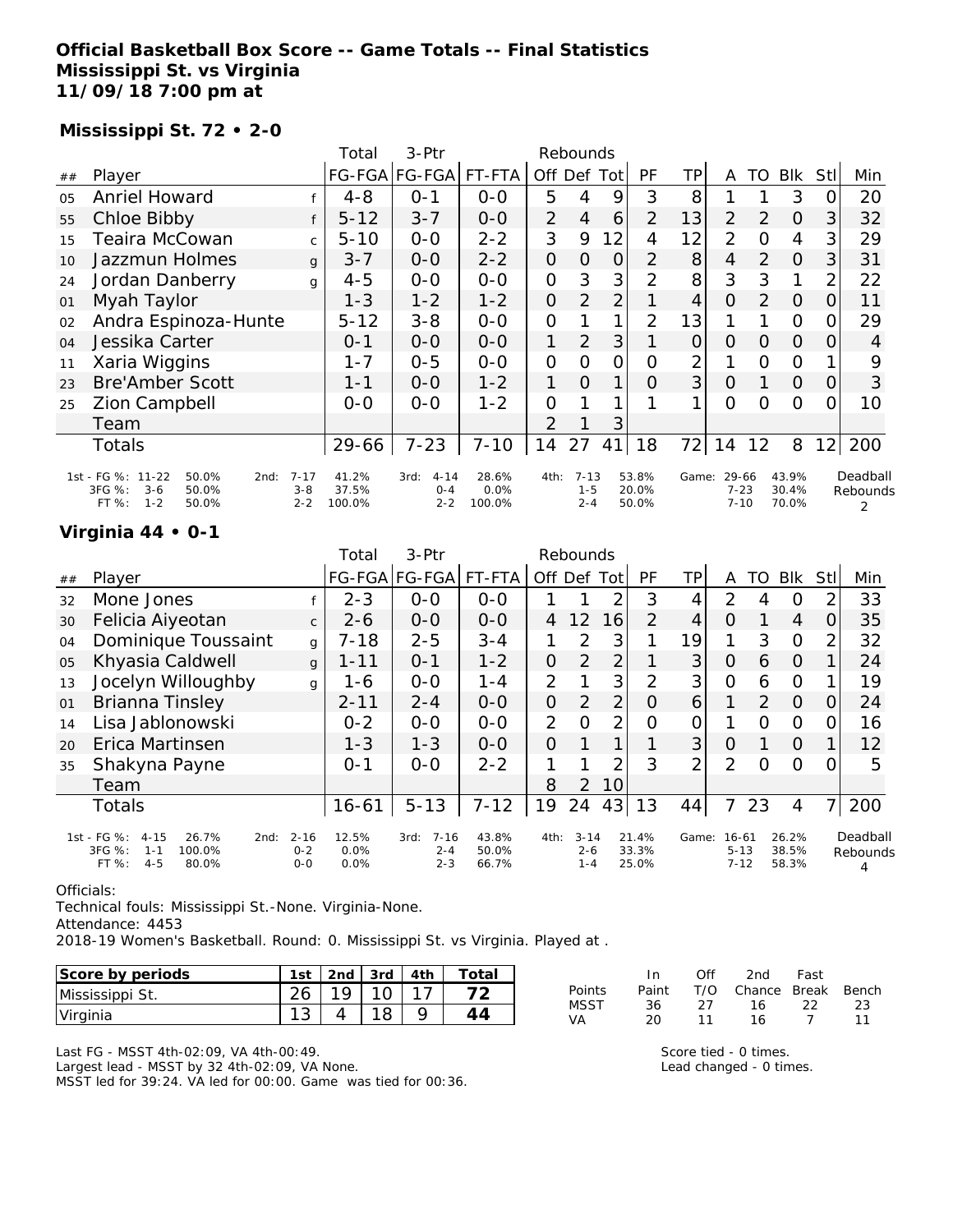# Official Basketball Box Score -- Game Totals -- Final Statistics
## Mississippi St. vs Virginia
**11/09/18 7:00 pm at**

### Mississippi St. 72 • 2-0

| ## | Player | | Total FG-FGA | 3-Ptr FG-FGA | FT-FTA | Rebounds Off | Def | Tot | PF | TP | A | TO | Blk | Stl | Min |
|---|---|---|---|---|---|---|---|---|---|---|---|---|---|---|---|
| 05 | Anriel Howard | f | 4-8 | 0-1 | 0-0 | 5 | 4 | 9 | 3 | 8 | 1 | 1 | 3 | 0 | 20 |
| 55 | Chloe Bibby | f | 5-12 | 3-7 | 0-0 | 2 | 4 | 6 | 2 | 13 | 2 | 2 | 0 | 3 | 32 |
| 15 | Teaira McCowan | c | 5-10 | 0-0 | 2-2 | 3 | 9 | 12 | 4 | 12 | 2 | 0 | 4 | 3 | 29 |
| 10 | Jazzmun Holmes | g | 3-7 | 0-0 | 2-2 | 0 | 0 | 0 | 2 | 8 | 4 | 2 | 0 | 3 | 31 |
| 24 | Jordan Danberry | g | 4-5 | 0-0 | 0-0 | 0 | 3 | 3 | 2 | 8 | 3 | 3 | 1 | 2 | 22 |
| 01 | Myah Taylor | | 1-3 | 1-2 | 1-2 | 0 | 2 | 2 | 1 | 4 | 0 | 2 | 0 | 0 | 11 |
| 02 | Andra Espinoza-Hunte | | 5-12 | 3-8 | 0-0 | 0 | 1 | 1 | 2 | 13 | 1 | 1 | 0 | 0 | 29 |
| 04 | Jessika Carter | | 0-1 | 0-0 | 0-0 | 1 | 2 | 3 | 1 | 0 | 0 | 0 | 0 | 0 | 4 |
| 11 | Xaria Wiggins | | 1-7 | 0-5 | 0-0 | 0 | 0 | 0 | 0 | 2 | 1 | 0 | 0 | 1 | 9 |
| 23 | Bre'Amber Scott | | 1-1 | 0-0 | 1-2 | 1 | 0 | 1 | 0 | 3 | 0 | 1 | 0 | 0 | 3 |
| 25 | Zion Campbell | | 0-0 | 0-0 | 1-2 | 0 | 1 | 1 | 1 | 1 | 0 | 0 | 0 | 0 | 10 |
| | Team | | | | | 2 | 1 | 3 | | | | | | | |
| | Totals | | 29-66 | 7-23 | 7-10 | 14 | 27 | 41 | 18 | 72 | 14 | 12 | 8 | 12 | 200 |

| | 1st | | 2nd | | 3rd | | 4th | | Game | | Deadball Rebounds |
|---|---|---|---|---|---|---|---|---|---|---|---|
| FG % | 11-22 | 50.0% | 7-17 | 41.2% | 4-14 | 28.6% | 7-13 | 53.8% | 29-66 | 43.9% | 2 |
| 3FG % | 3-6 | 50.0% | 3-8 | 37.5% | 0-4 | 0.0% | 1-5 | 20.0% | 7-23 | 30.4% | |
| FT % | 1-2 | 50.0% | 2-2 | 100.0% | 2-2 | 100.0% | 2-4 | 50.0% | 7-10 | 70.0% | |

### Virginia 44 • 0-1

| ## | Player | | Total FG-FGA | 3-Ptr FG-FGA | FT-FTA | Rebounds Off | Def | Tot | PF | TP | A | TO | Blk | Stl | Min |
|---|---|---|---|---|---|---|---|---|---|---|---|---|---|---|---|
| 32 | Mone Jones | f | 2-3 | 0-0 | 0-0 | 1 | 1 | 2 | 3 | 4 | 2 | 4 | 0 | 2 | 33 |
| 30 | Felicia Aiyeotan | c | 2-6 | 0-0 | 0-0 | 4 | 12 | 16 | 2 | 4 | 0 | 1 | 4 | 0 | 35 |
| 04 | Dominique Toussaint | g | 7-18 | 2-5 | 3-4 | 1 | 2 | 3 | 1 | 19 | 1 | 3 | 0 | 2 | 32 |
| 05 | Khyasia Caldwell | g | 1-11 | 0-1 | 1-2 | 0 | 2 | 2 | 1 | 3 | 0 | 6 | 0 | 1 | 24 |
| 13 | Jocelyn Willoughby | g | 1-6 | 0-0 | 1-4 | 2 | 1 | 3 | 2 | 3 | 0 | 6 | 0 | 1 | 19 |
| 01 | Brianna Tinsley | | 2-11 | 2-4 | 0-0 | 0 | 2 | 2 | 0 | 6 | 1 | 2 | 0 | 0 | 24 |
| 14 | Lisa Jablonowski | | 0-2 | 0-0 | 0-0 | 2 | 0 | 2 | 0 | 0 | 1 | 0 | 0 | 0 | 16 |
| 20 | Erica Martinsen | | 1-3 | 1-3 | 0-0 | 0 | 1 | 1 | 1 | 3 | 0 | 1 | 0 | 1 | 12 |
| 35 | Shakyna Payne | | 0-1 | 0-0 | 2-2 | 1 | 1 | 2 | 3 | 2 | 2 | 0 | 0 | 0 | 5 |
| | Team | | | | | 8 | 2 | 10 | | | | | | | |
| | Totals | | 16-61 | 5-13 | 7-12 | 19 | 24 | 43 | 13 | 44 | 7 | 23 | 4 | 7 | 200 |

| | 1st | | 2nd | | 3rd | | 4th | | Game | | Deadball Rebounds |
|---|---|---|---|---|---|---|---|---|---|---|---|
| FG % | 4-15 | 26.7% | 2-16 | 12.5% | 7-16 | 43.8% | 3-14 | 21.4% | 16-61 | 26.2% | 4 |
| 3FG % | 1-1 | 100.0% | 0-2 | 0.0% | 2-4 | 50.0% | 2-6 | 33.3% | 5-13 | 38.5% | |
| FT % | 4-5 | 80.0% | 0-0 | 0.0% | 2-3 | 66.7% | 1-4 | 25.0% | 7-12 | 58.3% | |

Officials:
Technical fouls: Mississippi St.-None. Virginia-None.
Attendance: 4453
2018-19 Women's Basketball. Round: 0. Mississippi St. vs Virginia. Played at .

| Score by periods | 1st | 2nd | 3rd | 4th | Total |
|---|---|---|---|---|---|
| Mississippi St. | 26 | 19 | 10 | 17 | 72 |
| Virginia | 13 | 4 | 18 | 9 | 44 |

| Points | In Paint | Off T/O | 2nd Chance | Fast Break | Bench |
|---|---|---|---|---|---|
| MSST | 36 | 27 | 16 | 22 | 23 |
| VA | 20 | 11 | 16 | 7 | 11 |

Last FG - MSST 4th-02:09, VA 4th-00:49.
Largest lead - MSST by 32 4th-02:09, VA None.
MSST led for 39:24. VA led for 00:00. Game was tied for 00:36.

Score tied - 0 times.
Lead changed - 0 times.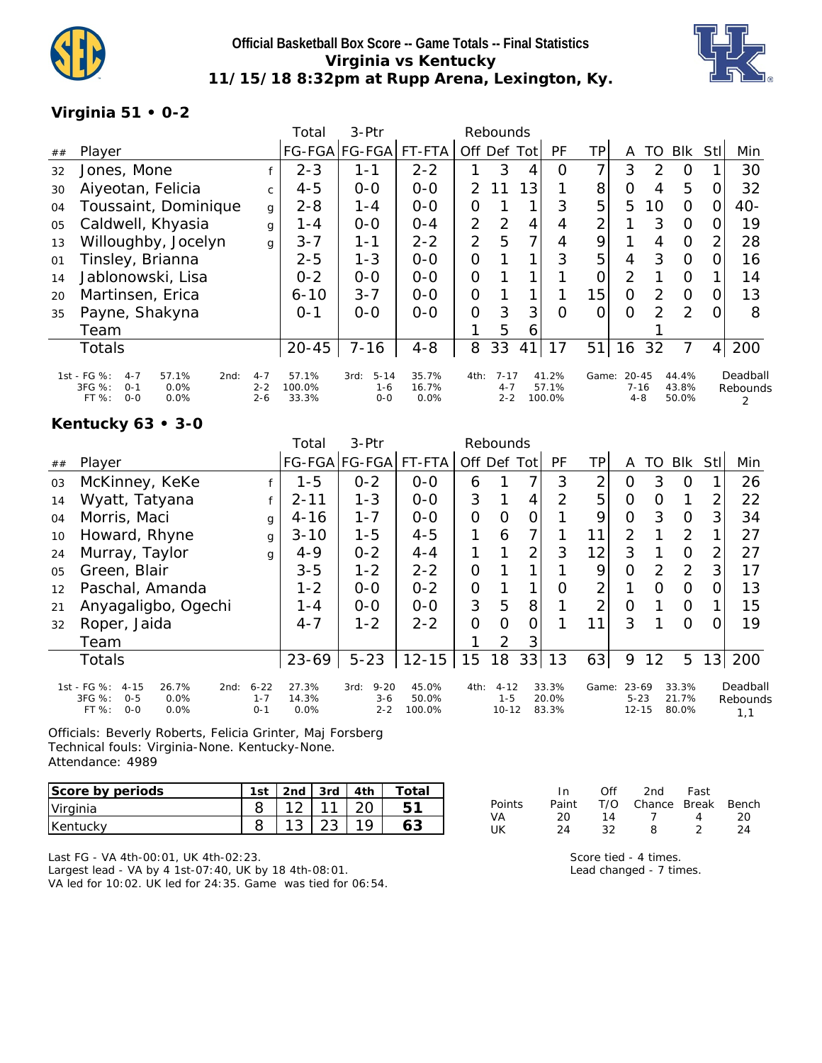# Official Basketball Box Score -- Game Totals -- Final Statistics
## Virginia vs Kentucky
## 11/15/18 8:32pm at Rupp Arena, Lexington, Ky.

### Virginia 51 • 0-2

| ## | Player | | Total FG-FGA | 3-Ptr FG-FGA | FT-FTA | Rebounds Off | Def | Tot | PF | TP | A | TO | Blk | Stl | Min |
|---|---|---|---|---|---|---|---|---|---|---|---|---|---|---|---|
| 32 | Jones, Mone | f | 2-3 | 1-1 | 2-2 | 1 | 3 | 4 | 0 | 7 | 3 | 2 | 0 | 1 | 30 |
| 30 | Aiyeotan, Felicia | c | 4-5 | 0-0 | 0-0 | 2 | 11 | 13 | 1 | 8 | 0 | 4 | 5 | 0 | 32 |
| 04 | Toussaint, Dominique | g | 2-8 | 1-4 | 0-0 | 0 | 1 | 1 | 3 | 5 | 5 | 10 | 0 | 0 | 40- |
| 05 | Caldwell, Khyasia | g | 1-4 | 0-0 | 0-4 | 2 | 2 | 4 | 4 | 2 | 1 | 3 | 0 | 0 | 19 |
| 13 | Willoughby, Jocelyn | g | 3-7 | 1-1 | 2-2 | 2 | 5 | 7 | 4 | 9 | 1 | 4 | 0 | 2 | 28 |
| 01 | Tinsley, Brianna | | 2-5 | 1-3 | 0-0 | 0 | 1 | 1 | 3 | 5 | 4 | 3 | 0 | 0 | 16 |
| 14 | Jablonowski, Lisa | | 0-2 | 0-0 | 0-0 | 0 | 1 | 1 | 1 | 0 | 2 | 1 | 0 | 1 | 14 |
| 20 | Martinsen, Erica | | 6-10 | 3-7 | 0-0 | 0 | 1 | 1 | 1 | 15 | 0 | 2 | 0 | 0 | 13 |
| 35 | Payne, Shakyna | | 0-1 | 0-0 | 0-0 | 0 | 3 | 3 | 0 | 0 | 0 | 2 | 2 | 0 | 8 |
| | Team | | | | | 1 | 5 | 6 | | | | 1 | | | |
| | Totals | | 20-45 | 7-16 | 4-8 | 8 | 33 | 41 | 17 | 51 | 16 | 32 | 7 | 4 | 200 |

| | 1st | | 2nd | | 3rd | | 4th | | Game | | Deadball Rebounds |
|---|---|---|---|---|---|---|---|---|---|---|---|
| FG % | 4-7 | 57.1% | 4-7 | 57.1% | 5-14 | 35.7% | 7-17 | 41.2% | 20-45 | 44.4% | 2 |
| 3FG % | 0-1 | 0.0% | 2-2 | 100.0% | 1-6 | 16.7% | 4-7 | 57.1% | 7-16 | 43.8% | |
| FT % | 0-0 | 0.0% | 2-6 | 33.3% | 0-0 | 0.0% | 2-2 | 100.0% | 4-8 | 50.0% | |

### Kentucky 63 • 3-0

| ## | Player | | Total FG-FGA | 3-Ptr FG-FGA | FT-FTA | Rebounds Off | Def | Tot | PF | TP | A | TO | Blk | Stl | Min |
|---|---|---|---|---|---|---|---|---|---|---|---|---|---|---|---|
| 03 | McKinney, KeKe | f | 1-5 | 0-2 | 0-0 | 6 | 1 | 7 | 3 | 2 | 0 | 3 | 0 | 1 | 26 |
| 14 | Wyatt, Tatyana | f | 2-11 | 1-3 | 0-0 | 3 | 1 | 4 | 2 | 5 | 0 | 0 | 1 | 2 | 22 |
| 04 | Morris, Maci | g | 4-16 | 1-7 | 0-0 | 0 | 0 | 0 | 1 | 9 | 0 | 3 | 0 | 3 | 34 |
| 10 | Howard, Rhyne | g | 3-10 | 1-5 | 4-5 | 1 | 6 | 7 | 1 | 11 | 2 | 1 | 2 | 1 | 27 |
| 24 | Murray, Taylor | g | 4-9 | 0-2 | 4-4 | 1 | 1 | 2 | 3 | 12 | 3 | 1 | 0 | 2 | 27 |
| 05 | Green, Blair | | 3-5 | 1-2 | 2-2 | 0 | 1 | 1 | 1 | 9 | 0 | 2 | 2 | 3 | 17 |
| 12 | Paschal, Amanda | | 1-2 | 0-0 | 0-2 | 0 | 1 | 1 | 0 | 2 | 1 | 0 | 0 | 0 | 13 |
| 21 | Anyagaligbo, Ogechi | | 1-4 | 0-0 | 0-0 | 3 | 5 | 8 | 1 | 2 | 0 | 1 | 0 | 1 | 15 |
| 32 | Roper, Jaida | | 4-7 | 1-2 | 2-2 | 0 | 0 | 0 | 1 | 11 | 3 | 1 | 0 | 0 | 19 |
| | Team | | | | | 1 | 2 | 3 | | | | | | | |
| | Totals | | 23-69 | 5-23 | 12-15 | 15 | 18 | 33 | 13 | 63 | 9 | 12 | 5 | 13 | 200 |

| | 1st | | 2nd | | 3rd | | 4th | | Game | | Deadball Rebounds |
|---|---|---|---|---|---|---|---|---|---|---|---|
| FG % | 4-15 | 26.7% | 6-22 | 27.3% | 9-20 | 45.0% | 4-12 | 33.3% | 23-69 | 33.3% | 1,1 |
| 3FG % | 0-5 | 0.0% | 1-7 | 14.3% | 3-6 | 50.0% | 1-5 | 20.0% | 5-23 | 21.7% | |
| FT % | 0-0 | 0.0% | 0-1 | 0.0% | 2-2 | 100.0% | 10-12 | 83.3% | 12-15 | 80.0% | |

Officials: Beverly Roberts, Felicia Grinter, Maj Forsberg
Technical fouls: Virginia-None. Kentucky-None.
Attendance: 4989

| Score by periods | 1st | 2nd | 3rd | 4th | Total |
|---|---|---|---|---|---|
| Virginia | 8 | 12 | 11 | 20 | 51 |
| Kentucky | 8 | 13 | 23 | 19 | 63 |

| Points | In Paint | Off T/O | 2nd Chance | Fast Break | Bench |
|---|---|---|---|---|---|
| VA | 20 | 14 | 7 | 4 | 20 |
| UK | 24 | 32 | 8 | 2 | 24 |

Last FG - VA 4th-00:01, UK 4th-02:23.
Largest lead - VA by 4 1st-07:40, UK by 18 4th-08:01.
VA led for 10:02. UK led for 24:35. Game was tied for 06:54.

Score tied - 4 times.
Lead changed - 7 times.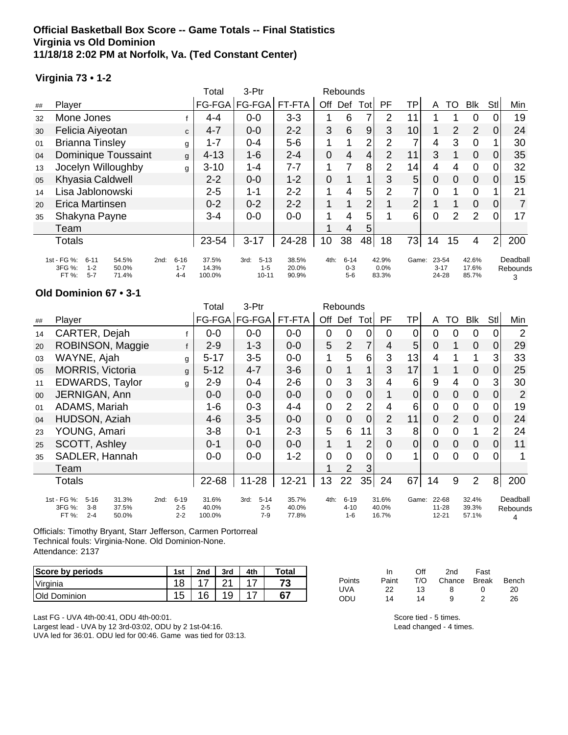# Official Basketball Box Score -- Game Totals -- Final Statistics
## Virginia vs Old Dominion
### 11/18/18 2:02 PM at Norfolk, Va. (Ted Constant Center)

**Virginia 73 • 1-2**

| ## | Player | | Total FG-FGA | 3-Ptr FG-FGA | FT-FTA | Rebounds Off | Def | Tot | PF | TP | A | TO | Blk | Stl | Min |
|---|---|---|---|---|---|---|---|---|---|---|---|---|---|---|---|
| 32 | Mone Jones | f | 4-4 | 0-0 | 3-3 | 1 | 6 | 7 | 2 | 11 | 1 | 1 | 0 | 0 | 19 |
| 30 | Felicia Aiyeotan | c | 4-7 | 0-0 | 2-2 | 3 | 6 | 9 | 3 | 10 | 1 | 2 | 2 | 0 | 24 |
| 01 | Brianna Tinsley | g | 1-7 | 0-4 | 5-6 | 1 | 1 | 2 | 2 | 7 | 4 | 3 | 0 | 1 | 30 |
| 04 | Dominique Toussaint | g | 4-13 | 1-6 | 2-4 | 0 | 4 | 4 | 2 | 11 | 3 | 1 | 0 | 0 | 35 |
| 13 | Jocelyn Willoughby | g | 3-10 | 1-4 | 7-7 | 1 | 7 | 8 | 2 | 14 | 4 | 4 | 0 | 0 | 32 |
| 05 | Khyasia Caldwell | | 2-2 | 0-0 | 1-2 | 0 | 1 | 1 | 3 | 5 | 0 | 0 | 0 | 0 | 15 |
| 14 | Lisa Jablonowski | | 2-5 | 1-1 | 2-2 | 1 | 4 | 5 | 2 | 7 | 0 | 1 | 0 | 1 | 21 |
| 20 | Erica Martinsen | | 0-2 | 0-2 | 2-2 | 1 | 1 | 2 | 1 | 2 | 1 | 1 | 0 | 0 | 7 |
| 35 | Shakyna Payne | | 3-4 | 0-0 | 0-0 | 1 | 4 | 5 | 1 | 6 | 0 | 2 | 2 | 0 | 17 |
| | Team | | | | | 1 | 4 | 5 | | | | | | | |
| | Totals | | 23-54 | 3-17 | 24-28 | 10 | 38 | 48 | 18 | 73 | 14 | 15 | 4 | 2 | 200 |

| | 1st | | 2nd | | 3rd | | 4th | | Game | | Deadball Rebounds |
|---|---|---|---|---|---|---|---|---|---|---|---|
| FG % | 6-11 | 54.5% | 6-16 | 37.5% | 5-13 | 38.5% | 6-14 | 42.9% | 23-54 | 42.6% | 3 |
| 3FG % | 1-2 | 50.0% | 1-7 | 14.3% | 1-5 | 20.0% | 0-3 | 0.0% | 3-17 | 17.6% | |
| FT % | 5-7 | 71.4% | 4-4 | 100.0% | 10-11 | 90.9% | 5-6 | 83.3% | 24-28 | 85.7% | |

**Old Dominion 67 • 3-1**

| ## | Player | | Total FG-FGA | 3-Ptr FG-FGA | FT-FTA | Rebounds Off | Def | Tot | PF | TP | A | TO | Blk | Stl | Min |
|---|---|---|---|---|---|---|---|---|---|---|---|---|---|---|---|
| 14 | CARTER, Dejah | f | 0-0 | 0-0 | 0-0 | 0 | 0 | 0 | 0 | 0 | 0 | 0 | 0 | 0 | 2 |
| 20 | ROBINSON, Maggie | f | 2-9 | 1-3 | 0-0 | 5 | 2 | 7 | 4 | 5 | 0 | 1 | 0 | 0 | 29 |
| 03 | WAYNE, Ajah | g | 5-17 | 3-5 | 0-0 | 1 | 5 | 6 | 3 | 13 | 4 | 1 | 1 | 3 | 33 |
| 05 | MORRIS, Victoria | g | 5-12 | 4-7 | 3-6 | 0 | 1 | 1 | 3 | 17 | 1 | 1 | 0 | 0 | 25 |
| 11 | EDWARDS, Taylor | g | 2-9 | 0-4 | 2-6 | 0 | 3 | 3 | 4 | 6 | 9 | 4 | 0 | 3 | 30 |
| 00 | JERNIGAN, Ann | | 0-0 | 0-0 | 0-0 | 0 | 0 | 0 | 1 | 0 | 0 | 0 | 0 | 0 | 2 |
| 01 | ADAMS, Mariah | | 1-6 | 0-3 | 4-4 | 0 | 2 | 2 | 4 | 6 | 0 | 0 | 0 | 0 | 19 |
| 04 | HUDSON, Aziah | | 4-6 | 3-5 | 0-0 | 0 | 0 | 0 | 2 | 11 | 0 | 2 | 0 | 0 | 24 |
| 23 | YOUNG, Amari | | 3-8 | 0-1 | 2-3 | 5 | 6 | 11 | 3 | 8 | 0 | 0 | 1 | 2 | 24 |
| 25 | SCOTT, Ashley | | 0-1 | 0-0 | 0-0 | 1 | 1 | 2 | 0 | 0 | 0 | 0 | 0 | 0 | 11 |
| 35 | SADLER, Hannah | | 0-0 | 0-0 | 1-2 | 0 | 0 | 0 | 0 | 1 | 0 | 0 | 0 | 0 | 1 |
| | Team | | | | | 1 | 2 | 3 | | | | | | | |
| | Totals | | 22-68 | 11-28 | 12-21 | 13 | 22 | 35 | 24 | 67 | 14 | 9 | 2 | 8 | 200 |

| | 1st | | 2nd | | 3rd | | 4th | | Game | | Deadball Rebounds |
|---|---|---|---|---|---|---|---|---|---|---|---|
| FG % | 5-16 | 31.3% | 6-19 | 31.6% | 5-14 | 35.7% | 6-19 | 31.6% | 22-68 | 32.4% | 4 |
| 3FG % | 3-8 | 37.5% | 2-5 | 40.0% | 2-5 | 40.0% | 4-10 | 40.0% | 11-28 | 39.3% | |
| FT % | 2-4 | 50.0% | 2-2 | 100.0% | 7-9 | 77.8% | 1-6 | 16.7% | 12-21 | 57.1% | |

Officials: Timothy Bryant, Starr Jefferson, Carmen Portorreal
Technical fouls: Virginia-None. Old Dominion-None.
Attendance: 2137

| Score by periods | 1st | 2nd | 3rd | 4th | Total |
|---|---|---|---|---|---|
| Virginia | 18 | 17 | 21 | 17 | 73 |
| Old Dominion | 15 | 16 | 19 | 17 | 67 |

| Points | In Paint | Off T/O | 2nd Chance | Fast Break | Bench |
|---|---|---|---|---|---|
| UVA | 22 | 13 | 8 | 0 | 20 |
| ODU | 14 | 14 | 9 | 2 | 26 |

Last FG - UVA 4th-00:41, ODU 4th-00:01.
Largest lead - UVA by 12 3rd-03:02, ODU by 2 1st-04:16.
UVA led for 36:01. ODU led for 00:46. Game was tied for 03:13.

Score tied - 5 times.
Lead changed - 4 times.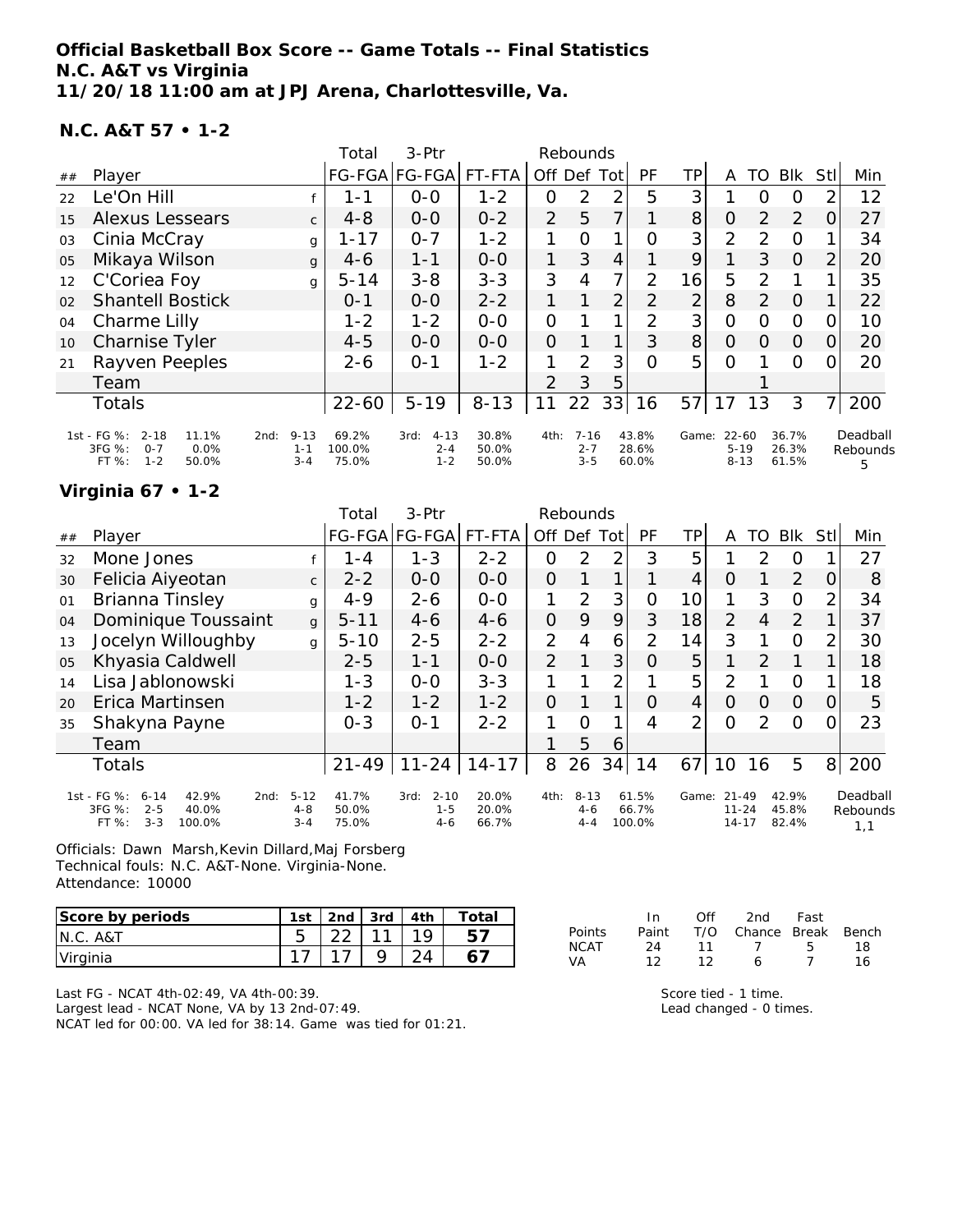**Official Basketball Box Score -- Game Totals -- Final Statistics**
**N.C. A&T vs Virginia**
**11/20/18 11:00 am at JPJ Arena, Charlottesville, Va.**

### N.C. A&T 57 • 1-2

| ## | Player | | Total FG-FGA | 3-Ptr FG-FGA | FT-FTA | Rebounds Off | Def | Tot | PF | TP | A | TO | Blk | Stl | Min |
|---|---|---|---|---|---|---|---|---|---|---|---|---|---|---|---|
| 22 | Le'On Hill | f | 1-1 | 0-0 | 1-2 | 0 | 2 | 2 | 5 | 3 | 1 | 0 | 0 | 2 | 12 |
| 15 | Alexus Lessears | c | 4-8 | 0-0 | 0-2 | 2 | 5 | 7 | 1 | 8 | 0 | 2 | 2 | 0 | 27 |
| 03 | Cinia McCray | g | 1-17 | 0-7 | 1-2 | 1 | 0 | 1 | 0 | 3 | 2 | 2 | 0 | 1 | 34 |
| 05 | Mikaya Wilson | g | 4-6 | 1-1 | 0-0 | 1 | 3 | 4 | 1 | 9 | 1 | 3 | 0 | 2 | 20 |
| 12 | C'Coriea Foy | g | 5-14 | 3-8 | 3-3 | 3 | 4 | 7 | 2 | 16 | 5 | 2 | 1 | 1 | 35 |
| 02 | Shantell Bostick | | 0-1 | 0-0 | 2-2 | 1 | 1 | 2 | 2 | 2 | 8 | 2 | 0 | 1 | 22 |
| 04 | Charme Lilly | | 1-2 | 1-2 | 0-0 | 0 | 1 | 1 | 2 | 3 | 0 | 0 | 0 | 0 | 10 |
| 10 | Charnise Tyler | | 4-5 | 0-0 | 0-0 | 0 | 1 | 1 | 3 | 8 | 0 | 0 | 0 | 0 | 20 |
| 21 | Rayven Peeples | | 2-6 | 0-1 | 1-2 | 1 | 2 | 3 | 0 | 5 | 0 | 1 | 0 | 0 | 20 |
| | Team | | | | | 2 | 3 | 5 | | | | 1 | | | |
| | Totals | | 22-60 | 5-19 | 8-13 | 11 | 22 | 33 | 16 | 57 | 17 | 13 | 3 | 7 | 200 |

| | 1st | | 2nd | | 3rd | | 4th | | Game | | Deadball Rebounds |
|---|---|---|---|---|---|---|---|---|---|---|---|
| FG % | 2-18 | 11.1% | 9-13 | 69.2% | 4-13 | 30.8% | 7-16 | 43.8% | 22-60 | 36.7% | 5 |
| 3FG % | 0-7 | 0.0% | 1-1 | 100.0% | 2-4 | 50.0% | 2-7 | 28.6% | 5-19 | 26.3% | |
| FT % | 1-2 | 50.0% | 3-4 | 75.0% | 1-2 | 50.0% | 3-5 | 60.0% | 8-13 | 61.5% | |

### Virginia 67 • 1-2

| ## | Player | | Total FG-FGA | 3-Ptr FG-FGA | FT-FTA | Rebounds Off | Def | Tot | PF | TP | A | TO | Blk | Stl | Min |
|---|---|---|---|---|---|---|---|---|---|---|---|---|---|---|---|
| 32 | Mone Jones | f | 1-4 | 1-3 | 2-2 | 0 | 2 | 2 | 3 | 5 | 1 | 2 | 0 | 1 | 27 |
| 30 | Felicia Aiyeotan | c | 2-2 | 0-0 | 0-0 | 0 | 1 | 1 | 1 | 4 | 0 | 1 | 2 | 0 | 8 |
| 01 | Brianna Tinsley | g | 4-9 | 2-6 | 0-0 | 1 | 2 | 3 | 0 | 10 | 1 | 3 | 0 | 2 | 34 |
| 04 | Dominique Toussaint | g | 5-11 | 4-6 | 4-6 | 0 | 9 | 9 | 3 | 18 | 2 | 4 | 2 | 1 | 37 |
| 13 | Jocelyn Willoughby | g | 5-10 | 2-5 | 2-2 | 2 | 4 | 6 | 2 | 14 | 3 | 1 | 0 | 2 | 30 |
| 05 | Khyasia Caldwell | | 2-5 | 1-1 | 0-0 | 2 | 1 | 3 | 0 | 5 | 1 | 2 | 1 | 1 | 18 |
| 14 | Lisa Jablonowski | | 1-3 | 0-0 | 3-3 | 1 | 1 | 2 | 1 | 5 | 2 | 1 | 0 | 1 | 18 |
| 20 | Erica Martinsen | | 1-2 | 1-2 | 1-2 | 0 | 1 | 1 | 0 | 4 | 0 | 0 | 0 | 0 | 5 |
| 35 | Shakyna Payne | | 0-3 | 0-1 | 2-2 | 1 | 0 | 1 | 4 | 2 | 0 | 2 | 0 | 0 | 23 |
| | Team | | | | | 1 | 5 | 6 | | | | | | | |
| | Totals | | 21-49 | 11-24 | 14-17 | 8 | 26 | 34 | 14 | 67 | 10 | 16 | 5 | 8 | 200 |

| | 1st | | 2nd | | 3rd | | 4th | | Game | | Deadball Rebounds |
|---|---|---|---|---|---|---|---|---|---|---|---|
| FG % | 6-14 | 42.9% | 5-12 | 41.7% | 2-10 | 20.0% | 8-13 | 61.5% | 21-49 | 42.9% | 1,1 |
| 3FG % | 2-5 | 40.0% | 4-8 | 50.0% | 1-5 | 20.0% | 4-6 | 66.7% | 11-24 | 45.8% | |
| FT % | 3-3 | 100.0% | 3-4 | 75.0% | 4-6 | 66.7% | 4-4 | 100.0% | 14-17 | 82.4% | |

Officials: Dawn Marsh,Kevin Dillard,Maj Forsberg
Technical fouls: N.C. A&T-None. Virginia-None.
Attendance: 10000

| Score by periods | 1st | 2nd | 3rd | 4th | Total |
|---|---|---|---|---|---|
| N.C. A&T | 5 | 22 | 11 | 19 | 57 |
| Virginia | 17 | 17 | 9 | 24 | 67 |

| Points | In Paint | Off T/O | 2nd Chance | Fast Break | Bench |
|---|---|---|---|---|---|
| NCAT | 24 | 11 | 7 | 5 | 18 |
| VA | 12 | 12 | 6 | 7 | 16 |

Last FG - NCAT 4th-02:49, VA 4th-00:39.
Largest lead - NCAT None, VA by 13 2nd-07:49.
NCAT led for 00:00. VA led for 38:14. Game was tied for 01:21.

Score tied - 1 time.
Lead changed - 0 times.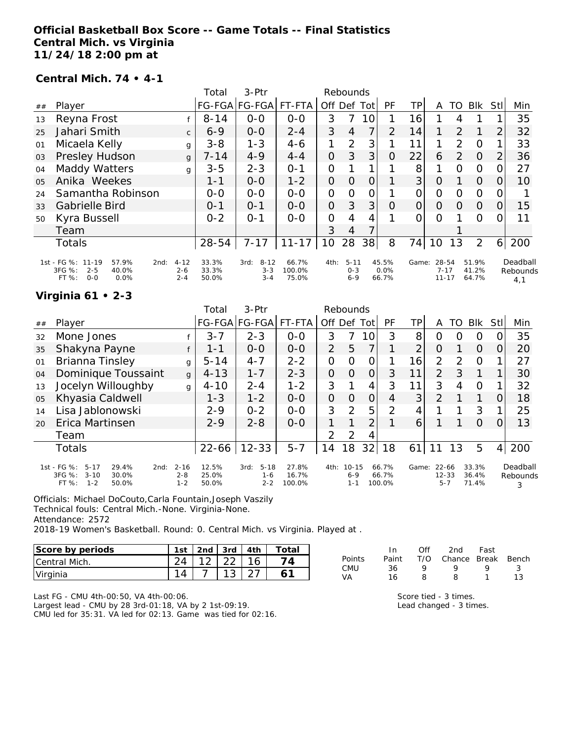# Official Basketball Box Score -- Game Totals -- Final Statistics
**Central Mich. vs Virginia**
**11/24/18 2:00 pm at**

## Central Mich. 74 • 4-1

| ## | Player | | Total FG-FGA | 3-Ptr FG-FGA | FT-FTA | Off | Def | Tot | PF | TP | A | TO | Blk | Stl | Min |
|---|---|---|---|---|---|---|---|---|---|---|---|---|---|---|---|
| 13 | Reyna Frost | f | 8-14 | 0-0 | 0-0 | 3 | 7 | 10 | 1 | 16 | 1 | 4 | 1 | 1 | 35 |
| 25 | Jahari Smith | c | 6-9 | 0-0 | 2-4 | 3 | 4 | 7 | 2 | 14 | 1 | 2 | 1 | 2 | 32 |
| 01 | Micaela Kelly | g | 3-8 | 1-3 | 4-6 | 1 | 2 | 3 | 1 | 11 | 1 | 2 | 0 | 1 | 33 |
| 03 | Presley Hudson | g | 7-14 | 4-9 | 4-4 | 0 | 3 | 3 | 0 | 22 | 6 | 2 | 0 | 2 | 36 |
| 04 | Maddy Watters | g | 3-5 | 2-3 | 0-1 | 0 | 1 | 1 | 1 | 8 | 1 | 0 | 0 | 0 | 27 |
| 05 | Anika Weekes | | 1-1 | 0-0 | 1-2 | 0 | 0 | 0 | 1 | 3 | 0 | 1 | 0 | 0 | 10 |
| 24 | Samantha Robinson | | 0-0 | 0-0 | 0-0 | 0 | 0 | 0 | 1 | 0 | 0 | 0 | 0 | 0 | 1 |
| 33 | Gabrielle Bird | | 0-1 | 0-1 | 0-0 | 0 | 3 | 3 | 0 | 0 | 0 | 0 | 0 | 0 | 15 |
| 50 | Kyra Bussell | | 0-2 | 0-1 | 0-0 | 0 | 4 | 4 | 1 | 0 | 0 | 1 | 0 | 0 | 11 |
| | Team | | | | | 3 | 4 | 7 | | | | 1 | | | |
| | Totals | | 28-54 | 7-17 | 11-17 | 10 | 28 | 38 | 8 | 74 | 10 | 13 | 2 | 6 | 200 |

| | 1st | | 2nd | | 3rd | | 4th | | Game | | Deadball Rebounds |
|---|---|---|---|---|---|---|---|---|---|---|---|
| FG % | 11-19 | 57.9% | 4-12 | 33.3% | 8-12 | 66.7% | 5-11 | 45.5% | 28-54 | 51.9% | 4,1 |
| 3FG % | 2-5 | 40.0% | 2-6 | 33.3% | 3-3 | 100.0% | 0-3 | 0.0% | 7-17 | 41.2% | |
| FT % | 0-0 | 0.0% | 2-4 | 50.0% | 3-4 | 75.0% | 6-9 | 66.7% | 11-17 | 64.7% | |

## Virginia 61 • 2-3

| ## | Player | | Total FG-FGA | 3-Ptr FG-FGA | FT-FTA | Off | Def | Tot | PF | TP | A | TO | Blk | Stl | Min |
|---|---|---|---|---|---|---|---|---|---|---|---|---|---|---|---|
| 32 | Mone Jones | f | 3-7 | 2-3 | 0-0 | 3 | 7 | 10 | 3 | 8 | 0 | 0 | 0 | 0 | 35 |
| 35 | Shakyna Payne | f | 1-1 | 0-0 | 0-0 | 2 | 5 | 7 | 1 | 2 | 0 | 1 | 0 | 0 | 20 |
| 01 | Brianna Tinsley | g | 5-14 | 4-7 | 2-2 | 0 | 0 | 0 | 1 | 16 | 2 | 2 | 0 | 1 | 27 |
| 04 | Dominique Toussaint | g | 4-13 | 1-7 | 2-3 | 0 | 0 | 0 | 3 | 11 | 2 | 3 | 1 | 1 | 30 |
| 13 | Jocelyn Willoughby | g | 4-10 | 2-4 | 1-2 | 3 | 1 | 4 | 3 | 11 | 3 | 4 | 0 | 1 | 32 |
| 05 | Khyasia Caldwell | | 1-3 | 1-2 | 0-0 | 0 | 0 | 0 | 4 | 3 | 2 | 1 | 1 | 0 | 18 |
| 14 | Lisa Jablonowski | | 2-9 | 0-2 | 0-0 | 3 | 2 | 5 | 2 | 4 | 1 | 1 | 3 | 1 | 25 |
| 20 | Erica Martinsen | | 2-9 | 2-8 | 0-0 | 1 | 1 | 2 | 1 | 6 | 1 | 1 | 0 | 0 | 13 |
| | Team | | | | | 2 | 2 | 4 | | | | | | | |
| | Totals | | 22-66 | 12-33 | 5-7 | 14 | 18 | 32 | 18 | 61 | 11 | 13 | 5 | 4 | 200 |

| | 1st | | 2nd | | 3rd | | 4th | | Game | | Deadball Rebounds |
|---|---|---|---|---|---|---|---|---|---|---|---|
| FG % | 5-17 | 29.4% | 2-16 | 12.5% | 5-18 | 27.8% | 10-15 | 66.7% | 22-66 | 33.3% | 3 |
| 3FG % | 3-10 | 30.0% | 2-8 | 25.0% | 1-6 | 16.7% | 6-9 | 66.7% | 12-33 | 36.4% | |
| FT % | 1-2 | 50.0% | 1-2 | 50.0% | 2-2 | 100.0% | 1-1 | 100.0% | 5-7 | 71.4% | |

Officials: Michael DoCouto,Carla Fountain,Joseph Vaszily
Technical fouls: Central Mich.-None. Virginia-None.
Attendance: 2572
2018-19 Women's Basketball. Round: 0. Central Mich. vs Virginia. Played at .

| Score by periods | 1st | 2nd | 3rd | 4th | Total |
|---|---|---|---|---|---|
| Central Mich. | 24 | 12 | 22 | 16 | 74 |
| Virginia | 14 | 7 | 13 | 27 | 61 |

| Points | In Paint | Off T/O | 2nd Chance | Fast Break | Bench |
|---|---|---|---|---|---|
| CMU | 36 | 9 | 9 | 9 | 3 |
| VA | 16 | 8 | 8 | 1 | 13 |

Last FG - CMU 4th-00:50, VA 4th-00:06.
Largest lead - CMU by 28 3rd-01:18, VA by 2 1st-09:19.
CMU led for 35:31. VA led for 02:13. Game was tied for 02:16.

Score tied - 3 times.
Lead changed - 3 times.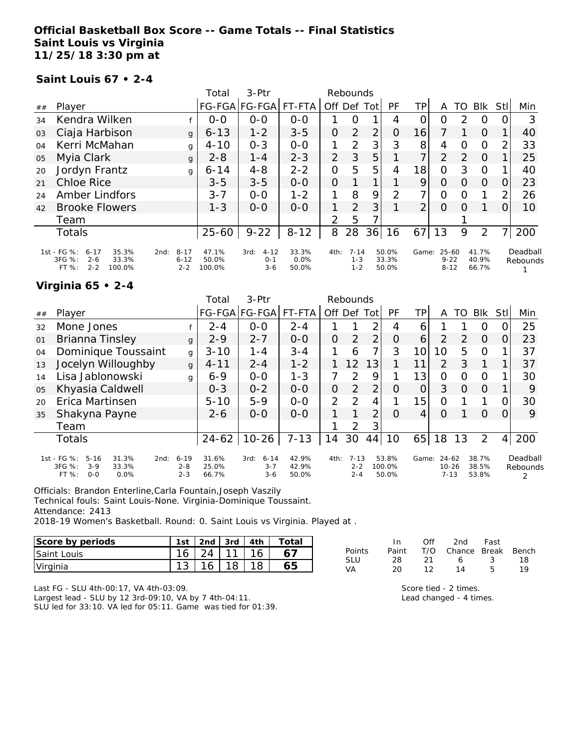# Official Basketball Box Score -- Game Totals -- Final Statistics
## Saint Louis vs Virginia
## 11/25/18 3:30 pm at

### Saint Louis 67 • 2-4

| ## | Player | | Total FG-FGA | 3-Ptr FG-FGA | FT-FTA | Rebounds Off | Def | Tot | PF | TP | A | TO | Blk | Stl | Min |
|---|---|---|---|---|---|---|---|---|---|---|---|---|---|---|---|
| 34 | Kendra Wilken | f | 0-0 | 0-0 | 0-0 | 1 | 0 | 1 | 4 | 0 | 0 | 2 | 0 | 0 | 3 |
| 03 | Ciaja Harbison | g | 6-13 | 1-2 | 3-5 | 0 | 2 | 2 | 0 | 16 | 7 | 1 | 0 | 1 | 40 |
| 04 | Kerri McMahan | g | 4-10 | 0-3 | 0-0 | 1 | 2 | 3 | 3 | 8 | 4 | 0 | 0 | 2 | 33 |
| 05 | Myia Clark | g | 2-8 | 1-4 | 2-3 | 2 | 3 | 5 | 1 | 7 | 2 | 2 | 0 | 1 | 25 |
| 20 | Jordyn Frantz | g | 6-14 | 4-8 | 2-2 | 0 | 5 | 5 | 4 | 18 | 0 | 3 | 0 | 1 | 40 |
| 21 | Chloe Rice | | 3-5 | 3-5 | 0-0 | 0 | 1 | 1 | 1 | 9 | 0 | 0 | 0 | 0 | 23 |
| 24 | Amber Lindfors | | 3-7 | 0-0 | 1-2 | 1 | 8 | 9 | 2 | 7 | 0 | 0 | 1 | 2 | 26 |
| 42 | Brooke Flowers | | 1-3 | 0-0 | 0-0 | 1 | 2 | 3 | 1 | 2 | 0 | 0 | 1 | 0 | 10 |
| | Team | | | | | 2 | 5 | 7 | | | | 1 | | | |
| | Totals | | 25-60 | 9-22 | 8-12 | 8 | 28 | 36 | 16 | 67 | 13 | 9 | 2 | 7 | 200 |

| | 1st | | 2nd | | 3rd | | 4th | | Game | |
|---|---|---|---|---|---|---|---|---|---|---|
| FG % | 6-17 | 35.3% | 8-17 | 47.1% | 4-12 | 33.3% | 7-14 | 50.0% | 25-60 | 41.7% |
| 3FG % | 2-6 | 33.3% | 6-12 | 50.0% | 0-1 | 0.0% | 1-3 | 33.3% | 9-22 | 40.9% |
| FT % | 2-2 | 100.0% | 2-2 | 100.0% | 3-6 | 50.0% | 1-2 | 50.0% | 8-12 | 66.7% |

Deadball Rebounds: 1

### Virginia 65 • 2-4

| ## | Player | | Total FG-FGA | 3-Ptr FG-FGA | FT-FTA | Rebounds Off | Def | Tot | PF | TP | A | TO | Blk | Stl | Min |
|---|---|---|---|---|---|---|---|---|---|---|---|---|---|---|---|
| 32 | Mone Jones | f | 2-4 | 0-0 | 2-4 | 1 | 1 | 2 | 4 | 6 | 1 | 1 | 0 | 0 | 25 |
| 01 | Brianna Tinsley | g | 2-9 | 2-7 | 0-0 | 0 | 2 | 2 | 0 | 6 | 2 | 2 | 0 | 0 | 23 |
| 04 | Dominique Toussaint | g | 3-10 | 1-4 | 3-4 | 1 | 6 | 7 | 3 | 10 | 10 | 5 | 0 | 1 | 37 |
| 13 | Jocelyn Willoughby | g | 4-11 | 2-4 | 1-2 | 1 | 12 | 13 | 1 | 11 | 2 | 3 | 1 | 1 | 37 |
| 14 | Lisa Jablonowski | g | 6-9 | 0-0 | 1-3 | 7 | 2 | 9 | 1 | 13 | 0 | 0 | 0 | 1 | 30 |
| 05 | Khyasia Caldwell | | 0-3 | 0-2 | 0-0 | 0 | 2 | 2 | 0 | 0 | 3 | 0 | 0 | 1 | 9 |
| 20 | Erica Martinsen | | 5-10 | 5-9 | 0-0 | 2 | 2 | 4 | 1 | 15 | 0 | 1 | 1 | 0 | 30 |
| 35 | Shakyna Payne | | 2-6 | 0-0 | 0-0 | 1 | 1 | 2 | 0 | 4 | 0 | 1 | 0 | 0 | 9 |
| | Team | | | | | 1 | 2 | 3 | | | | | | | |
| | Totals | | 24-62 | 10-26 | 7-13 | 14 | 30 | 44 | 10 | 65 | 18 | 13 | 2 | 4 | 200 |

| | 1st | | 2nd | | 3rd | | 4th | | Game | |
|---|---|---|---|---|---|---|---|---|---|---|
| FG % | 5-16 | 31.3% | 6-19 | 31.6% | 6-14 | 42.9% | 7-13 | 53.8% | 24-62 | 38.7% |
| 3FG % | 3-9 | 33.3% | 2-8 | 25.0% | 3-7 | 42.9% | 2-2 | 100.0% | 10-26 | 38.5% |
| FT % | 0-0 | 0.0% | 2-3 | 66.7% | 3-6 | 50.0% | 2-4 | 50.0% | 7-13 | 53.8% |

Deadball Rebounds: 2

Officials: Brandon Enterline,Carla Fountain,Joseph Vaszily
Technical fouls: Saint Louis-None. Virginia-Dominique Toussaint.
Attendance: 2413
2018-19 Women's Basketball. Round: 0. Saint Louis vs Virginia. Played at .

| Score by periods | 1st | 2nd | 3rd | 4th | Total |
|---|---|---|---|---|---|
| Saint Louis | 16 | 24 | 11 | 16 | 67 |
| Virginia | 13 | 16 | 18 | 18 | 65 |

| Points | In Paint | Off T/O | 2nd Chance | Fast Break | Bench |
|---|---|---|---|---|---|
| SLU | 28 | 21 | 6 | 3 | 18 |
| VA | 20 | 12 | 14 | 5 | 19 |

Last FG - SLU 4th-00:17, VA 4th-03:09.
Largest lead - SLU by 12 3rd-09:10, VA by 7 4th-04:11.
SLU led for 33:10. VA led for 05:11. Game was tied for 01:39.

Score tied - 2 times.
Lead changed - 4 times.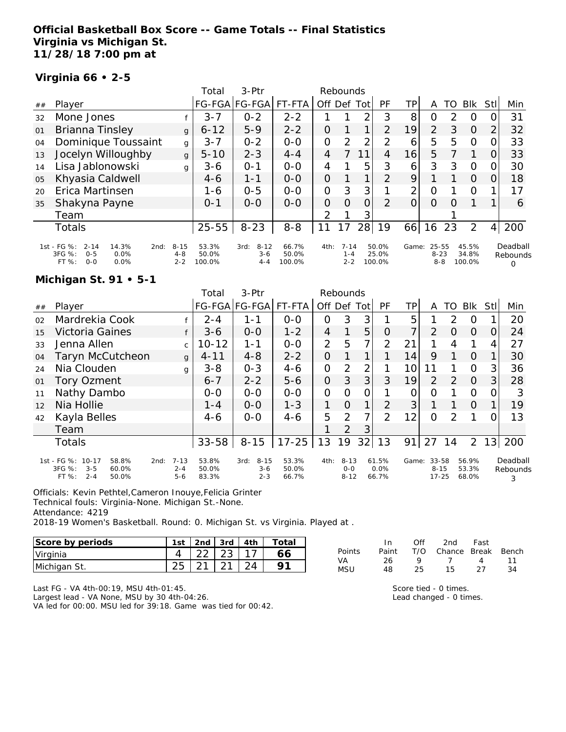**Official Basketball Box Score -- Game Totals -- Final Statistics**
**Virginia vs Michigan St.**
**11/28/18 7:00 pm at**

**Virginia 66 • 2-5**

| ## | Player | | Total FG-FGA | 3-Ptr FG-FGA | FT-FTA | Rebounds Off | Def | Tot | PF | TP | A | TO | Blk | Stl | Min |
|---|---|---|---|---|---|---|---|---|---|---|---|---|---|---|---|
| 32 | Mone Jones | f | 3-7 | 0-2 | 2-2 | 1 | 1 | 2 | 3 | 8 | 0 | 2 | 0 | 0 | 31 |
| 01 | Brianna Tinsley | g | 6-12 | 5-9 | 2-2 | 0 | 1 | 1 | 2 | 19 | 2 | 3 | 0 | 2 | 32 |
| 04 | Dominique Toussaint | g | 3-7 | 0-2 | 0-0 | 0 | 2 | 2 | 2 | 6 | 5 | 5 | 0 | 0 | 33 |
| 13 | Jocelyn Willoughby | g | 5-10 | 2-3 | 4-4 | 4 | 7 | 11 | 4 | 16 | 5 | 7 | 1 | 0 | 33 |
| 14 | Lisa Jablonowski | g | 3-6 | 0-1 | 0-0 | 4 | 1 | 5 | 3 | 6 | 3 | 3 | 0 | 0 | 30 |
| 05 | Khyasia Caldwell | | 4-6 | 1-1 | 0-0 | 0 | 1 | 1 | 2 | 9 | 1 | 1 | 0 | 0 | 18 |
| 20 | Erica Martinsen | | 1-6 | 0-5 | 0-0 | 0 | 3 | 3 | 1 | 2 | 0 | 1 | 0 | 1 | 17 |
| 35 | Shakyna Payne | | 0-1 | 0-0 | 0-0 | 0 | 0 | 0 | 2 | 0 | 0 | 0 | 1 | 1 | 6 |
| | Team | | | | | 2 | 1 | 3 | | | | 1 | | | |
| | Totals | | 25-55 | 8-23 | 8-8 | 11 | 17 | 28 | 19 | 66 | 16 | 23 | 2 | 4 | 200 |

| | | | | | | | Deadball Rebounds |
|---|---|---|---|---|---|---|---|
| 1st - FG %: 2-14 14.3% | 2nd: 8-15 53.3% | 3rd: 8-12 66.7% | 4th: 7-14 50.0% | Game: 25-55 45.5% | | | 0 |
| 3FG %: 0-5 0.0% | 4-8 50.0% | 3-6 50.0% | 1-4 25.0% | 8-23 34.8% | | | |
| FT %: 0-0 0.0% | 2-2 100.0% | 4-4 100.0% | 2-2 100.0% | 8-8 100.0% | | | |

**Michigan St. 91 • 5-1**

| ## | Player | | Total FG-FGA | 3-Ptr FG-FGA | FT-FTA | Rebounds Off | Def | Tot | PF | TP | A | TO | Blk | Stl | Min |
|---|---|---|---|---|---|---|---|---|---|---|---|---|---|---|---|
| 02 | Mardrekia Cook | f | 2-4 | 1-1 | 0-0 | 0 | 3 | 3 | 1 | 5 | 1 | 2 | 0 | 1 | 20 |
| 15 | Victoria Gaines | f | 3-6 | 0-0 | 1-2 | 4 | 1 | 5 | 0 | 7 | 2 | 0 | 0 | 0 | 24 |
| 33 | Jenna Allen | c | 10-12 | 1-1 | 0-0 | 2 | 5 | 7 | 2 | 21 | 1 | 4 | 1 | 4 | 27 |
| 04 | Taryn McCutcheon | g | 4-11 | 4-8 | 2-2 | 0 | 1 | 1 | 1 | 14 | 9 | 1 | 0 | 1 | 30 |
| 24 | Nia Clouden | g | 3-8 | 0-3 | 4-6 | 0 | 2 | 2 | 1 | 10 | 11 | 1 | 0 | 3 | 36 |
| 01 | Tory Ozment | | 6-7 | 2-2 | 5-6 | 0 | 3 | 3 | 3 | 19 | 2 | 2 | 0 | 3 | 28 |
| 11 | Nathy Dambo | | 0-0 | 0-0 | 0-0 | 0 | 0 | 0 | 1 | 0 | 0 | 1 | 0 | 0 | 3 |
| 12 | Nia Hollie | | 1-4 | 0-0 | 1-3 | 1 | 0 | 1 | 2 | 3 | 1 | 1 | 0 | 1 | 19 |
| 42 | Kayla Belles | | 4-6 | 0-0 | 4-6 | 5 | 2 | 7 | 2 | 12 | 0 | 2 | 1 | 0 | 13 |
| | Team | | | | | 1 | 2 | 3 | | | | | | | |
| | Totals | | 33-58 | 8-15 | 17-25 | 13 | 19 | 32 | 13 | 91 | 27 | 14 | 2 | 13 | 200 |

| | | | | | | | Deadball Rebounds |
|---|---|---|---|---|---|---|---|
| 1st - FG %: 10-17 58.8% | 2nd: 7-13 53.8% | 3rd: 8-15 53.3% | 4th: 8-13 61.5% | Game: 33-58 56.9% | | | 3 |
| 3FG %: 3-5 60.0% | 2-4 50.0% | 3-6 50.0% | 0-0 0.0% | 8-15 53.3% | | | |
| FT %: 2-4 50.0% | 5-6 83.3% | 2-3 66.7% | 8-12 66.7% | 17-25 68.0% | | | |

Officials: Kevin Pethtel,Cameron Inouye,Felicia Grinter
Technical fouls: Virginia-None. Michigan St.-None.
Attendance: 4219
2018-19 Women's Basketball. Round: 0. Michigan St. vs Virginia. Played at .

| Score by periods | 1st | 2nd | 3rd | 4th | Total |
|---|---|---|---|---|---|
| Virginia | 4 | 22 | 23 | 17 | 66 |
| Michigan St. | 25 | 21 | 21 | 24 | 91 |

| Points | In Paint | Off T/O | 2nd Chance | Fast Break | Bench |
|---|---|---|---|---|---|
| VA | 26 | 9 | 7 | 4 | 11 |
| MSU | 48 | 25 | 15 | 27 | 34 |

Last FG - VA 4th-00:19, MSU 4th-01:45.
Largest lead - VA None, MSU by 30 4th-04:26.
VA led for 00:00. MSU led for 39:18. Game was tied for 00:42.

Score tied - 0 times.
Lead changed - 0 times.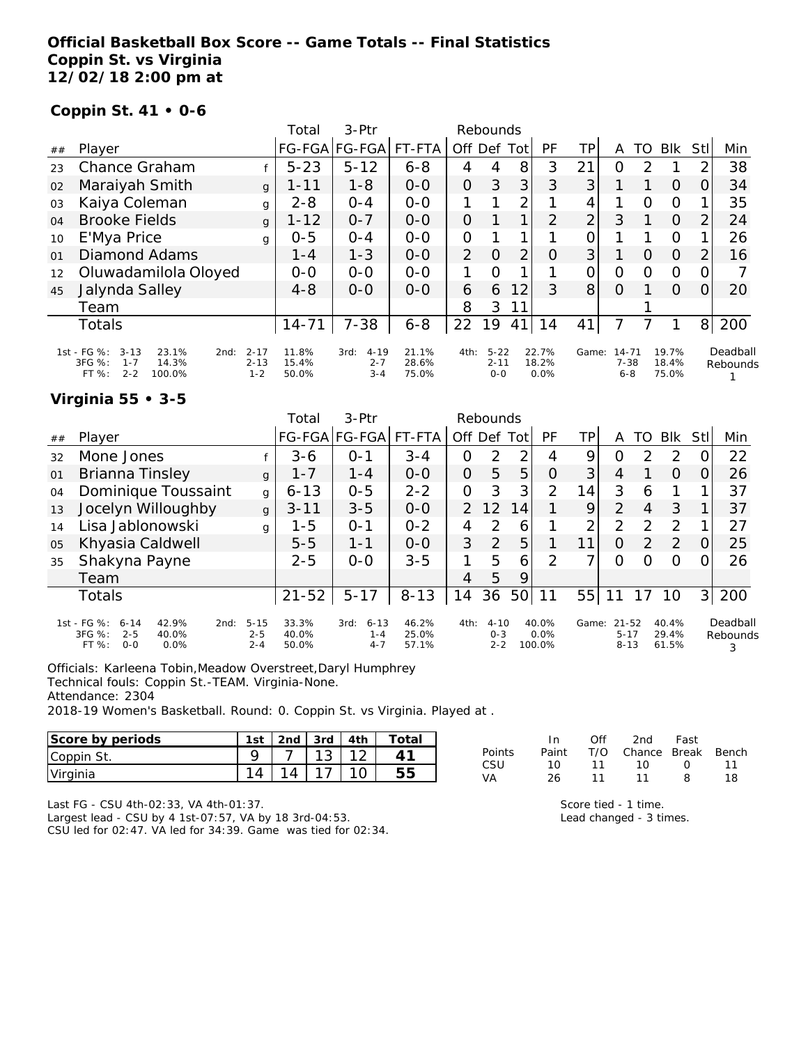**Official Basketball Box Score -- Game Totals -- Final Statistics**
**Coppin St. vs Virginia**
**12/02/18 2:00 pm at**

**Coppin St. 41 • 0-6**

| ## | Player | | Total FG-FGA | 3-Ptr FG-FGA | FT-FTA | Rebounds Off | Def | Tot | PF | TP | A | TO | Blk | Stl | Min |
|---|---|---|---|---|---|---|---|---|---|---|---|---|---|---|---|
| 23 | Chance Graham | f | 5-23 | 5-12 | 6-8 | 4 | 4 | 8 | 3 | 21 | 0 | 2 | 1 | 2 | 38 |
| 02 | Maraiyah Smith | g | 1-11 | 1-8 | 0-0 | 0 | 3 | 3 | 3 | 3 | 1 | 1 | 0 | 0 | 34 |
| 03 | Kaiya Coleman | g | 2-8 | 0-4 | 0-0 | 1 | 1 | 2 | 1 | 4 | 1 | 0 | 0 | 1 | 35 |
| 04 | Brooke Fields | g | 1-12 | 0-7 | 0-0 | 0 | 1 | 1 | 2 | 2 | 3 | 1 | 0 | 2 | 24 |
| 10 | E'Mya Price | g | 0-5 | 0-4 | 0-0 | 0 | 1 | 1 | 1 | 0 | 1 | 1 | 0 | 1 | 26 |
| 01 | Diamond Adams | | 1-4 | 1-3 | 0-0 | 2 | 0 | 2 | 0 | 3 | 1 | 0 | 0 | 2 | 16 |
| 12 | Oluwadamilola Oloyed | | 0-0 | 0-0 | 0-0 | 1 | 0 | 1 | 1 | 0 | 0 | 0 | 0 | 0 | 7 |
| 45 | Jalynda Salley | | 4-8 | 0-0 | 0-0 | 6 | 6 | 12 | 3 | 8 | 0 | 1 | 0 | 0 | 20 |
| | Team | | | | | 8 | 3 | 11 | | | | 1 | | | |
| | Totals | | 14-71 | 7-38 | 6-8 | 22 | 19 | 41 | 14 | 41 | 7 | 7 | 1 | 8 | 200 |

| | 1st | 2nd | 3rd | 4th | Game |
|---|---|---|---|---|---|
| FG % | 3-13 23.1% | 2-17 11.8% | 4-19 21.1% | 5-22 22.7% | 14-71 19.7% |
| 3FG % | 1-7 14.3% | 2-13 15.4% | 2-7 28.6% | 2-11 18.2% | 7-38 18.4% |
| FT % | 2-2 100.0% | 1-2 50.0% | 3-4 75.0% | 0-0 0.0% | 6-8 75.0% |

Deadball Rebounds: 1

**Virginia 55 • 3-5**

| ## | Player | | Total FG-FGA | 3-Ptr FG-FGA | FT-FTA | Rebounds Off | Def | Tot | PF | TP | A | TO | Blk | Stl | Min |
|---|---|---|---|---|---|---|---|---|---|---|---|---|---|---|---|
| 32 | Mone Jones | f | 3-6 | 0-1 | 3-4 | 0 | 2 | 2 | 4 | 9 | 0 | 2 | 2 | 0 | 22 |
| 01 | Brianna Tinsley | g | 1-7 | 1-4 | 0-0 | 0 | 5 | 5 | 0 | 3 | 4 | 1 | 0 | 0 | 26 |
| 04 | Dominique Toussaint | g | 6-13 | 0-5 | 2-2 | 0 | 3 | 3 | 2 | 14 | 3 | 6 | 1 | 1 | 37 |
| 13 | Jocelyn Willoughby | g | 3-11 | 3-5 | 0-0 | 2 | 12 | 14 | 1 | 9 | 2 | 4 | 3 | 1 | 37 |
| 14 | Lisa Jablonowski | g | 1-5 | 0-1 | 0-2 | 4 | 2 | 6 | 1 | 2 | 2 | 2 | 2 | 1 | 27 |
| 05 | Khyasia Caldwell | | 5-5 | 1-1 | 0-0 | 3 | 2 | 5 | 1 | 11 | 0 | 2 | 2 | 0 | 25 |
| 35 | Shakyna Payne | | 2-5 | 0-0 | 3-5 | 1 | 5 | 6 | 2 | 7 | 0 | 0 | 0 | 0 | 26 |
| | Team | | | | | 4 | 5 | 9 | | | | | | | |
| | Totals | | 21-52 | 5-17 | 8-13 | 14 | 36 | 50 | 11 | 55 | 11 | 17 | 10 | 3 | 200 |

| | 1st | 2nd | 3rd | 4th | Game |
|---|---|---|---|---|---|
| FG % | 6-14 42.9% | 5-15 33.3% | 6-13 46.2% | 4-10 40.0% | 21-52 40.4% |
| 3FG % | 2-5 40.0% | 2-5 40.0% | 1-4 25.0% | 0-3 0.0% | 5-17 29.4% |
| FT % | 0-0 0.0% | 2-4 50.0% | 4-7 57.1% | 2-2 100.0% | 8-13 61.5% |

Deadball Rebounds: 3

Officials: Karleena Tobin,Meadow Overstreet,Daryl Humphrey
Technical fouls: Coppin St.-TEAM. Virginia-None.
Attendance: 2304
2018-19 Women's Basketball. Round: 0. Coppin St. vs Virginia. Played at .

| Score by periods | 1st | 2nd | 3rd | 4th | Total |
|---|---|---|---|---|---|
| Coppin St. | 9 | 7 | 13 | 12 | 41 |
| Virginia | 14 | 14 | 17 | 10 | 55 |

| Points | In Paint | Off T/O | 2nd Chance | Fast Break | Bench |
|---|---|---|---|---|---|
| CSU | 10 | 11 | 10 | 0 | 11 |
| VA | 26 | 11 | 11 | 8 | 18 |

Last FG - CSU 4th-02:33, VA 4th-01:37.
Largest lead - CSU by 4 1st-07:57, VA by 18 3rd-04:53.
CSU led for 02:47. VA led for 34:39. Game was tied for 02:34.

Score tied - 1 time.
Lead changed - 3 times.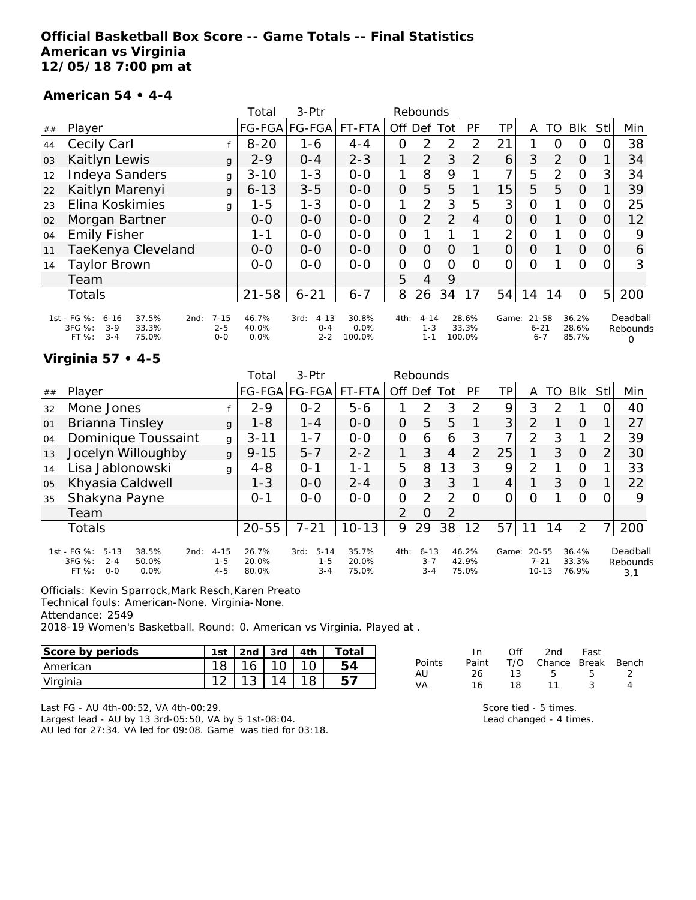**Official Basketball Box Score -- Game Totals -- Final Statistics**
**American vs Virginia**
**12/05/18 7:00 pm at**

**American 54 • 4-4**

| ## | Player | | Total FG-FGA | 3-Ptr FG-FGA | FT-FTA | Rebounds Off | Def | Tot | PF | TP | A | TO | Blk | Stl | Min |
|---|---|---|---|---|---|---|---|---|---|---|---|---|---|---|---|
| 44 | Cecily Carl | f | 8-20 | 1-6 | 4-4 | 0 | 2 | 2 | 2 | 21 | 1 | 0 | 0 | 0 | 38 |
| 03 | Kaitlyn Lewis | g | 2-9 | 0-4 | 2-3 | 1 | 2 | 3 | 2 | 6 | 3 | 2 | 0 | 1 | 34 |
| 12 | Indeya Sanders | g | 3-10 | 1-3 | 0-0 | 1 | 8 | 9 | 1 | 7 | 5 | 2 | 0 | 3 | 34 |
| 22 | Kaitlyn Marenyi | g | 6-13 | 3-5 | 0-0 | 0 | 5 | 5 | 1 | 15 | 5 | 5 | 0 | 1 | 39 |
| 23 | Elina Koskimies | g | 1-5 | 1-3 | 0-0 | 1 | 2 | 3 | 5 | 3 | 0 | 1 | 0 | 0 | 25 |
| 02 | Morgan Bartner | | 0-0 | 0-0 | 0-0 | 0 | 2 | 2 | 4 | 0 | 0 | 1 | 0 | 0 | 12 |
| 04 | Emily Fisher | | 1-1 | 0-0 | 0-0 | 0 | 1 | 1 | 1 | 2 | 0 | 1 | 0 | 0 | 9 |
| 11 | TaeKenya Cleveland | | 0-0 | 0-0 | 0-0 | 0 | 0 | 0 | 1 | 0 | 0 | 1 | 0 | 0 | 6 |
| 14 | Taylor Brown | | 0-0 | 0-0 | 0-0 | 0 | 0 | 0 | 0 | 0 | 0 | 1 | 0 | 0 | 3 |
| | Team | | | | | 5 | 4 | 9 | | | | | | | |
| | Totals | | 21-58 | 6-21 | 6-7 | 8 | 26 | 34 | 17 | 54 | 14 | 14 | 0 | 5 | 200 |

| | 1st | | 2nd | | 3rd | | 4th | | Game | | Deadball Rebounds |
|---|---|---|---|---|---|---|---|---|---|---|---|
| FG % | 6-16 | 37.5% | 7-15 | 46.7% | 4-13 | 30.8% | 4-14 | 28.6% | 21-58 | 36.2% | 0 |
| 3FG % | 3-9 | 33.3% | 2-5 | 40.0% | 0-4 | 0.0% | 1-3 | 33.3% | 6-21 | 28.6% | |
| FT % | 3-4 | 75.0% | 0-0 | 0.0% | 2-2 | 100.0% | 1-1 | 100.0% | 6-7 | 85.7% | |

**Virginia 57 • 4-5**

| ## | Player | | Total FG-FGA | 3-Ptr FG-FGA | FT-FTA | Rebounds Off | Def | Tot | PF | TP | A | TO | Blk | Stl | Min |
|---|---|---|---|---|---|---|---|---|---|---|---|---|---|---|---|
| 32 | Mone Jones | f | 2-9 | 0-2 | 5-6 | 1 | 2 | 3 | 2 | 9 | 3 | 2 | 1 | 0 | 40 |
| 01 | Brianna Tinsley | g | 1-8 | 1-4 | 0-0 | 0 | 5 | 5 | 1 | 3 | 2 | 1 | 0 | 1 | 27 |
| 04 | Dominique Toussaint | g | 3-11 | 1-7 | 0-0 | 0 | 6 | 6 | 3 | 7 | 2 | 3 | 1 | 2 | 39 |
| 13 | Jocelyn Willoughby | g | 9-15 | 5-7 | 2-2 | 1 | 3 | 4 | 2 | 25 | 1 | 3 | 0 | 2 | 30 |
| 14 | Lisa Jablonowski | g | 4-8 | 0-1 | 1-1 | 5 | 8 | 13 | 3 | 9 | 2 | 1 | 0 | 1 | 33 |
| 05 | Khyasia Caldwell | | 1-3 | 0-0 | 2-4 | 0 | 3 | 3 | 1 | 4 | 1 | 3 | 0 | 1 | 22 |
| 35 | Shakyna Payne | | 0-1 | 0-0 | 0-0 | 0 | 2 | 2 | 0 | 0 | 0 | 1 | 0 | 0 | 9 |
| | Team | | | | | 2 | 0 | 2 | | | | | | | |
| | Totals | | 20-55 | 7-21 | 10-13 | 9 | 29 | 38 | 12 | 57 | 11 | 14 | 2 | 7 | 200 |

| | 1st | | 2nd | | 3rd | | 4th | | Game | | Deadball Rebounds |
|---|---|---|---|---|---|---|---|---|---|---|---|
| FG % | 5-13 | 38.5% | 4-15 | 26.7% | 5-14 | 35.7% | 6-13 | 46.2% | 20-55 | 36.4% | 3,1 |
| 3FG % | 2-4 | 50.0% | 1-5 | 20.0% | 1-5 | 20.0% | 3-7 | 42.9% | 7-21 | 33.3% | |
| FT % | 0-0 | 0.0% | 4-5 | 80.0% | 3-4 | 75.0% | 3-4 | 75.0% | 10-13 | 76.9% | |

Officials: Kevin Sparrock,Mark Resch,Karen Preato
Technical fouls: American-None. Virginia-None.
Attendance: 2549
2018-19 Women's Basketball. Round: 0. American vs Virginia. Played at .

| Score by periods | 1st | 2nd | 3rd | 4th | Total |
|---|---|---|---|---|---|
| American | 18 | 16 | 10 | 10 | 54 |
| Virginia | 12 | 13 | 14 | 18 | 57 |

| Points | In Paint | Off T/O | 2nd Chance | Fast Break | Bench |
|---|---|---|---|---|---|
| AU | 26 | 13 | 5 | 5 | 2 |
| VA | 16 | 18 | 11 | 3 | 4 |

Last FG - AU 4th-00:52, VA 4th-00:29.
Largest lead - AU by 13 3rd-05:50, VA by 5 1st-08:04.
AU led for 27:34. VA led for 09:08. Game was tied for 03:18.

Score tied - 5 times.
Lead changed - 4 times.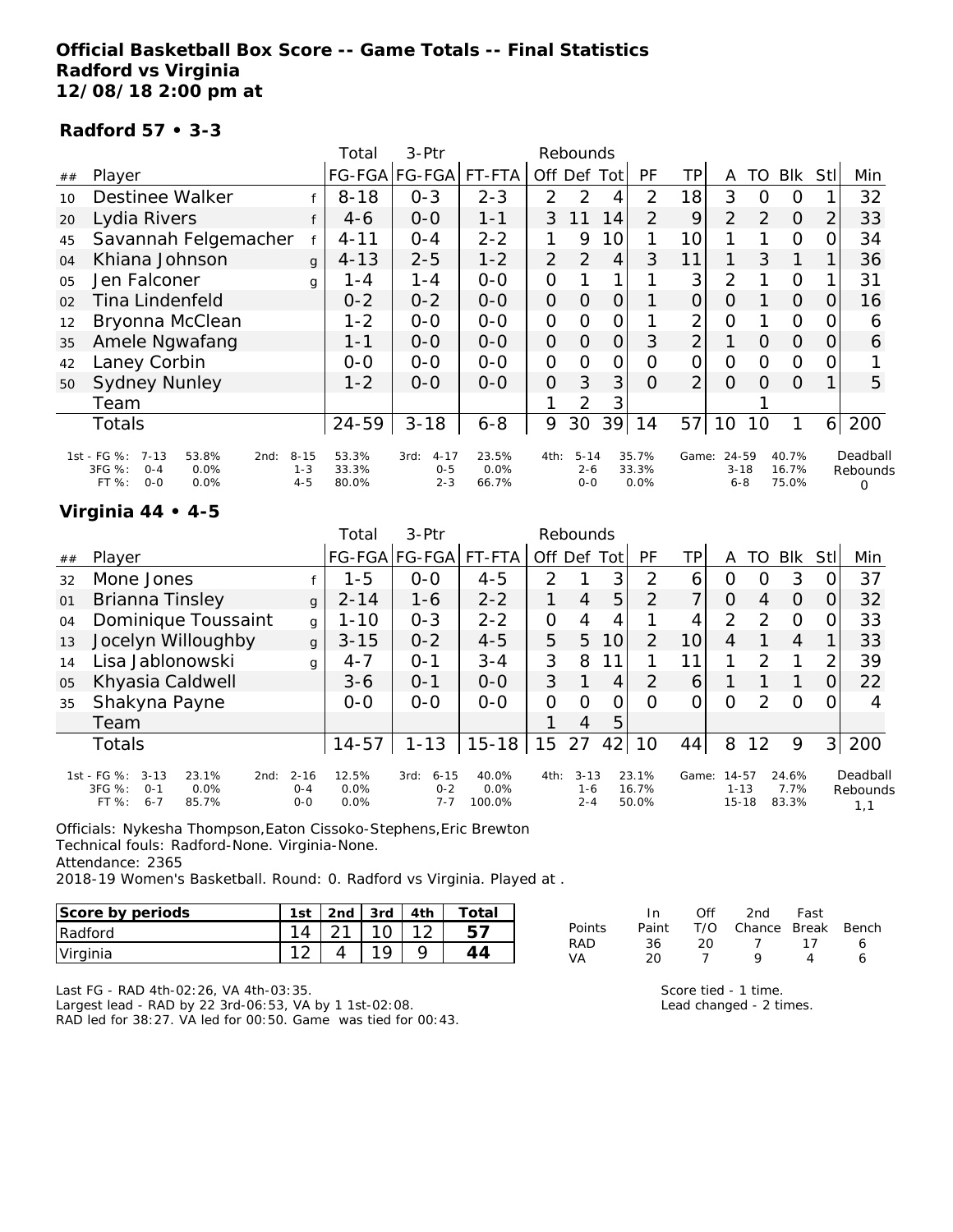**Official Basketball Box Score -- Game Totals -- Final Statistics**
**Radford vs Virginia**
**12/08/18 2:00 pm at**

**Radford 57 • 3-3**

| ## | Player | | Total FG-FGA | 3-Ptr FG-FGA | FT-FTA | Off | Def | Tot | PF | TP | A | TO | Blk | Stl | Min |
|---|---|---|---|---|---|---|---|---|---|---|---|---|---|---|---|
| 10 | Destinee Walker | f | 8-18 | 0-3 | 2-3 | 2 | 2 | 4 | 2 | 18 | 3 | 0 | 0 | 1 | 32 |
| 20 | Lydia Rivers | f | 4-6 | 0-0 | 1-1 | 3 | 11 | 14 | 2 | 9 | 2 | 2 | 0 | 2 | 33 |
| 45 | Savannah Felgemacher | f | 4-11 | 0-4 | 2-2 | 1 | 9 | 10 | 1 | 10 | 1 | 1 | 0 | 0 | 34 |
| 04 | Khiana Johnson | g | 4-13 | 2-5 | 1-2 | 2 | 2 | 4 | 3 | 11 | 1 | 3 | 1 | 1 | 36 |
| 05 | Jen Falconer | g | 1-4 | 1-4 | 0-0 | 0 | 1 | 1 | 1 | 3 | 2 | 1 | 0 | 1 | 31 |
| 02 | Tina Lindenfeld | | 0-2 | 0-2 | 0-0 | 0 | 0 | 0 | 1 | 0 | 0 | 1 | 0 | 0 | 16 |
| 12 | Bryonna McClean | | 1-2 | 0-0 | 0-0 | 0 | 0 | 0 | 1 | 2 | 0 | 1 | 0 | 0 | 6 |
| 35 | Amele Ngwafang | | 1-1 | 0-0 | 0-0 | 0 | 0 | 0 | 3 | 2 | 1 | 0 | 0 | 0 | 6 |
| 42 | Laney Corbin | | 0-0 | 0-0 | 0-0 | 0 | 0 | 0 | 0 | 0 | 0 | 0 | 0 | 0 | 1 |
| 50 | Sydney Nunley | | 1-2 | 0-0 | 0-0 | 0 | 3 | 3 | 0 | 2 | 0 | 0 | 0 | 1 | 5 |
| | Team | | | | | 1 | 2 | 3 | | | | 1 | | | |
| | Totals | | 24-59 | 3-18 | 6-8 | 9 | 30 | 39 | 14 | 57 | 10 | 10 | 1 | 6 | 200 |

| | 1st | 2nd | 3rd | 4th | Game |
|---|---|---|---|---|---|
| FG % | 7-13 53.8% | 8-15 53.3% | 4-17 23.5% | 5-14 35.7% | 24-59 40.7% |
| 3FG % | 0-4 0.0% | 1-3 33.3% | 0-5 0.0% | 2-6 33.3% | 3-18 16.7% |
| FT % | 0-0 0.0% | 4-5 80.0% | 2-3 66.7% | 0-0 0.0% | 6-8 75.0% |

Deadball Rebounds: 0

**Virginia 44 • 4-5**

| ## | Player | | Total FG-FGA | 3-Ptr FG-FGA | FT-FTA | Off | Def | Tot | PF | TP | A | TO | Blk | Stl | Min |
|---|---|---|---|---|---|---|---|---|---|---|---|---|---|---|---|
| 32 | Mone Jones | f | 1-5 | 0-0 | 4-5 | 2 | 1 | 3 | 2 | 6 | 0 | 0 | 3 | 0 | 37 |
| 01 | Brianna Tinsley | g | 2-14 | 1-6 | 2-2 | 1 | 4 | 5 | 2 | 7 | 0 | 4 | 0 | 0 | 32 |
| 04 | Dominique Toussaint | g | 1-10 | 0-3 | 2-2 | 0 | 4 | 4 | 1 | 4 | 2 | 2 | 0 | 0 | 33 |
| 13 | Jocelyn Willoughby | g | 3-15 | 0-2 | 4-5 | 5 | 5 | 10 | 2 | 10 | 4 | 1 | 4 | 1 | 33 |
| 14 | Lisa Jablonowski | g | 4-7 | 0-1 | 3-4 | 3 | 8 | 11 | 1 | 11 | 1 | 2 | 1 | 2 | 39 |
| 05 | Khyasia Caldwell | | 3-6 | 0-1 | 0-0 | 3 | 1 | 4 | 2 | 6 | 1 | 1 | 1 | 0 | 22 |
| 35 | Shakyna Payne | | 0-0 | 0-0 | 0-0 | 0 | 0 | 0 | 0 | 0 | 0 | 2 | 0 | 0 | 4 |
| | Team | | | | | 1 | 4 | 5 | | | | | | | |
| | Totals | | 14-57 | 1-13 | 15-18 | 15 | 27 | 42 | 10 | 44 | 8 | 12 | 9 | 3 | 200 |

| | 1st | 2nd | 3rd | 4th | Game |
|---|---|---|---|---|---|
| FG % | 3-13 23.1% | 2-16 12.5% | 6-15 40.0% | 3-13 23.1% | 14-57 24.6% |
| 3FG % | 0-1 0.0% | 0-4 0.0% | 0-2 0.0% | 1-6 16.7% | 1-13 7.7% |
| FT % | 6-7 85.7% | 0-0 0.0% | 7-7 100.0% | 2-4 50.0% | 15-18 83.3% |

Deadball Rebounds: 1,1

Officials: Nykesha Thompson,Eaton Cissoko-Stephens,Eric Brewton
Technical fouls: Radford-None. Virginia-None.
Attendance: 2365
2018-19 Women's Basketball. Round: 0. Radford vs Virginia. Played at .

| Score by periods | 1st | 2nd | 3rd | 4th | Total |
|---|---|---|---|---|---|
| Radford | 14 | 21 | 10 | 12 | 57 |
| Virginia | 12 | 4 | 19 | 9 | 44 |

| Points | In Paint | Off T/O | 2nd Chance | Fast Break | Bench |
|---|---|---|---|---|---|
| RAD | 36 | 20 | 7 | 17 | 6 |
| VA | 20 | 7 | 9 | 4 | 6 |

Last FG - RAD 4th-02:26, VA 4th-03:35.
Largest lead - RAD by 22 3rd-06:53, VA by 1 1st-02:08.
RAD led for 38:27. VA led for 00:50. Game was tied for 00:43.

Score tied - 1 time.
Lead changed - 2 times.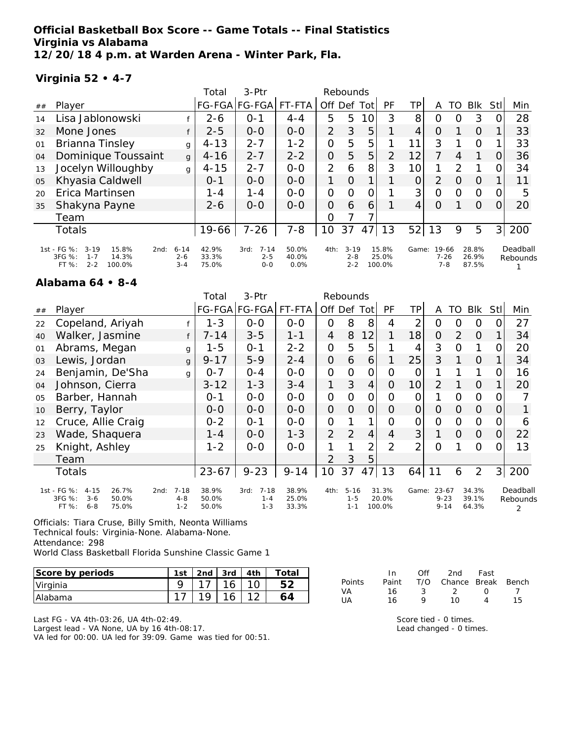**Official Basketball Box Score -- Game Totals -- Final Statistics**
**Virginia vs Alabama**
**12/20/18 4 p.m. at Warden Arena - Winter Park, Fla.**

**Virginia 52 • 4-7**

| ## | Player | | Total FG-FGA | 3-Ptr FG-FGA | FT-FTA | Rebounds Off | Def | Tot | PF | TP | A | TO | Blk | Stl | Min |
|---|---|---|---|---|---|---|---|---|---|---|---|---|---|---|---|
| 14 | Lisa Jablonowski | f | 2-6 | 0-1 | 4-4 | 5 | 5 | 10 | 3 | 8 | 0 | 0 | 3 | 0 | 28 |
| 32 | Mone Jones | f | 2-5 | 0-0 | 0-0 | 2 | 3 | 5 | 1 | 4 | 0 | 1 | 0 | 1 | 33 |
| 01 | Brianna Tinsley | g | 4-13 | 2-7 | 1-2 | 0 | 5 | 5 | 1 | 11 | 3 | 1 | 0 | 1 | 33 |
| 04 | Dominique Toussaint | g | 4-16 | 2-7 | 2-2 | 0 | 5 | 5 | 2 | 12 | 7 | 4 | 1 | 0 | 36 |
| 13 | Jocelyn Willoughby | g | 4-15 | 2-7 | 0-0 | 2 | 6 | 8 | 3 | 10 | 1 | 2 | 1 | 0 | 34 |
| 05 | Khyasia Caldwell | | 0-1 | 0-0 | 0-0 | 1 | 0 | 1 | 1 | 0 | 2 | 0 | 0 | 1 | 11 |
| 20 | Erica Martinsen | | 1-4 | 1-4 | 0-0 | 0 | 0 | 0 | 1 | 3 | 0 | 0 | 0 | 0 | 5 |
| 35 | Shakyna Payne | | 2-6 | 0-0 | 0-0 | 0 | 6 | 6 | 1 | 4 | 0 | 1 | 0 | 0 | 20 |
| | Team | | | | | 0 | 7 | 7 | | | | | | | |
| | Totals | | 19-66 | 7-26 | 7-8 | 10 | 37 | 47 | 13 | 52 | 13 | 9 | 5 | 3 | 200 |

| | 1st | | 2nd | | 3rd | | 4th | | Game | | Deadball Rebounds |
|---|---|---|---|---|---|---|---|---|---|---|---|
| FG % | 3-19 | 15.8% | 6-14 | 42.9% | 7-14 | 50.0% | 3-19 | 15.8% | 19-66 | 28.8% | 1 |
| 3FG % | 1-7 | 14.3% | 2-6 | 33.3% | 2-5 | 40.0% | 2-8 | 25.0% | 7-26 | 26.9% | |
| FT % | 2-2 | 100.0% | 3-4 | 75.0% | 0-0 | 0.0% | 2-2 | 100.0% | 7-8 | 87.5% | |

**Alabama 64 • 8-4**

| ## | Player | | Total FG-FGA | 3-Ptr FG-FGA | FT-FTA | Rebounds Off | Def | Tot | PF | TP | A | TO | Blk | Stl | Min |
|---|---|---|---|---|---|---|---|---|---|---|---|---|---|---|---|
| 22 | Copeland, Ariyah | f | 1-3 | 0-0 | 0-0 | 0 | 8 | 8 | 4 | 2 | 0 | 0 | 0 | 0 | 27 |
| 40 | Walker, Jasmine | f | 7-14 | 3-5 | 1-1 | 4 | 8 | 12 | 1 | 18 | 0 | 2 | 0 | 1 | 34 |
| 01 | Abrams, Megan | g | 1-5 | 0-1 | 2-2 | 0 | 5 | 5 | 1 | 4 | 3 | 0 | 1 | 0 | 20 |
| 03 | Lewis, Jordan | g | 9-17 | 5-9 | 2-4 | 0 | 6 | 6 | 1 | 25 | 3 | 1 | 0 | 1 | 34 |
| 24 | Benjamin, De'Sha | g | 0-7 | 0-4 | 0-0 | 0 | 0 | 0 | 0 | 0 | 1 | 1 | 1 | 0 | 16 |
| 04 | Johnson, Cierra | | 3-12 | 1-3 | 3-4 | 1 | 3 | 4 | 0 | 10 | 2 | 1 | 0 | 1 | 20 |
| 05 | Barber, Hannah | | 0-1 | 0-0 | 0-0 | 0 | 0 | 0 | 0 | 0 | 1 | 0 | 0 | 0 | 7 |
| 10 | Berry, Taylor | | 0-0 | 0-0 | 0-0 | 0 | 0 | 0 | 0 | 0 | 0 | 0 | 0 | 0 | 1 |
| 12 | Cruce, Allie Craig | | 0-2 | 0-1 | 0-0 | 0 | 1 | 1 | 0 | 0 | 0 | 0 | 0 | 0 | 6 |
| 23 | Wade, Shaquera | | 1-4 | 0-0 | 1-3 | 2 | 2 | 4 | 4 | 3 | 1 | 0 | 0 | 0 | 22 |
| 25 | Knight, Ashley | | 1-2 | 0-0 | 0-0 | 1 | 1 | 2 | 2 | 2 | 0 | 1 | 0 | 0 | 13 |
| | Team | | | | | 2 | 3 | 5 | | | | | | | |
| | Totals | | 23-67 | 9-23 | 9-14 | 10 | 37 | 47 | 13 | 64 | 11 | 6 | 2 | 3 | 200 |

| | 1st | | 2nd | | 3rd | | 4th | | Game | | Deadball Rebounds |
|---|---|---|---|---|---|---|---|---|---|---|---|
| FG % | 4-15 | 26.7% | 7-18 | 38.9% | 7-18 | 38.9% | 5-16 | 31.3% | 23-67 | 34.3% | 2 |
| 3FG % | 3-6 | 50.0% | 4-8 | 50.0% | 1-4 | 25.0% | 1-5 | 20.0% | 9-23 | 39.1% | |
| FT % | 6-8 | 75.0% | 1-2 | 50.0% | 1-3 | 33.3% | 1-1 | 100.0% | 9-14 | 64.3% | |

Officials: Tiara Cruse, Billy Smith, Neonta Williams
Technical fouls: Virginia-None. Alabama-None.
Attendance: 298
World Class Basketball Florida Sunshine Classic Game 1

| Score by periods | 1st | 2nd | 3rd | 4th | Total |
|---|---|---|---|---|---|
| Virginia | 9 | 17 | 16 | 10 | 52 |
| Alabama | 17 | 19 | 16 | 12 | 64 |

| Points | In Paint | Off T/O | 2nd Chance | Fast Break | Bench |
|---|---|---|---|---|---|
| VA | 16 | 3 | 2 | 0 | 7 |
| UA | 16 | 9 | 10 | 4 | 15 |

Last FG - VA 4th-03:26, UA 4th-02:49.
Largest lead - VA None, UA by 16 4th-08:17.
VA led for 00:00. UA led for 39:09. Game was tied for 00:51.

Score tied - 0 times.
Lead changed - 0 times.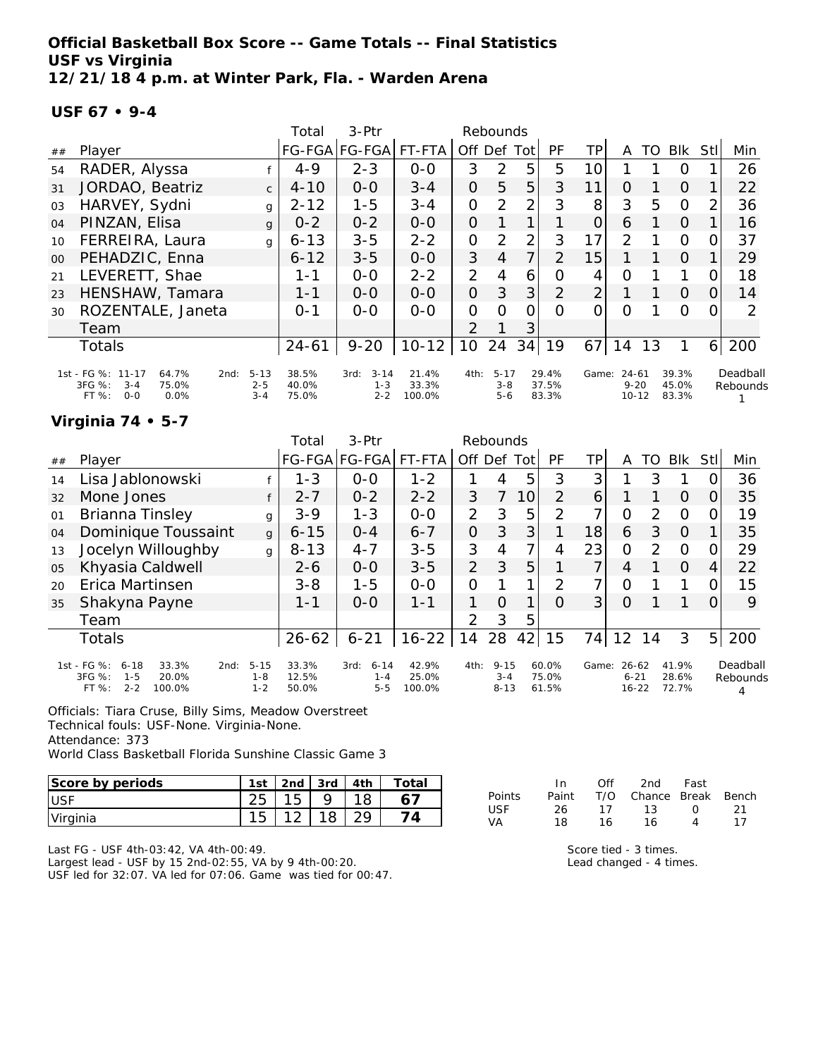**Official Basketball Box Score -- Game Totals -- Final Statistics**
**USF vs Virginia**
**12/21/18 4 p.m. at Winter Park, Fla. - Warden Arena**

**USF 67 • 9-4**

| ## | Player | | Total FG-FGA | 3-Ptr FG-FGA | FT-FTA | Rebounds Off | Def | Tot | PF | TP | A | TO | Blk | Stl | Min |
|---|---|---|---|---|---|---|---|---|---|---|---|---|---|---|---|
| 54 | RADER, Alyssa | f | 4-9 | 2-3 | 0-0 | 3 | 2 | 5 | 5 | 10 | 1 | 1 | 0 | 1 | 26 |
| 31 | JORDAO, Beatriz | c | 4-10 | 0-0 | 3-4 | 0 | 5 | 5 | 3 | 11 | 0 | 1 | 0 | 1 | 22 |
| 03 | HARVEY, Sydni | g | 2-12 | 1-5 | 3-4 | 0 | 2 | 2 | 3 | 8 | 3 | 5 | 0 | 2 | 36 |
| 04 | PINZAN, Elisa | g | 0-2 | 0-2 | 0-0 | 0 | 1 | 1 | 1 | 0 | 6 | 1 | 0 | 1 | 16 |
| 10 | FERREIRA, Laura | g | 6-13 | 3-5 | 2-2 | 0 | 2 | 2 | 3 | 17 | 2 | 1 | 0 | 0 | 37 |
| 00 | PEHADZIC, Enna | | 6-12 | 3-5 | 0-0 | 3 | 4 | 7 | 2 | 15 | 1 | 1 | 0 | 1 | 29 |
| 21 | LEVERETT, Shae | | 1-1 | 0-0 | 2-2 | 2 | 4 | 6 | 0 | 4 | 0 | 1 | 1 | 0 | 18 |
| 23 | HENSHAW, Tamara | | 1-1 | 0-0 | 0-0 | 0 | 3 | 3 | 2 | 2 | 1 | 1 | 0 | 0 | 14 |
| 30 | ROZENTALE, Janeta | | 0-1 | 0-0 | 0-0 | 0 | 0 | 0 | 0 | 0 | 0 | 1 | 0 | 0 | 2 |
| | Team | | | | | 2 | 1 | 3 | | | | | | | |
| | Totals | | 24-61 | 9-20 | 10-12 | 10 | 24 | 34 | 19 | 67 | 14 | 13 | 1 | 6 | 200 |

| | 1st | 2nd | 3rd | 4th | Game | Deadball Rebounds |
|---|---|---|---|---|---|---|
| FG % | 11-17 64.7% | 5-13 38.5% | 3-14 21.4% | 5-17 29.4% | 24-61 39.3% | 1 |
| 3FG % | 3-4 75.0% | 2-5 40.0% | 1-3 33.3% | 3-8 37.5% | 9-20 45.0% | |
| FT % | 0-0 0.0% | 3-4 75.0% | 2-2 100.0% | 5-6 83.3% | 10-12 83.3% | |

**Virginia 74 • 5-7**

| ## | Player | | Total FG-FGA | 3-Ptr FG-FGA | FT-FTA | Rebounds Off | Def | Tot | PF | TP | A | TO | Blk | Stl | Min |
|---|---|---|---|---|---|---|---|---|---|---|---|---|---|---|---|
| 14 | Lisa Jablonowski | f | 1-3 | 0-0 | 1-2 | 1 | 4 | 5 | 3 | 3 | 1 | 3 | 1 | 0 | 36 |
| 32 | Mone Jones | f | 2-7 | 0-2 | 2-2 | 3 | 7 | 10 | 2 | 6 | 1 | 1 | 0 | 0 | 35 |
| 01 | Brianna Tinsley | g | 3-9 | 1-3 | 0-0 | 2 | 3 | 5 | 2 | 7 | 0 | 2 | 0 | 0 | 19 |
| 04 | Dominique Toussaint | g | 6-15 | 0-4 | 6-7 | 0 | 3 | 3 | 1 | 18 | 6 | 3 | 0 | 1 | 35 |
| 13 | Jocelyn Willoughby | g | 8-13 | 4-7 | 3-5 | 3 | 4 | 7 | 4 | 23 | 0 | 2 | 0 | 0 | 29 |
| 05 | Khyasia Caldwell | | 2-6 | 0-0 | 3-5 | 2 | 3 | 5 | 1 | 7 | 4 | 1 | 0 | 4 | 22 |
| 20 | Erica Martinsen | | 3-8 | 1-5 | 0-0 | 0 | 1 | 1 | 2 | 7 | 0 | 1 | 1 | 0 | 15 |
| 35 | Shakyna Payne | | 1-1 | 0-0 | 1-1 | 1 | 0 | 1 | 0 | 3 | 0 | 1 | 1 | 0 | 9 |
| | Team | | | | | 2 | 3 | 5 | | | | | | | |
| | Totals | | 26-62 | 6-21 | 16-22 | 14 | 28 | 42 | 15 | 74 | 12 | 14 | 3 | 5 | 200 |

| | 1st | 2nd | 3rd | 4th | Game | Deadball Rebounds |
|---|---|---|---|---|---|---|
| FG % | 6-18 33.3% | 5-15 33.3% | 6-14 42.9% | 9-15 60.0% | 26-62 41.9% | 4 |
| 3FG % | 1-5 20.0% | 1-8 12.5% | 1-4 25.0% | 3-4 75.0% | 6-21 28.6% | |
| FT % | 2-2 100.0% | 1-2 50.0% | 5-5 100.0% | 8-13 61.5% | 16-22 72.7% | |

Officials: Tiara Cruse, Billy Sims, Meadow Overstreet
Technical fouls: USF-None. Virginia-None.
Attendance: 373
World Class Basketball Florida Sunshine Classic Game 3

| Score by periods | 1st | 2nd | 3rd | 4th | Total |
|---|---|---|---|---|---|
| USF | 25 | 15 | 9 | 18 | 67 |
| Virginia | 15 | 12 | 18 | 29 | 74 |

| Points | In Paint | Off T/O | 2nd Chance | Fast Break | Bench |
|---|---|---|---|---|---|
| USF | 26 | 17 | 13 | 0 | 21 |
| VA | 18 | 16 | 16 | 4 | 17 |

Last FG - USF 4th-03:42, VA 4th-00:49.
Largest lead - USF by 15 2nd-02:55, VA by 9 4th-00:20.
USF led for 32:07. VA led for 07:06. Game was tied for 00:47.

Score tied - 3 times.
Lead changed - 4 times.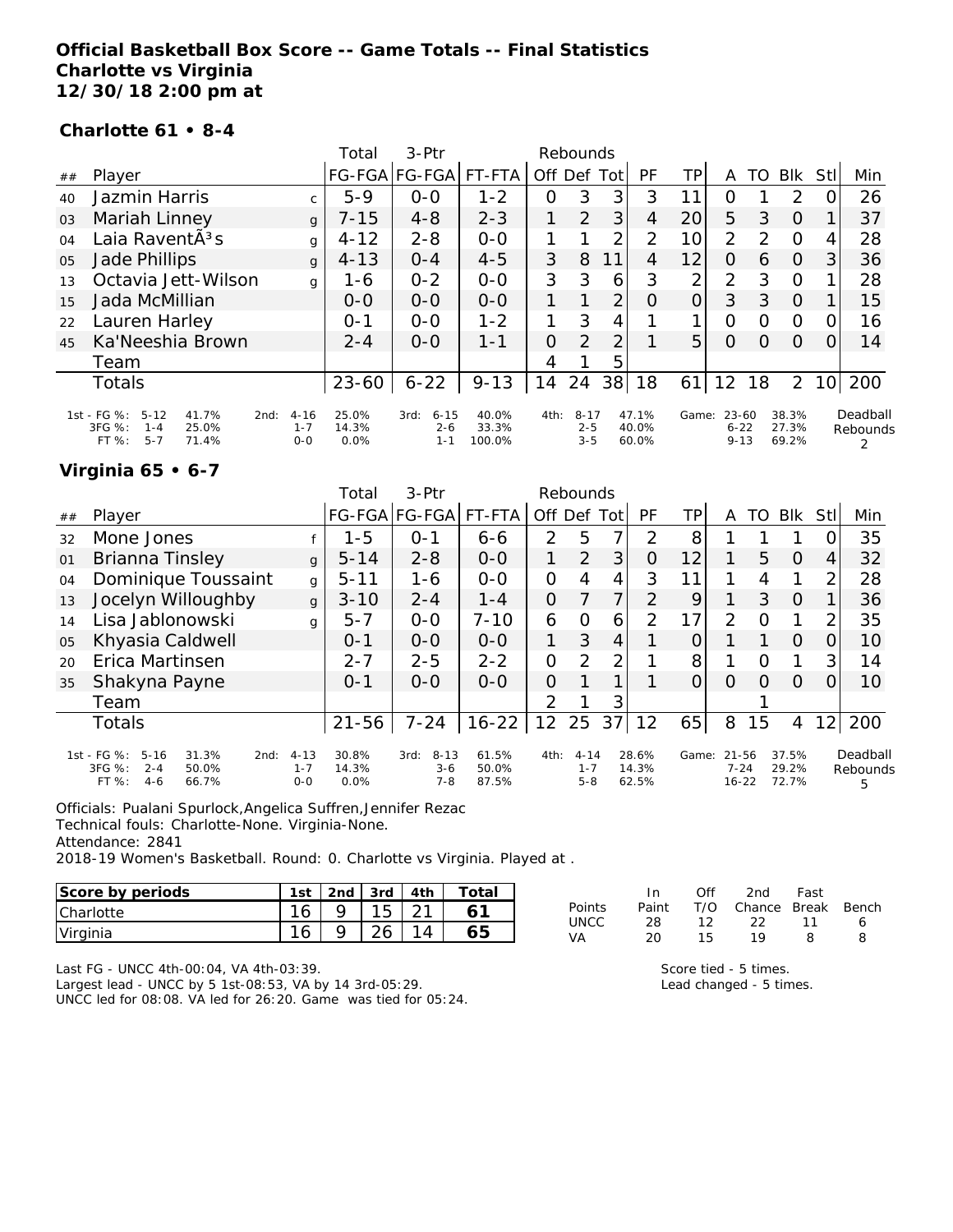**Official Basketball Box Score -- Game Totals -- Final Statistics**
**Charlotte vs Virginia**
**12/30/18 2:00 pm at**

**Charlotte 61 • 8-4**

| ## | Player | | Total FG-FGA | 3-Ptr FG-FGA | FT-FTA | Rebounds Off | Def | Tot | PF | TP | A | TO | Blk | Stl | Min |
|---|---|---|---|---|---|---|---|---|---|---|---|---|---|---|---|
| 40 | Jazmin Harris | c | 5-9 | 0-0 | 1-2 | 0 | 3 | 3 | 3 | 11 | 0 | 1 | 2 | 0 | 26 |
| 03 | Mariah Linney | g | 7-15 | 4-8 | 2-3 | 1 | 2 | 3 | 4 | 20 | 5 | 3 | 0 | 1 | 37 |
| 04 | Laia RaventÃ³s | g | 4-12 | 2-8 | 0-0 | 1 | 1 | 2 | 2 | 10 | 2 | 2 | 0 | 4 | 28 |
| 05 | Jade Phillips | g | 4-13 | 0-4 | 4-5 | 3 | 8 | 11 | 4 | 12 | 0 | 6 | 0 | 3 | 36 |
| 13 | Octavia Jett-Wilson | g | 1-6 | 0-2 | 0-0 | 3 | 3 | 6 | 3 | 2 | 2 | 3 | 0 | 1 | 28 |
| 15 | Jada McMillian | | 0-0 | 0-0 | 0-0 | 1 | 1 | 2 | 0 | 0 | 3 | 3 | 0 | 1 | 15 |
| 22 | Lauren Harley | | 0-1 | 0-0 | 1-2 | 1 | 3 | 4 | 1 | 1 | 0 | 0 | 0 | 0 | 16 |
| 45 | Ka'Neeshia Brown | | 2-4 | 0-0 | 1-1 | 0 | 2 | 2 | 1 | 5 | 0 | 0 | 0 | 0 | 14 |
| | Team | | | | | 4 | 1 | 5 | | | | | | | |
| | Totals | | 23-60 | 6-22 | 9-13 | 14 | 24 | 38 | 18 | 61 | 12 | 18 | 2 | 10 | 200 |

| | 1st | | 2nd | | 3rd | | 4th | | Game | | Deadball Rebounds |
|---|---|---|---|---|---|---|---|---|---|---|---|
| FG % | 5-12 | 41.7% | 4-16 | 25.0% | 6-15 | 40.0% | 8-17 | 47.1% | 23-60 | 38.3% | 2 |
| 3FG % | 1-4 | 25.0% | 1-7 | 14.3% | 2-6 | 33.3% | 2-5 | 40.0% | 6-22 | 27.3% | |
| FT % | 5-7 | 71.4% | 0-0 | 0.0% | 1-1 | 100.0% | 3-5 | 60.0% | 9-13 | 69.2% | |

**Virginia 65 • 6-7**

| ## | Player | | Total FG-FGA | 3-Ptr FG-FGA | FT-FTA | Rebounds Off | Def | Tot | PF | TP | A | TO | Blk | Stl | Min |
|---|---|---|---|---|---|---|---|---|---|---|---|---|---|---|---|
| 32 | Mone Jones | f | 1-5 | 0-1 | 6-6 | 2 | 5 | 7 | 2 | 8 | 1 | 1 | 1 | 0 | 35 |
| 01 | Brianna Tinsley | g | 5-14 | 2-8 | 0-0 | 1 | 2 | 3 | 0 | 12 | 1 | 5 | 0 | 4 | 32 |
| 04 | Dominique Toussaint | g | 5-11 | 1-6 | 0-0 | 0 | 4 | 4 | 3 | 11 | 1 | 4 | 1 | 2 | 28 |
| 13 | Jocelyn Willoughby | g | 3-10 | 2-4 | 1-4 | 0 | 7 | 7 | 2 | 9 | 1 | 3 | 0 | 1 | 36 |
| 14 | Lisa Jablonowski | g | 5-7 | 0-0 | 7-10 | 6 | 0 | 6 | 2 | 17 | 2 | 0 | 1 | 2 | 35 |
| 05 | Khyasia Caldwell | | 0-1 | 0-0 | 0-0 | 1 | 3 | 4 | 1 | 0 | 1 | 1 | 0 | 0 | 10 |
| 20 | Erica Martinsen | | 2-7 | 2-5 | 2-2 | 0 | 2 | 2 | 1 | 8 | 1 | 0 | 1 | 3 | 14 |
| 35 | Shakyna Payne | | 0-1 | 0-0 | 0-0 | 0 | 1 | 1 | 1 | 0 | 0 | 0 | 0 | 0 | 10 |
| | Team | | | | | 2 | 1 | 3 | | | | 1 | | | |
| | Totals | | 21-56 | 7-24 | 16-22 | 12 | 25 | 37 | 12 | 65 | 8 | 15 | 4 | 12 | 200 |

| | 1st | | 2nd | | 3rd | | 4th | | Game | | Deadball Rebounds |
|---|---|---|---|---|---|---|---|---|---|---|---|
| FG % | 5-16 | 31.3% | 4-13 | 30.8% | 8-13 | 61.5% | 4-14 | 28.6% | 21-56 | 37.5% | 5 |
| 3FG % | 2-4 | 50.0% | 1-7 | 14.3% | 3-6 | 50.0% | 1-7 | 14.3% | 7-24 | 29.2% | |
| FT % | 4-6 | 66.7% | 0-0 | 0.0% | 7-8 | 87.5% | 5-8 | 62.5% | 16-22 | 72.7% | |

Officials: Pualani Spurlock,Angelica Suffren,Jennifer Rezac
Technical fouls: Charlotte-None. Virginia-None.
Attendance: 2841
2018-19 Women's Basketball. Round: 0. Charlotte vs Virginia. Played at .

| Score by periods | 1st | 2nd | 3rd | 4th | Total |
|---|---|---|---|---|---|
| Charlotte | 16 | 9 | 15 | 21 | 61 |
| Virginia | 16 | 9 | 26 | 14 | 65 |

| Points | In Paint | Off T/O | 2nd Chance | Fast Break | Bench |
|---|---|---|---|---|---|
| UNCC | 28 | 12 | 22 | 11 | 6 |
| VA | 20 | 15 | 19 | 8 | 8 |

Last FG - UNCC 4th-00:04, VA 4th-03:39.
Largest lead - UNCC by 5 1st-08:53, VA by 14 3rd-05:29.
UNCC led for 08:08. VA led for 26:20. Game was tied for 05:24.

Score tied - 5 times.
Lead changed - 5 times.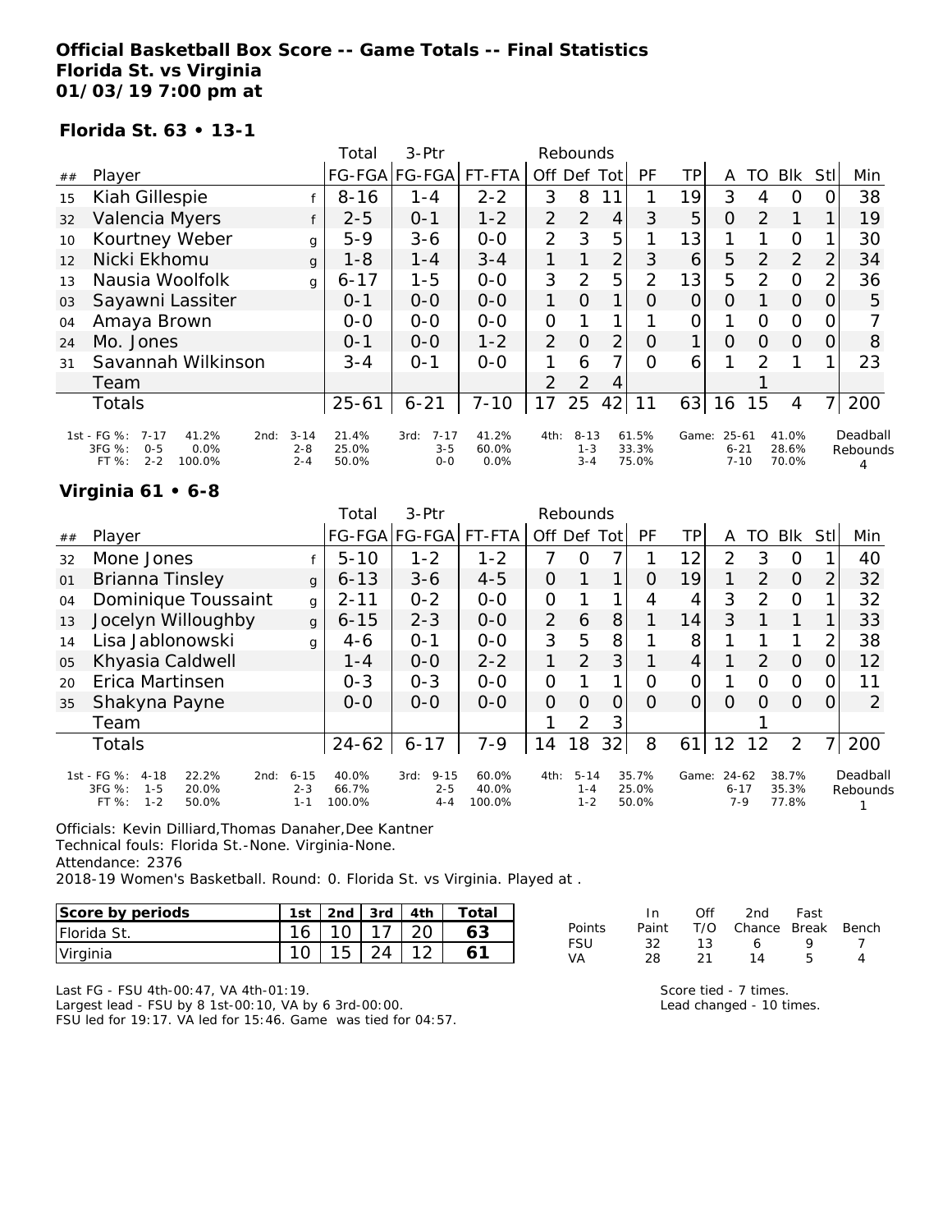**Official Basketball Box Score -- Game Totals -- Final Statistics**
**Florida St. vs Virginia**
**01/03/19 7:00 pm at**

**Florida St. 63 • 13-1**

| ## | Player | | Total FG-FGA | 3-Ptr FG-FGA | FT-FTA | Rebounds Off | Def | Tot | PF | TP | A | TO | Blk | Stl | Min |
|---|---|---|---|---|---|---|---|---|---|---|---|---|---|---|---|
| 15 | Kiah Gillespie | f | 8-16 | 1-4 | 2-2 | 3 | 8 | 11 | 1 | 19 | 3 | 4 | 0 | 0 | 38 |
| 32 | Valencia Myers | f | 2-5 | 0-1 | 1-2 | 2 | 2 | 4 | 3 | 5 | 0 | 2 | 1 | 1 | 19 |
| 10 | Kourtney Weber | g | 5-9 | 3-6 | 0-0 | 2 | 3 | 5 | 1 | 13 | 1 | 1 | 0 | 1 | 30 |
| 12 | Nicki Ekhomu | g | 1-8 | 1-4 | 3-4 | 1 | 1 | 2 | 3 | 6 | 5 | 2 | 2 | 2 | 34 |
| 13 | Nausia Woolfolk | g | 6-17 | 1-5 | 0-0 | 3 | 2 | 5 | 2 | 13 | 5 | 2 | 0 | 2 | 36 |
| 03 | Sayawni Lassiter | | 0-1 | 0-0 | 0-0 | 1 | 0 | 1 | 0 | 0 | 0 | 1 | 0 | 0 | 5 |
| 04 | Amaya Brown | | 0-0 | 0-0 | 0-0 | 0 | 1 | 1 | 1 | 0 | 1 | 0 | 0 | 0 | 7 |
| 24 | Mo. Jones | | 0-1 | 0-0 | 1-2 | 2 | 0 | 2 | 0 | 1 | 0 | 0 | 0 | 0 | 8 |
| 31 | Savannah Wilkinson | | 3-4 | 0-1 | 0-0 | 1 | 6 | 7 | 0 | 6 | 1 | 2 | 1 | 1 | 23 |
| | Team | | | | | 2 | 2 | 4 | | | | 1 | | | |
| | Totals | | 25-61 | 6-21 | 7-10 | 17 | 25 | 42 | 11 | 63 | 16 | 15 | 4 | 7 | 200 |

| | 1st | 2nd | 3rd | 4th | Game |
|---|---|---|---|---|---|
| FG % | 7-17 41.2% | 3-14 21.4% | 7-17 41.2% | 8-13 61.5% | 25-61 41.0% |
| 3FG % | 0-5 0.0% | 2-8 25.0% | 3-5 60.0% | 1-3 33.3% | 6-21 28.6% |
| FT % | 2-2 100.0% | 2-4 50.0% | 0-0 0.0% | 3-4 75.0% | 7-10 70.0% |

Deadball Rebounds: 4

**Virginia 61 • 6-8**

| ## | Player | | Total FG-FGA | 3-Ptr FG-FGA | FT-FTA | Rebounds Off | Def | Tot | PF | TP | A | TO | Blk | Stl | Min |
|---|---|---|---|---|---|---|---|---|---|---|---|---|---|---|---|
| 32 | Mone Jones | f | 5-10 | 1-2 | 1-2 | 7 | 0 | 7 | 1 | 12 | 2 | 3 | 0 | 1 | 40 |
| 01 | Brianna Tinsley | g | 6-13 | 3-6 | 4-5 | 0 | 1 | 1 | 0 | 19 | 1 | 2 | 0 | 2 | 32 |
| 04 | Dominique Toussaint | g | 2-11 | 0-2 | 0-0 | 0 | 1 | 1 | 4 | 4 | 3 | 2 | 0 | 1 | 32 |
| 13 | Jocelyn Willoughby | g | 6-15 | 2-3 | 0-0 | 2 | 6 | 8 | 1 | 14 | 3 | 1 | 1 | 1 | 33 |
| 14 | Lisa Jablonowski | g | 4-6 | 0-1 | 0-0 | 3 | 5 | 8 | 1 | 8 | 1 | 1 | 1 | 2 | 38 |
| 05 | Khyasia Caldwell | | 1-4 | 0-0 | 2-2 | 1 | 2 | 3 | 1 | 4 | 1 | 2 | 0 | 0 | 12 |
| 20 | Erica Martinsen | | 0-3 | 0-3 | 0-0 | 0 | 1 | 1 | 0 | 0 | 1 | 0 | 0 | 0 | 11 |
| 35 | Shakyna Payne | | 0-0 | 0-0 | 0-0 | 0 | 0 | 0 | 0 | 0 | 0 | 0 | 0 | 0 | 2 |
| | Team | | | | | 1 | 2 | 3 | | | | 1 | | | |
| | Totals | | 24-62 | 6-17 | 7-9 | 14 | 18 | 32 | 8 | 61 | 12 | 12 | 2 | 7 | 200 |

| | 1st | 2nd | 3rd | 4th | Game |
|---|---|---|---|---|---|
| FG % | 4-18 22.2% | 6-15 40.0% | 9-15 60.0% | 5-14 35.7% | 24-62 38.7% |
| 3FG % | 1-5 20.0% | 2-3 66.7% | 2-5 40.0% | 1-4 25.0% | 6-17 35.3% |
| FT % | 1-2 50.0% | 1-1 100.0% | 4-4 100.0% | 1-2 50.0% | 7-9 77.8% |

Deadball Rebounds: 1

Officials: Kevin Dilliard,Thomas Danaher,Dee Kantner
Technical fouls: Florida St.-None. Virginia-None.
Attendance: 2376
2018-19 Women's Basketball. Round: 0. Florida St. vs Virginia. Played at .

| Score by periods | 1st | 2nd | 3rd | 4th | Total |
|---|---|---|---|---|---|
| Florida St. | 16 | 10 | 17 | 20 | 63 |
| Virginia | 10 | 15 | 24 | 12 | 61 |

| Points | In Paint | Off T/O | 2nd Chance | Fast Break | Bench |
|---|---|---|---|---|---|
| FSU | 32 | 13 | 6 | 9 | 7 |
| VA | 28 | 21 | 14 | 5 | 4 |

Last FG - FSU 4th-00:47, VA 4th-01:19.
Largest lead - FSU by 8 1st-00:10, VA by 6 3rd-00:00.
FSU led for 19:17. VA led for 15:46. Game was tied for 04:57.

Score tied - 7 times.
Lead changed - 10 times.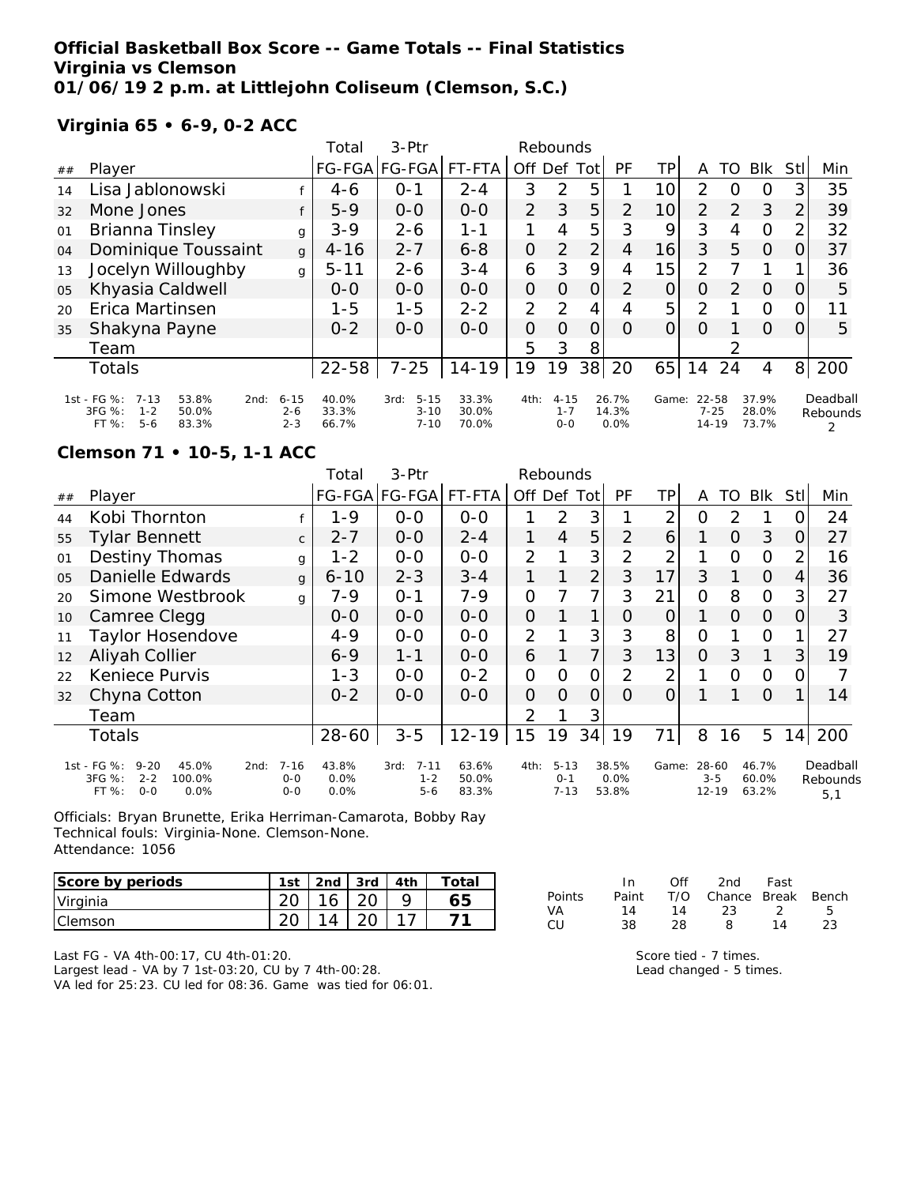**Official Basketball Box Score -- Game Totals -- Final Statistics**
**Virginia vs Clemson**
**01/06/19 2 p.m. at Littlejohn Coliseum (Clemson, S.C.)**

### Virginia 65 • 6-9, 0-2 ACC

| ## | Player | | Total FG-FGA | 3-Ptr FG-FGA | FT-FTA | Rebounds Off | Def | Tot | PF | TP | A | TO | Blk | Stl | Min |
|---|---|---|---|---|---|---|---|---|---|---|---|---|---|---|---|
| 14 | Lisa Jablonowski | f | 4-6 | 0-1 | 2-4 | 3 | 2 | 5 | 1 | 10 | 2 | 0 | 0 | 3 | 35 |
| 32 | Mone Jones | f | 5-9 | 0-0 | 0-0 | 2 | 3 | 5 | 2 | 10 | 2 | 2 | 3 | 2 | 39 |
| 01 | Brianna Tinsley | g | 3-9 | 2-6 | 1-1 | 1 | 4 | 5 | 3 | 9 | 3 | 4 | 0 | 2 | 32 |
| 04 | Dominique Toussaint | g | 4-16 | 2-7 | 6-8 | 0 | 2 | 2 | 4 | 16 | 3 | 5 | 0 | 0 | 37 |
| 13 | Jocelyn Willoughby | g | 5-11 | 2-6 | 3-4 | 6 | 3 | 9 | 4 | 15 | 2 | 7 | 1 | 1 | 36 |
| 05 | Khyasia Caldwell | | 0-0 | 0-0 | 0-0 | 0 | 0 | 0 | 2 | 0 | 0 | 2 | 0 | 0 | 5 |
| 20 | Erica Martinsen | | 1-5 | 1-5 | 2-2 | 2 | 2 | 4 | 4 | 5 | 2 | 1 | 0 | 0 | 11 |
| 35 | Shakyna Payne | | 0-2 | 0-0 | 0-0 | 0 | 0 | 0 | 0 | 0 | 0 | 1 | 0 | 0 | 5 |
| | Team | | | | | 5 | 3 | 8 | | | | 2 | | | |
| | Totals | | 22-58 | 7-25 | 14-19 | 19 | 19 | 38 | 20 | 65 | 14 | 24 | 4 | 8 | 200 |

| | 1st | | 2nd | | 3rd | | 4th | | Game | | Deadball Rebounds |
|---|---|---|---|---|---|---|---|---|---|---|---|
| FG % | 7-13 | 53.8% | 6-15 | 40.0% | 5-15 | 33.3% | 4-15 | 26.7% | 22-58 | 37.9% | 2 |
| 3FG % | 1-2 | 50.0% | 2-6 | 33.3% | 3-10 | 30.0% | 1-7 | 14.3% | 7-25 | 28.0% | |
| FT % | 5-6 | 83.3% | 2-3 | 66.7% | 7-10 | 70.0% | 0-0 | 0.0% | 14-19 | 73.7% | |

### Clemson 71 • 10-5, 1-1 ACC

| ## | Player | | Total FG-FGA | 3-Ptr FG-FGA | FT-FTA | Rebounds Off | Def | Tot | PF | TP | A | TO | Blk | Stl | Min |
|---|---|---|---|---|---|---|---|---|---|---|---|---|---|---|---|
| 44 | Kobi Thornton | f | 1-9 | 0-0 | 0-0 | 1 | 2 | 3 | 1 | 2 | 0 | 2 | 1 | 0 | 24 |
| 55 | Tylar Bennett | c | 2-7 | 0-0 | 2-4 | 1 | 4 | 5 | 2 | 6 | 1 | 0 | 3 | 0 | 27 |
| 01 | Destiny Thomas | g | 1-2 | 0-0 | 0-0 | 2 | 1 | 3 | 2 | 2 | 1 | 0 | 0 | 2 | 16 |
| 05 | Danielle Edwards | g | 6-10 | 2-3 | 3-4 | 1 | 1 | 2 | 3 | 17 | 3 | 1 | 0 | 4 | 36 |
| 20 | Simone Westbrook | g | 7-9 | 0-1 | 7-9 | 0 | 7 | 7 | 3 | 21 | 0 | 8 | 0 | 3 | 27 |
| 10 | Camree Clegg | | 0-0 | 0-0 | 0-0 | 0 | 1 | 1 | 0 | 0 | 1 | 0 | 0 | 0 | 3 |
| 11 | Taylor Hosendove | | 4-9 | 0-0 | 0-0 | 2 | 1 | 3 | 3 | 8 | 0 | 1 | 0 | 1 | 27 |
| 12 | Aliyah Collier | | 6-9 | 1-1 | 0-0 | 6 | 1 | 7 | 3 | 13 | 0 | 3 | 1 | 3 | 19 |
| 22 | Keniece Purvis | | 1-3 | 0-0 | 0-2 | 0 | 0 | 0 | 2 | 2 | 1 | 0 | 0 | 0 | 7 |
| 32 | Chyna Cotton | | 0-2 | 0-0 | 0-0 | 0 | 0 | 0 | 0 | 0 | 1 | 1 | 0 | 1 | 14 |
| | Team | | | | | 2 | 1 | 3 | | | | | | | |
| | Totals | | 28-60 | 3-5 | 12-19 | 15 | 19 | 34 | 19 | 71 | 8 | 16 | 5 | 14 | 200 |

| | 1st | | 2nd | | 3rd | | 4th | | Game | | Deadball Rebounds |
|---|---|---|---|---|---|---|---|---|---|---|---|
| FG % | 9-20 | 45.0% | 7-16 | 43.8% | 7-11 | 63.6% | 5-13 | 38.5% | 28-60 | 46.7% | 5,1 |
| 3FG % | 2-2 | 100.0% | 0-0 | 0.0% | 1-2 | 50.0% | 0-1 | 0.0% | 3-5 | 60.0% | |
| FT % | 0-0 | 0.0% | 0-0 | 0.0% | 5-6 | 83.3% | 7-13 | 53.8% | 12-19 | 63.2% | |

Officials: Bryan Brunette, Erika Herriman-Camarota, Bobby Ray
Technical fouls: Virginia-None. Clemson-None.
Attendance: 1056

| Score by periods | 1st | 2nd | 3rd | 4th | Total |
|---|---|---|---|---|---|
| Virginia | 20 | 16 | 20 | 9 | 65 |
| Clemson | 20 | 14 | 20 | 17 | 71 |

| Points | In Paint | Off T/O | 2nd Chance | Fast Break | Bench |
|---|---|---|---|---|---|
| VA | 14 | 14 | 23 | 2 | 5 |
| CU | 38 | 28 | 8 | 14 | 23 |

Last FG - VA 4th-00:17, CU 4th-01:20.
Largest lead - VA by 7 1st-03:20, CU by 7 4th-00:28.
VA led for 25:23. CU led for 08:36. Game was tied for 06:01.

Score tied - 7 times.
Lead changed - 5 times.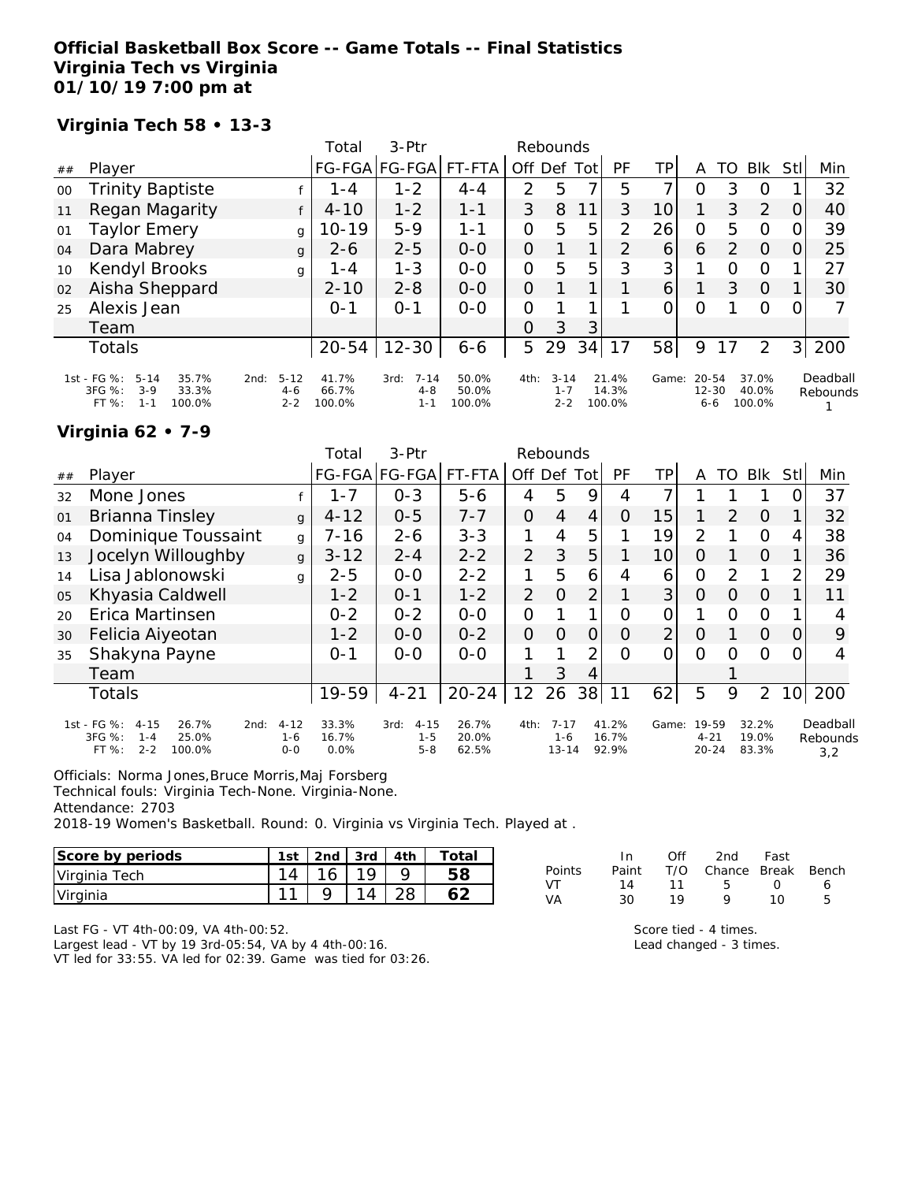**Official Basketball Box Score -- Game Totals -- Final Statistics**
**Virginia Tech vs Virginia**
**01/10/19 7:00 pm at**

**Virginia Tech 58 • 13-3**

| ## | Player | | Total FG-FGA | 3-Ptr FG-FGA | FT-FTA | Rebounds Off | Def | Tot | PF | TP | A | TO | Blk | Stl | Min |
|---|---|---|---|---|---|---|---|---|---|---|---|---|---|---|---|
| 00 | Trinity Baptiste | f | 1-4 | 1-2 | 4-4 | 2 | 5 | 7 | 5 | 7 | 0 | 3 | 0 | 1 | 32 |
| 11 | Regan Magarity | f | 4-10 | 1-2 | 1-1 | 3 | 8 | 11 | 3 | 10 | 1 | 3 | 2 | 0 | 40 |
| 01 | Taylor Emery | g | 10-19 | 5-9 | 1-1 | 0 | 5 | 5 | 2 | 26 | 0 | 5 | 0 | 0 | 39 |
| 04 | Dara Mabrey | g | 2-6 | 2-5 | 0-0 | 0 | 1 | 1 | 2 | 6 | 6 | 2 | 0 | 0 | 25 |
| 10 | Kendyl Brooks | g | 1-4 | 1-3 | 0-0 | 0 | 5 | 5 | 3 | 3 | 1 | 0 | 0 | 1 | 27 |
| 02 | Aisha Sheppard | | 2-10 | 2-8 | 0-0 | 0 | 1 | 1 | 1 | 6 | 1 | 3 | 0 | 1 | 30 |
| 25 | Alexis Jean | | 0-1 | 0-1 | 0-0 | 0 | 1 | 1 | 1 | 0 | 0 | 1 | 0 | 0 | 7 |
| | Team | | | | | 0 | 3 | 3 | | | | | | | |
| | Totals | | 20-54 | 12-30 | 6-6 | 5 | 29 | 34 | 17 | 58 | 9 | 17 | 2 | 3 | 200 |

| | 1st | 2nd | 3rd | 4th | Game |
|---|---|---|---|---|---|
| FG % | 5-14 35.7% | 5-12 41.7% | 7-14 50.0% | 3-14 21.4% | 20-54 37.0% |
| 3FG % | 3-9 33.3% | 4-6 66.7% | 4-8 50.0% | 1-7 14.3% | 12-30 40.0% |
| FT % | 1-1 100.0% | 2-2 100.0% | 1-1 100.0% | 2-2 100.0% | 6-6 100.0% |

Deadball Rebounds: 1

**Virginia 62 • 7-9**

| ## | Player | | Total FG-FGA | 3-Ptr FG-FGA | FT-FTA | Rebounds Off | Def | Tot | PF | TP | A | TO | Blk | Stl | Min |
|---|---|---|---|---|---|---|---|---|---|---|---|---|---|---|---|
| 32 | Mone Jones | f | 1-7 | 0-3 | 5-6 | 4 | 5 | 9 | 4 | 7 | 1 | 1 | 1 | 0 | 37 |
| 01 | Brianna Tinsley | g | 4-12 | 0-5 | 7-7 | 0 | 4 | 4 | 0 | 15 | 1 | 2 | 0 | 1 | 32 |
| 04 | Dominique Toussaint | g | 7-16 | 2-6 | 3-3 | 1 | 4 | 5 | 1 | 19 | 2 | 1 | 0 | 4 | 38 |
| 13 | Jocelyn Willoughby | g | 3-12 | 2-4 | 2-2 | 2 | 3 | 5 | 1 | 10 | 0 | 1 | 0 | 1 | 36 |
| 14 | Lisa Jablonowski | g | 2-5 | 0-0 | 2-2 | 1 | 5 | 6 | 4 | 6 | 0 | 2 | 1 | 2 | 29 |
| 05 | Khyasia Caldwell | | 1-2 | 0-1 | 1-2 | 2 | 0 | 2 | 1 | 3 | 0 | 0 | 0 | 1 | 11 |
| 20 | Erica Martinsen | | 0-2 | 0-2 | 0-0 | 0 | 1 | 1 | 0 | 0 | 1 | 0 | 0 | 1 | 4 |
| 30 | Felicia Aiyeotan | | 1-2 | 0-0 | 0-2 | 0 | 0 | 0 | 0 | 2 | 0 | 1 | 0 | 0 | 9 |
| 35 | Shakyna Payne | | 0-1 | 0-0 | 0-0 | 1 | 1 | 2 | 0 | 0 | 0 | 0 | 0 | 0 | 4 |
| | Team | | | | | 1 | 3 | 4 | | | | 1 | | | |
| | Totals | | 19-59 | 4-21 | 20-24 | 12 | 26 | 38 | 11 | 62 | 5 | 9 | 2 | 10 | 200 |

| | 1st | 2nd | 3rd | 4th | Game |
|---|---|---|---|---|---|
| FG % | 4-15 26.7% | 4-12 33.3% | 4-15 26.7% | 7-17 41.2% | 19-59 32.2% |
| 3FG % | 1-4 25.0% | 1-6 16.7% | 1-5 20.0% | 1-6 16.7% | 4-21 19.0% |
| FT % | 2-2 100.0% | 0-0 0.0% | 5-8 62.5% | 13-14 92.9% | 20-24 83.3% |

Deadball Rebounds: 3,2

Officials: Norma Jones,Bruce Morris,Maj Forsberg
Technical fouls: Virginia Tech-None. Virginia-None.
Attendance: 2703
2018-19 Women's Basketball. Round: 0. Virginia vs Virginia Tech. Played at .

| Score by periods | 1st | 2nd | 3rd | 4th | Total |
|---|---|---|---|---|---|
| Virginia Tech | 14 | 16 | 19 | 9 | 58 |
| Virginia | 11 | 9 | 14 | 28 | 62 |

| Points | In Paint | Off T/O | 2nd Chance | Fast Break | Bench |
|---|---|---|---|---|---|
| VT | 14 | 11 | 5 | 0 | 6 |
| VA | 30 | 19 | 9 | 10 | 5 |

Last FG - VT 4th-00:09, VA 4th-00:52.
Largest lead - VT by 19 3rd-05:54, VA by 4 4th-00:16.
VT led for 33:55. VA led for 02:39. Game was tied for 03:26.

Score tied - 4 times.
Lead changed - 3 times.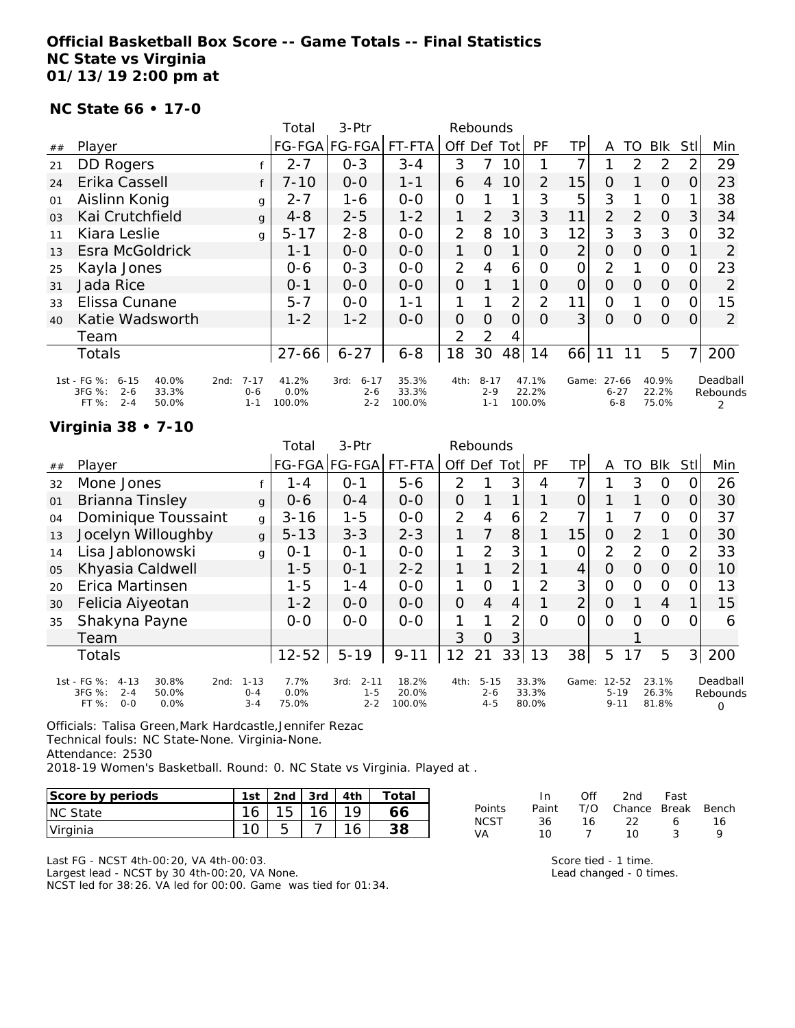# Official Basketball Box Score -- Game Totals -- Final Statistics
# NC State vs Virginia
# 01/13/19 2:00 pm at

## NC State 66 • 17-0

| ## | Player | | FG-FGA | 3-Ptr FG-FGA | FT-FTA | Off | Def | Tot | PF | TP | A | TO | Blk | Stl | Min |
|---|---|---|---|---|---|---|---|---|---|---|---|---|---|---|---|
| 21 | DD Rogers | f | 2-7 | 0-3 | 3-4 | 3 | 7 | 10 | 1 | 7 | 1 | 2 | 2 | 2 | 29 |
| 24 | Erika Cassell | f | 7-10 | 0-0 | 1-1 | 6 | 4 | 10 | 2 | 15 | 0 | 1 | 0 | 0 | 23 |
| 01 | Aislinn Konig | g | 2-7 | 1-6 | 0-0 | 0 | 1 | 1 | 3 | 5 | 3 | 1 | 0 | 1 | 38 |
| 03 | Kai Crutchfield | g | 4-8 | 2-5 | 1-2 | 1 | 2 | 3 | 3 | 11 | 2 | 2 | 0 | 3 | 34 |
| 11 | Kiara Leslie | g | 5-17 | 2-8 | 0-0 | 2 | 8 | 10 | 3 | 12 | 3 | 3 | 3 | 0 | 32 |
| 13 | Esra McGoldrick | | 1-1 | 0-0 | 0-0 | 1 | 0 | 1 | 0 | 2 | 0 | 0 | 0 | 1 | 2 |
| 25 | Kayla Jones | | 0-6 | 0-3 | 0-0 | 2 | 4 | 6 | 0 | 0 | 2 | 1 | 0 | 0 | 23 |
| 31 | Jada Rice | | 0-1 | 0-0 | 0-0 | 0 | 1 | 1 | 0 | 0 | 0 | 0 | 0 | 0 | 2 |
| 33 | Elissa Cunane | | 5-7 | 0-0 | 1-1 | 1 | 1 | 2 | 2 | 11 | 0 | 1 | 0 | 0 | 15 |
| 40 | Katie Wadsworth | | 1-2 | 1-2 | 0-0 | 0 | 0 | 0 | 0 | 3 | 0 | 0 | 0 | 0 | 2 |
| | Team | | | | | 2 | 2 | 4 | | | | | | | |
| | Totals | | 27-66 | 6-27 | 6-8 | 18 | 30 | 48 | 14 | 66 | 11 | 11 | 5 | 7 | 200 |

| | 1st | | 2nd | | 3rd | | 4th | | Game | |
|---|---|---|---|---|---|---|---|---|---|---|
| FG % | 6-15 | 40.0% | 7-17 | 41.2% | 6-17 | 35.3% | 8-17 | 47.1% | 27-66 | 40.9% |
| 3FG % | 2-6 | 33.3% | 0-6 | 0.0% | 2-6 | 33.3% | 2-9 | 22.2% | 6-27 | 22.2% |
| FT % | 2-4 | 50.0% | 1-1 | 100.0% | 2-2 | 100.0% | 1-1 | 100.0% | 6-8 | 75.0% |

Deadball Rebounds: 2

## Virginia 38 • 7-10

| ## | Player | | FG-FGA | 3-Ptr FG-FGA | FT-FTA | Off | Def | Tot | PF | TP | A | TO | Blk | Stl | Min |
|---|---|---|---|---|---|---|---|---|---|---|---|---|---|---|---|
| 32 | Mone Jones | f | 1-4 | 0-1 | 5-6 | 2 | 1 | 3 | 4 | 7 | 1 | 3 | 0 | 0 | 26 |
| 01 | Brianna Tinsley | g | 0-6 | 0-4 | 0-0 | 0 | 1 | 1 | 1 | 0 | 1 | 1 | 0 | 0 | 30 |
| 04 | Dominique Toussaint | g | 3-16 | 1-5 | 0-0 | 2 | 4 | 6 | 2 | 7 | 1 | 7 | 0 | 0 | 37 |
| 13 | Jocelyn Willoughby | g | 5-13 | 3-3 | 2-3 | 1 | 7 | 8 | 1 | 15 | 0 | 2 | 1 | 0 | 30 |
| 14 | Lisa Jablonowski | g | 0-1 | 0-1 | 0-0 | 1 | 2 | 3 | 1 | 0 | 2 | 2 | 0 | 2 | 33 |
| 05 | Khyasia Caldwell | | 1-5 | 0-1 | 2-2 | 1 | 1 | 2 | 1 | 4 | 0 | 0 | 0 | 0 | 10 |
| 20 | Erica Martinsen | | 1-5 | 1-4 | 0-0 | 1 | 0 | 1 | 2 | 3 | 0 | 0 | 0 | 0 | 13 |
| 30 | Felicia Aiyeotan | | 1-2 | 0-0 | 0-0 | 0 | 4 | 4 | 1 | 2 | 0 | 1 | 4 | 1 | 15 |
| 35 | Shakyna Payne | | 0-0 | 0-0 | 0-0 | 1 | 1 | 2 | 0 | 0 | 0 | 0 | 0 | 0 | 6 |
| | Team | | | | | 3 | 0 | 3 | | | | 1 | | | |
| | Totals | | 12-52 | 5-19 | 9-11 | 12 | 21 | 33 | 13 | 38 | 5 | 17 | 5 | 3 | 200 |

| | 1st | | 2nd | | 3rd | | 4th | | Game | |
|---|---|---|---|---|---|---|---|---|---|---|
| FG % | 4-13 | 30.8% | 1-13 | 7.7% | 2-11 | 18.2% | 5-15 | 33.3% | 12-52 | 23.1% |
| 3FG % | 2-4 | 50.0% | 0-4 | 0.0% | 1-5 | 20.0% | 2-6 | 33.3% | 5-19 | 26.3% |
| FT % | 0-0 | 0.0% | 3-4 | 75.0% | 2-2 | 100.0% | 4-5 | 80.0% | 9-11 | 81.8% |

Deadball Rebounds: 0

Officials: Talisa Green,Mark Hardcastle,Jennifer Rezac
Technical fouls: NC State-None. Virginia-None.
Attendance: 2530
2018-19 Women's Basketball. Round: 0. NC State vs Virginia. Played at .

| Score by periods | 1st | 2nd | 3rd | 4th | Total |
|---|---|---|---|---|---|
| NC State | 16 | 15 | 16 | 19 | 66 |
| Virginia | 10 | 5 | 7 | 16 | 38 |

| Points | In Paint | Off T/O | 2nd Chance | Fast Break | Bench |
|---|---|---|---|---|---|
| NCST | 36 | 16 | 22 | 6 | 16 |
| VA | 10 | 7 | 10 | 3 | 9 |

Last FG - NCST 4th-00:20, VA 4th-00:03.
Largest lead - NCST by 30 4th-00:20, VA None.
NCST led for 38:26. VA led for 00:00. Game was tied for 01:34.

Score tied - 1 time.
Lead changed - 0 times.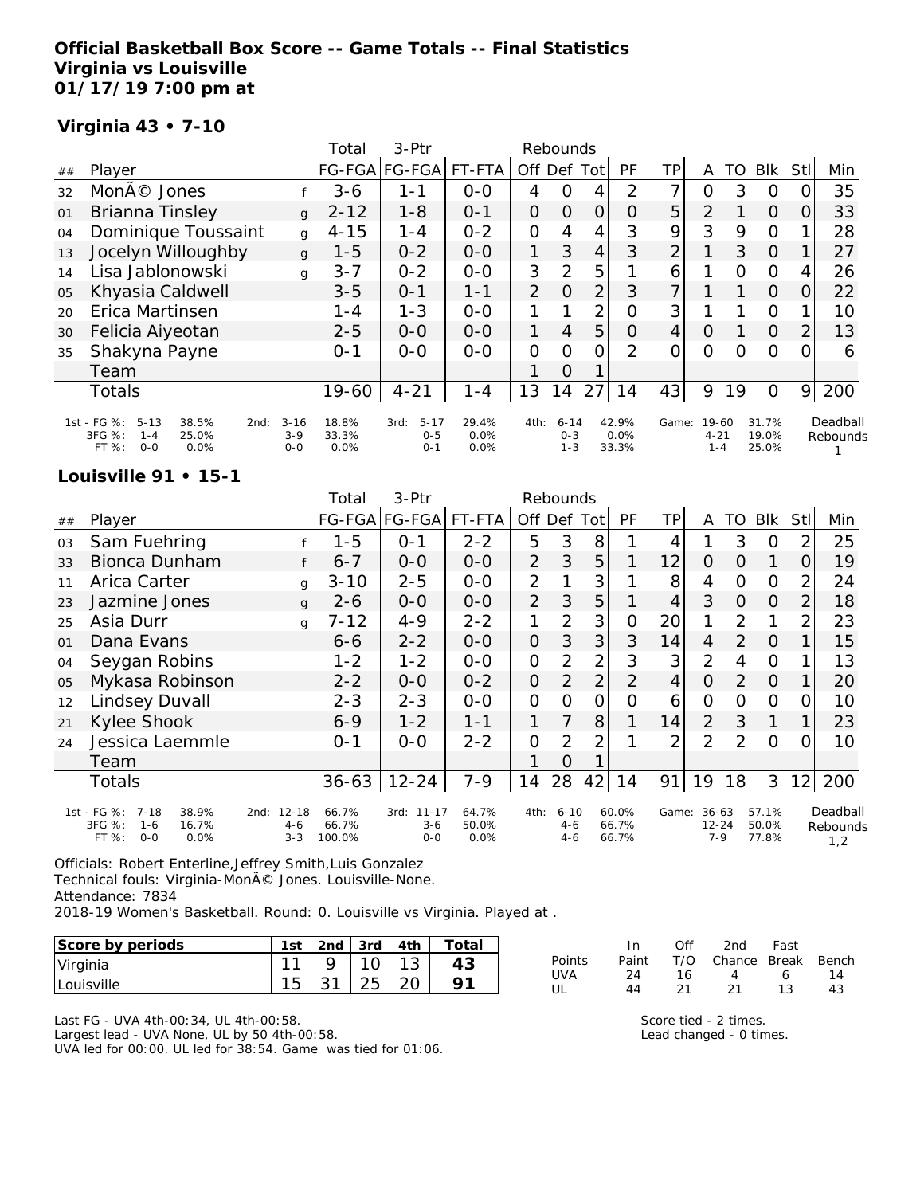**Official Basketball Box Score -- Game Totals -- Final Statistics**
**Virginia vs Louisville**
**01/17/19 7:00 pm at**

**Virginia 43 • 7-10**

| ## | Player | | Total FG-FGA | 3-Ptr FG-FGA | FT-FTA | Rebounds Off | Def | Tot | PF | TP | A | TO | Blk | Stl | Min |
|---|---|---|---|---|---|---|---|---|---|---|---|---|---|---|---|
| 32 | MonÃ© Jones | f | 3-6 | 1-1 | 0-0 | 4 | 0 | 4 | 2 | 7 | 0 | 3 | 0 | 0 | 35 |
| 01 | Brianna Tinsley | g | 2-12 | 1-8 | 0-1 | 0 | 0 | 0 | 0 | 5 | 2 | 1 | 0 | 0 | 33 |
| 04 | Dominique Toussaint | g | 4-15 | 1-4 | 0-2 | 0 | 4 | 4 | 3 | 9 | 3 | 9 | 0 | 1 | 28 |
| 13 | Jocelyn Willoughby | g | 1-5 | 0-2 | 0-0 | 1 | 3 | 4 | 3 | 2 | 1 | 3 | 0 | 1 | 27 |
| 14 | Lisa Jablonowski | g | 3-7 | 0-2 | 0-0 | 3 | 2 | 5 | 1 | 6 | 1 | 0 | 0 | 4 | 26 |
| 05 | Khyasia Caldwell | | 3-5 | 0-1 | 1-1 | 2 | 0 | 2 | 3 | 7 | 1 | 1 | 0 | 0 | 22 |
| 20 | Erica Martinsen | | 1-4 | 1-3 | 0-0 | 1 | 1 | 2 | 0 | 3 | 1 | 1 | 0 | 1 | 10 |
| 30 | Felicia Aiyeotan | | 2-5 | 0-0 | 0-0 | 1 | 4 | 5 | 0 | 4 | 0 | 1 | 0 | 2 | 13 |
| 35 | Shakyna Payne | | 0-1 | 0-0 | 0-0 | 0 | 0 | 0 | 2 | 0 | 0 | 0 | 0 | 0 | 6 |
| | Team | | | | | 1 | 0 | 1 | | | | | | | |
| | Totals | | 19-60 | 4-21 | 1-4 | 13 | 14 | 27 | 14 | 43 | 9 | 19 | 0 | 9 | 200 |

| | 1st | 2nd | 3rd | 4th | Game |
|---|---|---|---|---|---|
| FG % | 5-13 38.5% | 3-16 18.8% | 5-17 29.4% | 6-14 42.9% | 19-60 31.7% |
| 3FG % | 1-4 25.0% | 3-9 33.3% | 0-5 0.0% | 0-3 0.0% | 4-21 19.0% |
| FT % | 0-0 0.0% | 0-0 0.0% | 0-1 0.0% | 1-3 33.3% | 1-4 25.0% |

Deadball Rebounds: 1

**Louisville 91 • 15-1**

| ## | Player | | Total FG-FGA | 3-Ptr FG-FGA | FT-FTA | Rebounds Off | Def | Tot | PF | TP | A | TO | Blk | Stl | Min |
|---|---|---|---|---|---|---|---|---|---|---|---|---|---|---|---|
| 03 | Sam Fuehring | f | 1-5 | 0-1 | 2-2 | 5 | 3 | 8 | 1 | 4 | 1 | 3 | 0 | 2 | 25 |
| 33 | Bionca Dunham | f | 6-7 | 0-0 | 0-0 | 2 | 3 | 5 | 1 | 12 | 0 | 0 | 1 | 0 | 19 |
| 11 | Arica Carter | g | 3-10 | 2-5 | 0-0 | 2 | 1 | 3 | 1 | 8 | 4 | 0 | 0 | 2 | 24 |
| 23 | Jazmine Jones | g | 2-6 | 0-0 | 0-0 | 2 | 3 | 5 | 1 | 4 | 3 | 0 | 0 | 2 | 18 |
| 25 | Asia Durr | g | 7-12 | 4-9 | 2-2 | 1 | 2 | 3 | 0 | 20 | 1 | 2 | 1 | 2 | 23 |
| 01 | Dana Evans | | 6-6 | 2-2 | 0-0 | 0 | 3 | 3 | 3 | 14 | 4 | 2 | 0 | 1 | 15 |
| 04 | Seygan Robins | | 1-2 | 1-2 | 0-0 | 0 | 2 | 2 | 3 | 3 | 2 | 4 | 0 | 1 | 13 |
| 05 | Mykasa Robinson | | 2-2 | 0-0 | 0-2 | 0 | 2 | 2 | 2 | 4 | 0 | 2 | 0 | 1 | 20 |
| 12 | Lindsey Duvall | | 2-3 | 2-3 | 0-0 | 0 | 0 | 0 | 0 | 6 | 0 | 0 | 0 | 0 | 10 |
| 21 | Kylee Shook | | 6-9 | 1-2 | 1-1 | 1 | 7 | 8 | 1 | 14 | 2 | 3 | 1 | 1 | 23 |
| 24 | Jessica Laemmle | | 0-1 | 0-0 | 2-2 | 0 | 2 | 2 | 1 | 2 | 2 | 2 | 0 | 0 | 10 |
| | Team | | | | | 1 | 0 | 1 | | | | | | | |
| | Totals | | 36-63 | 12-24 | 7-9 | 14 | 28 | 42 | 14 | 91 | 19 | 18 | 3 | 12 | 200 |

| | 1st | 2nd | 3rd | 4th | Game |
|---|---|---|---|---|---|
| FG % | 7-18 38.9% | 12-18 66.7% | 11-17 64.7% | 6-10 60.0% | 36-63 57.1% |
| 3FG % | 1-6 16.7% | 4-6 66.7% | 3-6 50.0% | 4-6 66.7% | 12-24 50.0% |
| FT % | 0-0 0.0% | 3-3 100.0% | 0-0 0.0% | 4-6 66.7% | 7-9 77.8% |

Deadball Rebounds: 1,2

Officials: Robert Enterline,Jeffrey Smith,Luis Gonzalez
Technical fouls: Virginia-MonÃ© Jones. Louisville-None.
Attendance: 7834
2018-19 Women's Basketball. Round: 0. Louisville vs Virginia. Played at .

| Score by periods | 1st | 2nd | 3rd | 4th | Total |
|---|---|---|---|---|---|
| Virginia | 11 | 9 | 10 | 13 | 43 |
| Louisville | 15 | 31 | 25 | 20 | 91 |

| Points | In Paint | Off T/O | 2nd Chance | Fast Break | Bench |
|---|---|---|---|---|---|
| UVA | 24 | 16 | 4 | 6 | 14 |
| UL | 44 | 21 | 21 | 13 | 43 |

Last FG - UVA 4th-00:34, UL 4th-00:58.
Largest lead - UVA None, UL by 50 4th-00:58.
UVA led for 00:00. UL led for 38:54. Game was tied for 01:06.

Score tied - 2 times.
Lead changed - 0 times.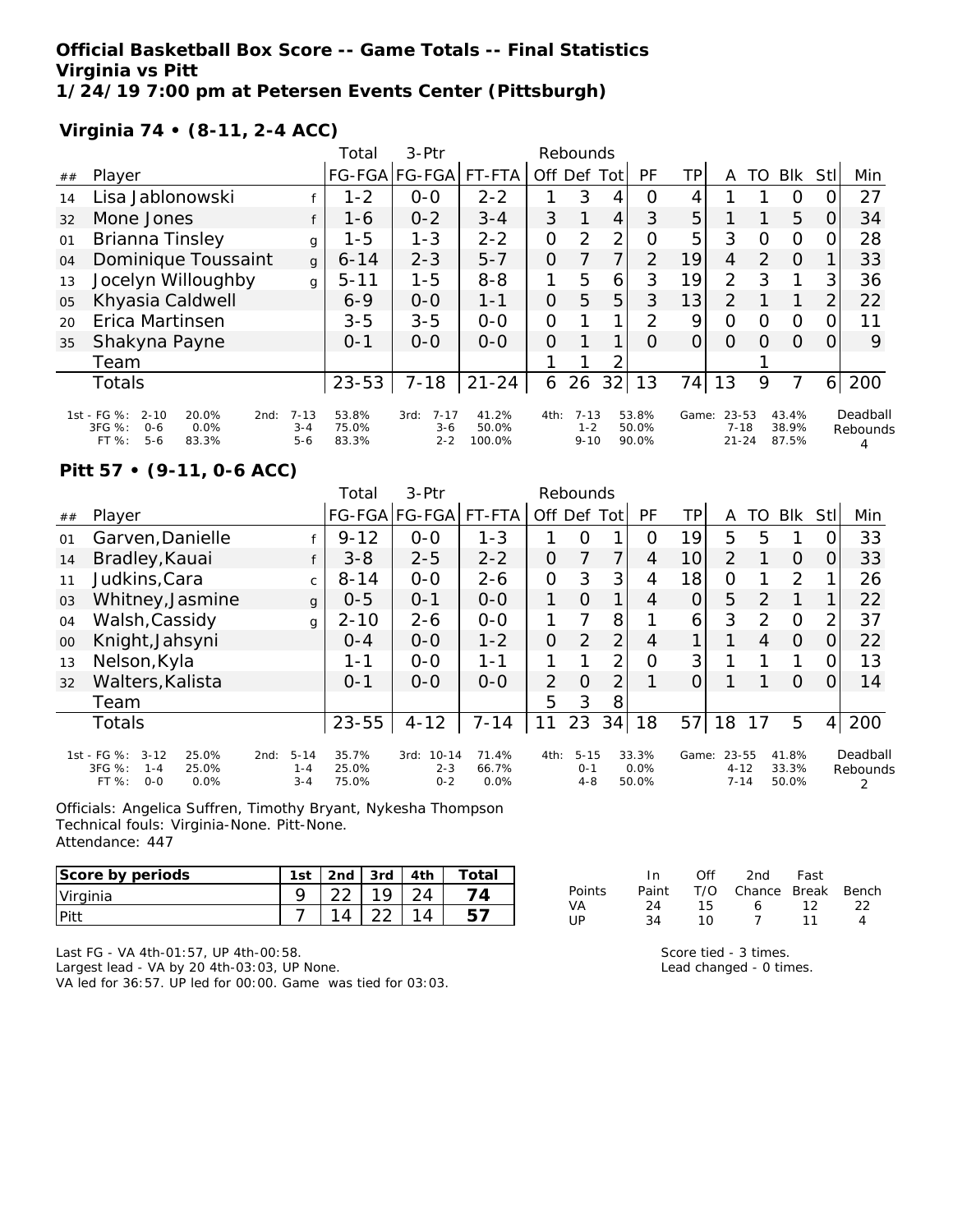**Official Basketball Box Score -- Game Totals -- Final Statistics**
**Virginia vs Pitt**
**1/24/19 7:00 pm at Petersen Events Center (Pittsburgh)**

**Virginia 74 • (8-11, 2-4 ACC)**

| ## | Player | | Total FG-FGA | 3-Ptr FG-FGA | FT-FTA | Off | Def | Tot | PF | TP | A | TO | Blk | Stl | Min |
|---|---|---|---|---|---|---|---|---|---|---|---|---|---|---|---|
| 14 | Lisa Jablonowski | f | 1-2 | 0-0 | 2-2 | 1 | 3 | 4 | 0 | 4 | 1 | 1 | 0 | 0 | 27 |
| 32 | Mone Jones | f | 1-6 | 0-2 | 3-4 | 3 | 1 | 4 | 3 | 5 | 1 | 1 | 5 | 0 | 34 |
| 01 | Brianna Tinsley | g | 1-5 | 1-3 | 2-2 | 0 | 2 | 2 | 0 | 5 | 3 | 0 | 0 | 0 | 28 |
| 04 | Dominique Toussaint | g | 6-14 | 2-3 | 5-7 | 0 | 7 | 7 | 2 | 19 | 4 | 2 | 0 | 1 | 33 |
| 13 | Jocelyn Willoughby | g | 5-11 | 1-5 | 8-8 | 1 | 5 | 6 | 3 | 19 | 2 | 3 | 1 | 3 | 36 |
| 05 | Khyasia Caldwell | | 6-9 | 0-0 | 1-1 | 0 | 5 | 5 | 3 | 13 | 2 | 1 | 1 | 2 | 22 |
| 20 | Erica Martinsen | | 3-5 | 3-5 | 0-0 | 0 | 1 | 1 | 2 | 9 | 0 | 0 | 0 | 0 | 11 |
| 35 | Shakyna Payne | | 0-1 | 0-0 | 0-0 | 0 | 1 | 1 | 0 | 0 | 0 | 0 | 0 | 0 | 9 |
| | Team | | | | | 1 | 1 | 2 | | | | 1 | | | |
| | Totals | | 23-53 | 7-18 | 21-24 | 6 | 26 | 32 | 13 | 74 | 13 | 9 | 7 | 6 | 200 |

| | 1st | | 2nd | | 3rd | | 4th | | Game | | Deadball Rebounds |
|---|---|---|---|---|---|---|---|---|---|---|---|
| FG % | 2-10 | 20.0% | 7-13 | 53.8% | 7-17 | 41.2% | 7-13 | 53.8% | 23-53 | 43.4% | 4 |
| 3FG % | 0-6 | 0.0% | 3-4 | 75.0% | 3-6 | 50.0% | 1-2 | 50.0% | 7-18 | 38.9% | |
| FT % | 5-6 | 83.3% | 5-6 | 83.3% | 2-2 | 100.0% | 9-10 | 90.0% | 21-24 | 87.5% | |

**Pitt 57 • (9-11, 0-6 ACC)**

| ## | Player | | Total FG-FGA | 3-Ptr FG-FGA | FT-FTA | Off | Def | Tot | PF | TP | A | TO | Blk | Stl | Min |
|---|---|---|---|---|---|---|---|---|---|---|---|---|---|---|---|
| 01 | Garven,Danielle | f | 9-12 | 0-0 | 1-3 | 1 | 0 | 1 | 0 | 19 | 5 | 5 | 1 | 0 | 33 |
| 14 | Bradley,Kauai | f | 3-8 | 2-5 | 2-2 | 0 | 7 | 7 | 4 | 10 | 2 | 1 | 0 | 0 | 33 |
| 11 | Judkins,Cara | c | 8-14 | 0-0 | 2-6 | 0 | 3 | 3 | 4 | 18 | 0 | 1 | 2 | 1 | 26 |
| 03 | Whitney,Jasmine | g | 0-5 | 0-1 | 0-0 | 1 | 0 | 1 | 4 | 0 | 5 | 2 | 1 | 1 | 22 |
| 04 | Walsh,Cassidy | g | 2-10 | 2-6 | 0-0 | 1 | 7 | 8 | 1 | 6 | 3 | 2 | 0 | 2 | 37 |
| 00 | Knight,Jahsyni | | 0-4 | 0-0 | 1-2 | 0 | 2 | 2 | 4 | 1 | 1 | 4 | 0 | 0 | 22 |
| 13 | Nelson,Kyla | | 1-1 | 0-0 | 1-1 | 1 | 1 | 2 | 0 | 3 | 1 | 1 | 1 | 0 | 13 |
| 32 | Walters,Kalista | | 0-1 | 0-0 | 0-0 | 2 | 0 | 2 | 1 | 0 | 1 | 1 | 0 | 0 | 14 |
| | Team | | | | | 5 | 3 | 8 | | | | | | | |
| | Totals | | 23-55 | 4-12 | 7-14 | 11 | 23 | 34 | 18 | 57 | 18 | 17 | 5 | 4 | 200 |

| | 1st | | 2nd | | 3rd | | 4th | | Game | | Deadball Rebounds |
|---|---|---|---|---|---|---|---|---|---|---|---|
| FG % | 3-12 | 25.0% | 5-14 | 35.7% | 10-14 | 71.4% | 5-15 | 33.3% | 23-55 | 41.8% | 2 |
| 3FG % | 1-4 | 25.0% | 1-4 | 25.0% | 2-3 | 66.7% | 0-1 | 0.0% | 4-12 | 33.3% | |
| FT % | 0-0 | 0.0% | 3-4 | 75.0% | 0-2 | 0.0% | 4-8 | 50.0% | 7-14 | 50.0% | |

Officials: Angelica Suffren, Timothy Bryant, Nykesha Thompson
Technical fouls: Virginia-None. Pitt-None.
Attendance: 447

| Score by periods | 1st | 2nd | 3rd | 4th | Total |
|---|---|---|---|---|---|
| Virginia | 9 | 22 | 19 | 24 | 74 |
| Pitt | 7 | 14 | 22 | 14 | 57 |

| Points | In Paint | Off T/O | 2nd Chance | Fast Break | Bench |
|---|---|---|---|---|---|
| VA | 24 | 15 | 6 | 12 | 22 |
| UP | 34 | 10 | 7 | 11 | 4 |

Last FG - VA 4th-01:57, UP 4th-00:58.
Largest lead - VA by 20 4th-03:03, UP None.
VA led for 36:57. UP led for 00:00. Game was tied for 03:03.

Score tied - 3 times.
Lead changed - 0 times.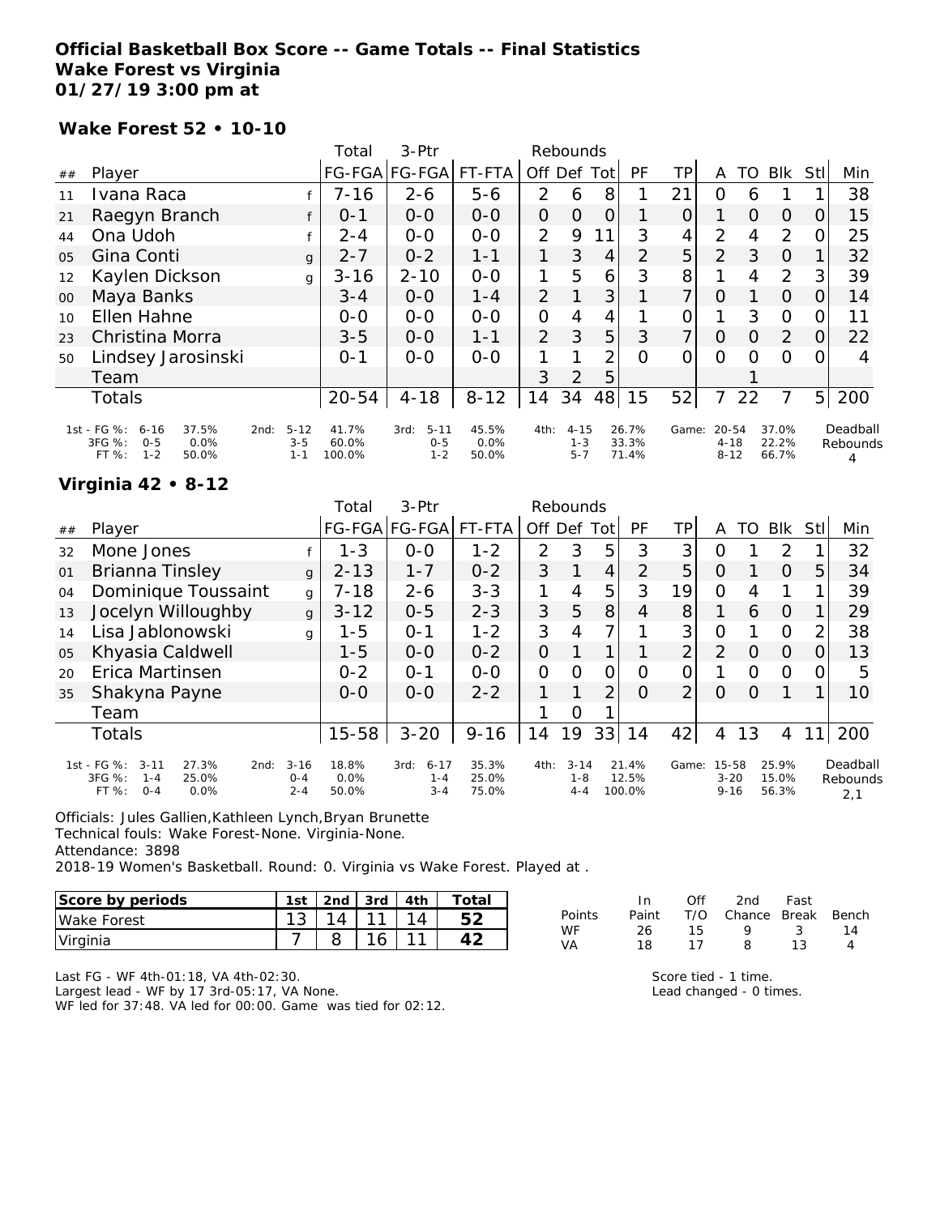**Official Basketball Box Score -- Game Totals -- Final Statistics**
**Wake Forest vs Virginia**
**01/27/19 3:00 pm at**

**Wake Forest 52 • 10-10**

| ## | Player | | Total FG-FGA | 3-Ptr FG-FGA | FT-FTA | Rebounds Off | Def | Tot | PF | TP | A | TO | Blk | Stl | Min |
|---|---|---|---|---|---|---|---|---|---|---|---|---|---|---|---|
| 11 | Ivana Raca | f | 7-16 | 2-6 | 5-6 | 2 | 6 | 8 | 1 | 21 | 0 | 6 | 1 | 1 | 38 |
| 21 | Raegyn Branch | f | 0-1 | 0-0 | 0-0 | 0 | 0 | 0 | 1 | 0 | 1 | 0 | 0 | 0 | 15 |
| 44 | Ona Udoh | f | 2-4 | 0-0 | 0-0 | 2 | 9 | 11 | 3 | 4 | 2 | 4 | 2 | 0 | 25 |
| 05 | Gina Conti | g | 2-7 | 0-2 | 1-1 | 1 | 3 | 4 | 2 | 5 | 2 | 3 | 0 | 1 | 32 |
| 12 | Kaylen Dickson | g | 3-16 | 2-10 | 0-0 | 1 | 5 | 6 | 3 | 8 | 1 | 4 | 2 | 3 | 39 |
| 00 | Maya Banks | | 3-4 | 0-0 | 1-4 | 2 | 1 | 3 | 1 | 7 | 0 | 1 | 0 | 0 | 14 |
| 10 | Ellen Hahne | | 0-0 | 0-0 | 0-0 | 0 | 4 | 4 | 1 | 0 | 1 | 3 | 0 | 0 | 11 |
| 23 | Christina Morra | | 3-5 | 0-0 | 1-1 | 2 | 3 | 5 | 3 | 7 | 0 | 0 | 2 | 0 | 22 |
| 50 | Lindsey Jarosinski | | 0-1 | 0-0 | 0-0 | 1 | 1 | 2 | 0 | 0 | 0 | 0 | 0 | 0 | 4 |
| | Team | | | | | 3 | 2 | 5 | | | | 1 | | | |
| | Totals | | 20-54 | 4-18 | 8-12 | 14 | 34 | 48 | 15 | 52 | 7 | 22 | 7 | 5 | 200 |

| | 1st | | 2nd | | 3rd | | 4th | | Game | | Deadball Rebounds |
|---|---|---|---|---|---|---|---|---|---|---|---|
| FG % | 6-16 | 37.5% | 5-12 | 41.7% | 5-11 | 45.5% | 4-15 | 26.7% | 20-54 | 37.0% | 4 |
| 3FG % | 0-5 | 0.0% | 3-5 | 60.0% | 0-5 | 0.0% | 1-3 | 33.3% | 4-18 | 22.2% | |
| FT % | 1-2 | 50.0% | 1-1 | 100.0% | 1-2 | 50.0% | 5-7 | 71.4% | 8-12 | 66.7% | |

**Virginia 42 • 8-12**

| ## | Player | | Total FG-FGA | 3-Ptr FG-FGA | FT-FTA | Rebounds Off | Def | Tot | PF | TP | A | TO | Blk | Stl | Min |
|---|---|---|---|---|---|---|---|---|---|---|---|---|---|---|---|
| 32 | Mone Jones | f | 1-3 | 0-0 | 1-2 | 2 | 3 | 5 | 3 | 3 | 0 | 1 | 2 | 1 | 32 |
| 01 | Brianna Tinsley | g | 2-13 | 1-7 | 0-2 | 3 | 1 | 4 | 2 | 5 | 0 | 1 | 0 | 5 | 34 |
| 04 | Dominique Toussaint | g | 7-18 | 2-6 | 3-3 | 1 | 4 | 5 | 3 | 19 | 0 | 4 | 1 | 1 | 39 |
| 13 | Jocelyn Willoughby | g | 3-12 | 0-5 | 2-3 | 3 | 5 | 8 | 4 | 8 | 1 | 6 | 0 | 1 | 29 |
| 14 | Lisa Jablonowski | g | 1-5 | 0-1 | 1-2 | 3 | 4 | 7 | 1 | 3 | 0 | 1 | 0 | 2 | 38 |
| 05 | Khyasia Caldwell | | 1-5 | 0-0 | 0-2 | 0 | 1 | 1 | 1 | 2 | 2 | 0 | 0 | 0 | 13 |
| 20 | Erica Martinsen | | 0-2 | 0-1 | 0-0 | 0 | 0 | 0 | 0 | 0 | 1 | 0 | 0 | 0 | 5 |
| 35 | Shakyna Payne | | 0-0 | 0-0 | 2-2 | 1 | 1 | 2 | 0 | 2 | 0 | 0 | 1 | 1 | 10 |
| | Team | | | | | 1 | 0 | 1 | | | | | | | |
| | Totals | | 15-58 | 3-20 | 9-16 | 14 | 19 | 33 | 14 | 42 | 4 | 13 | 4 | 11 | 200 |

| | 1st | | 2nd | | 3rd | | 4th | | Game | | Deadball Rebounds |
|---|---|---|---|---|---|---|---|---|---|---|---|
| FG % | 3-11 | 27.3% | 3-16 | 18.8% | 6-17 | 35.3% | 3-14 | 21.4% | 15-58 | 25.9% | 2,1 |
| 3FG % | 1-4 | 25.0% | 0-4 | 0.0% | 1-4 | 25.0% | 1-8 | 12.5% | 3-20 | 15.0% | |
| FT % | 0-4 | 0.0% | 2-4 | 50.0% | 3-4 | 75.0% | 4-4 | 100.0% | 9-16 | 56.3% | |

Officials: Jules Gallien,Kathleen Lynch,Bryan Brunette
Technical fouls: Wake Forest-None. Virginia-None.
Attendance: 3898
2018-19 Women's Basketball. Round: 0. Virginia vs Wake Forest. Played at .

| Score by periods | 1st | 2nd | 3rd | 4th | Total |
|---|---|---|---|---|---|
| Wake Forest | 13 | 14 | 11 | 14 | 52 |
| Virginia | 7 | 8 | 16 | 11 | 42 |

| Points | In Paint | Off T/O | 2nd Chance | Fast Break | Bench |
|---|---|---|---|---|---|
| WF | 26 | 15 | 9 | 3 | 14 |
| VA | 18 | 17 | 8 | 13 | 4 |

Last FG - WF 4th-01:18, VA 4th-02:30.
Largest lead - WF by 17 3rd-05:17, VA None.
WF led for 37:48. VA led for 00:00. Game was tied for 02:12.

Score tied - 1 time.
Lead changed - 0 times.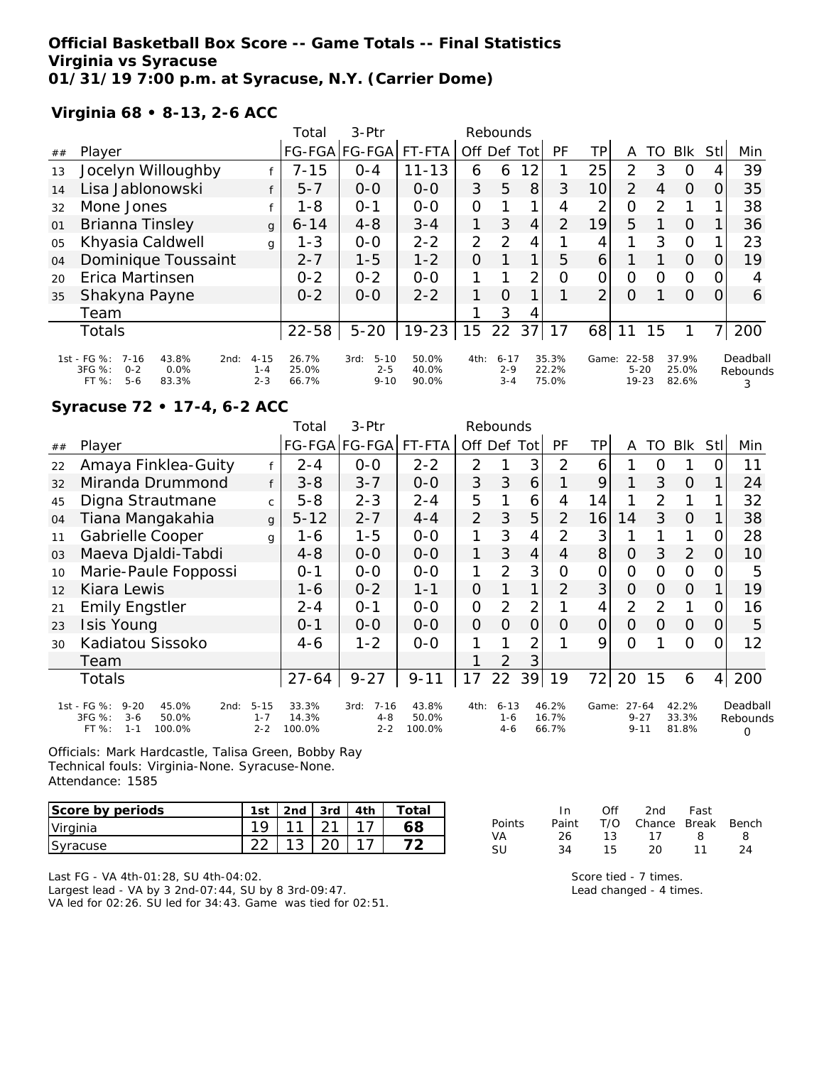**Official Basketball Box Score -- Game Totals -- Final Statistics**
**Virginia vs Syracuse**
**01/31/19 7:00 p.m. at Syracuse, N.Y. (Carrier Dome)**

**Virginia 68 • 8-13, 2-6 ACC**

| ## | Player | | Total FG-FGA | 3-Ptr FG-FGA | FT-FTA | Off | Def | Tot | PF | TP | A | TO | Blk | Stl | Min |
|---|---|---|---|---|---|---|---|---|---|---|---|---|---|---|---|
| 13 | Jocelyn Willoughby | f | 7-15 | 0-4 | 11-13 | 6 | 6 | 12 | 1 | 25 | 2 | 3 | 0 | 4 | 39 |
| 14 | Lisa Jablonowski | f | 5-7 | 0-0 | 0-0 | 3 | 5 | 8 | 3 | 10 | 2 | 4 | 0 | 0 | 35 |
| 32 | Mone Jones | f | 1-8 | 0-1 | 0-0 | 0 | 1 | 1 | 4 | 2 | 0 | 2 | 1 | 1 | 38 |
| 01 | Brianna Tinsley | g | 6-14 | 4-8 | 3-4 | 1 | 3 | 4 | 2 | 19 | 5 | 1 | 0 | 1 | 36 |
| 05 | Khyasia Caldwell | g | 1-3 | 0-0 | 2-2 | 2 | 2 | 4 | 1 | 4 | 1 | 3 | 0 | 1 | 23 |
| 04 | Dominique Toussaint | | 2-7 | 1-5 | 1-2 | 0 | 1 | 1 | 5 | 6 | 1 | 1 | 0 | 0 | 19 |
| 20 | Erica Martinsen | | 0-2 | 0-2 | 0-0 | 1 | 1 | 2 | 0 | 0 | 0 | 0 | 0 | 0 | 4 |
| 35 | Shakyna Payne | | 0-2 | 0-0 | 2-2 | 1 | 0 | 1 | 1 | 2 | 0 | 1 | 0 | 0 | 6 |
| | Team | | | | | 1 | 3 | 4 | | | | | | | |
| | Totals | | 22-58 | 5-20 | 19-23 | 15 | 22 | 37 | 17 | 68 | 11 | 15 | 1 | 7 | 200 |

| | 1st | 2nd | 3rd | 4th | Game | Deadball Rebounds |
|---|---|---|---|---|---|---|
| FG % | 7-16 43.8% | 4-15 26.7% | 5-10 50.0% | 6-17 35.3% | 22-58 37.9% | 3 |
| 3FG % | 0-2 0.0% | 1-4 25.0% | 2-5 40.0% | 2-9 22.2% | 5-20 25.0% | |
| FT % | 5-6 83.3% | 2-3 66.7% | 9-10 90.0% | 3-4 75.0% | 19-23 82.6% | |

**Syracuse 72 • 17-4, 6-2 ACC**

| ## | Player | | Total FG-FGA | 3-Ptr FG-FGA | FT-FTA | Off | Def | Tot | PF | TP | A | TO | Blk | Stl | Min |
|---|---|---|---|---|---|---|---|---|---|---|---|---|---|---|---|
| 22 | Amaya Finklea-Guity | f | 2-4 | 0-0 | 2-2 | 2 | 1 | 3 | 2 | 6 | 1 | 0 | 1 | 0 | 11 |
| 32 | Miranda Drummond | f | 3-8 | 3-7 | 0-0 | 3 | 3 | 6 | 1 | 9 | 1 | 3 | 0 | 1 | 24 |
| 45 | Digna Strautmane | c | 5-8 | 2-3 | 2-4 | 5 | 1 | 6 | 4 | 14 | 1 | 2 | 1 | 1 | 32 |
| 04 | Tiana Mangakahia | g | 5-12 | 2-7 | 4-4 | 2 | 3 | 5 | 2 | 16 | 14 | 3 | 0 | 1 | 38 |
| 11 | Gabrielle Cooper | g | 1-6 | 1-5 | 0-0 | 1 | 3 | 4 | 2 | 3 | 1 | 1 | 1 | 0 | 28 |
| 03 | Maeva Djaldi-Tabdi | | 4-8 | 0-0 | 0-0 | 1 | 3 | 4 | 4 | 8 | 0 | 3 | 2 | 0 | 10 |
| 10 | Marie-Paule Foppossi | | 0-1 | 0-0 | 0-0 | 1 | 2 | 3 | 0 | 0 | 0 | 0 | 0 | 0 | 5 |
| 12 | Kiara Lewis | | 1-6 | 0-2 | 1-1 | 0 | 1 | 1 | 2 | 3 | 0 | 0 | 0 | 1 | 19 |
| 21 | Emily Engstler | | 2-4 | 0-1 | 0-0 | 0 | 2 | 2 | 1 | 4 | 2 | 2 | 1 | 0 | 16 |
| 23 | Isis Young | | 0-1 | 0-0 | 0-0 | 0 | 0 | 0 | 0 | 0 | 0 | 0 | 0 | 0 | 5 |
| 30 | Kadiatou Sissoko | | 4-6 | 1-2 | 0-0 | 1 | 1 | 2 | 1 | 9 | 0 | 1 | 0 | 0 | 12 |
| | Team | | | | | 1 | 2 | 3 | | | | | | | |
| | Totals | | 27-64 | 9-27 | 9-11 | 17 | 22 | 39 | 19 | 72 | 20 | 15 | 6 | 4 | 200 |

| | 1st | 2nd | 3rd | 4th | Game | Deadball Rebounds |
|---|---|---|---|---|---|---|
| FG % | 9-20 45.0% | 5-15 33.3% | 7-16 43.8% | 6-13 46.2% | 27-64 42.2% | 0 |
| 3FG % | 3-6 50.0% | 1-7 14.3% | 4-8 50.0% | 1-6 16.7% | 9-27 33.3% | |
| FT % | 1-1 100.0% | 2-2 100.0% | 2-2 100.0% | 4-6 66.7% | 9-11 81.8% | |

Officials: Mark Hardcastle, Talisa Green, Bobby Ray
Technical fouls: Virginia-None. Syracuse-None.
Attendance: 1585

| Score by periods | 1st | 2nd | 3rd | 4th | Total |
|---|---|---|---|---|---|
| Virginia | 19 | 11 | 21 | 17 | 68 |
| Syracuse | 22 | 13 | 20 | 17 | 72 |

| Points | In Paint | Off T/O | 2nd Chance | Fast Break | Bench |
|---|---|---|---|---|---|
| VA | 26 | 13 | 17 | 8 | 8 |
| SU | 34 | 15 | 20 | 11 | 24 |

Last FG - VA 4th-01:28, SU 4th-04:02.
Largest lead - VA by 3 2nd-07:44, SU by 8 3rd-09:47.
VA led for 02:26. SU led for 34:43. Game was tied for 02:51.

Score tied - 7 times.
Lead changed - 4 times.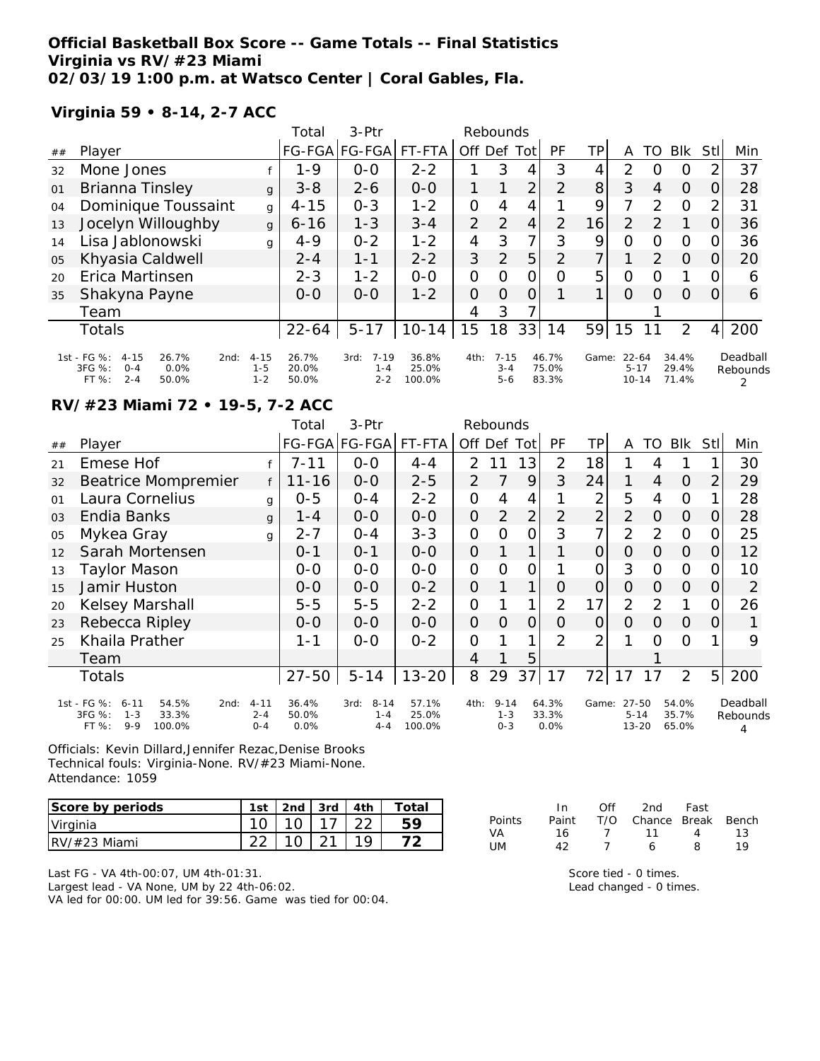**Official Basketball Box Score -- Game Totals -- Final Statistics**
**Virginia vs RV/#23 Miami**
**02/03/19 1:00 p.m. at Watsco Center | Coral Gables, Fla.**

**Virginia 59 • 8-14, 2-7 ACC**

| ## | Player | | Total FG-FGA | 3-Ptr FG-FGA | FT-FTA | Rebounds Off | Def | Tot | PF | TP | A | TO | Blk | Stl | Min |
|---|---|---|---|---|---|---|---|---|---|---|---|---|---|---|---|
| 32 | Mone Jones | f | 1-9 | 0-0 | 2-2 | 1 | 3 | 4 | 3 | 4 | 2 | 0 | 0 | 2 | 37 |
| 01 | Brianna Tinsley | g | 3-8 | 2-6 | 0-0 | 1 | 1 | 2 | 2 | 8 | 3 | 4 | 0 | 0 | 28 |
| 04 | Dominique Toussaint | g | 4-15 | 0-3 | 1-2 | 0 | 4 | 4 | 1 | 9 | 7 | 2 | 0 | 2 | 31 |
| 13 | Jocelyn Willoughby | g | 6-16 | 1-3 | 3-4 | 2 | 2 | 4 | 2 | 16 | 2 | 2 | 1 | 0 | 36 |
| 14 | Lisa Jablonowski | g | 4-9 | 0-2 | 1-2 | 4 | 3 | 7 | 3 | 9 | 0 | 0 | 0 | 0 | 36 |
| 05 | Khyasia Caldwell | | 2-4 | 1-1 | 2-2 | 3 | 2 | 5 | 2 | 7 | 1 | 2 | 0 | 0 | 20 |
| 20 | Erica Martinsen | | 2-3 | 1-2 | 0-0 | 0 | 0 | 0 | 0 | 5 | 0 | 0 | 1 | 0 | 6 |
| 35 | Shakyna Payne | | 0-0 | 0-0 | 1-2 | 0 | 0 | 0 | 1 | 1 | 0 | 0 | 0 | 0 | 6 |
| | Team | | | | | 4 | 3 | 7 | | | | 1 | | | |
| | Totals | | 22-64 | 5-17 | 10-14 | 15 | 18 | 33 | 14 | 59 | 15 | 11 | 2 | 4 | 200 |

| | 1st | | 2nd | | 3rd | | 4th | | Game | | Deadball Rebounds |
|---|---|---|---|---|---|---|---|---|---|---|---|
| FG % | 4-15 | 26.7% | 4-15 | 26.7% | 7-19 | 36.8% | 7-15 | 46.7% | 22-64 | 34.4% | 2 |
| 3FG % | 0-4 | 0.0% | 1-5 | 20.0% | 1-4 | 25.0% | 3-4 | 75.0% | 5-17 | 29.4% | |
| FT % | 2-4 | 50.0% | 1-2 | 50.0% | 2-2 | 100.0% | 5-6 | 83.3% | 10-14 | 71.4% | |

**RV/#23 Miami 72 • 19-5, 7-2 ACC**

| ## | Player | | Total FG-FGA | 3-Ptr FG-FGA | FT-FTA | Rebounds Off | Def | Tot | PF | TP | A | TO | Blk | Stl | Min |
|---|---|---|---|---|---|---|---|---|---|---|---|---|---|---|---|
| 21 | Emese Hof | f | 7-11 | 0-0 | 4-4 | 2 | 11 | 13 | 2 | 18 | 1 | 4 | 1 | 1 | 30 |
| 32 | Beatrice Mompremier | f | 11-16 | 0-0 | 2-5 | 2 | 7 | 9 | 3 | 24 | 1 | 4 | 0 | 2 | 29 |
| 01 | Laura Cornelius | g | 0-5 | 0-4 | 2-2 | 0 | 4 | 4 | 1 | 2 | 5 | 4 | 0 | 1 | 28 |
| 03 | Endia Banks | g | 1-4 | 0-0 | 0-0 | 0 | 2 | 2 | 2 | 2 | 2 | 0 | 0 | 0 | 28 |
| 05 | Mykea Gray | g | 2-7 | 0-4 | 3-3 | 0 | 0 | 0 | 3 | 7 | 2 | 2 | 0 | 0 | 25 |
| 12 | Sarah Mortensen | | 0-1 | 0-1 | 0-0 | 0 | 1 | 1 | 1 | 0 | 0 | 0 | 0 | 0 | 12 |
| 13 | Taylor Mason | | 0-0 | 0-0 | 0-0 | 0 | 0 | 0 | 1 | 0 | 3 | 0 | 0 | 0 | 10 |
| 15 | Jamir Huston | | 0-0 | 0-0 | 0-2 | 0 | 1 | 1 | 0 | 0 | 0 | 0 | 0 | 0 | 2 |
| 20 | Kelsey Marshall | | 5-5 | 5-5 | 2-2 | 0 | 1 | 1 | 2 | 17 | 2 | 2 | 1 | 0 | 26 |
| 23 | Rebecca Ripley | | 0-0 | 0-0 | 0-0 | 0 | 0 | 0 | 0 | 0 | 0 | 0 | 0 | 0 | 1 |
| 25 | Khaila Prather | | 1-1 | 0-0 | 0-2 | 0 | 1 | 1 | 2 | 2 | 1 | 0 | 0 | 1 | 9 |
| | Team | | | | | 4 | 1 | 5 | | | | 1 | | | |
| | Totals | | 27-50 | 5-14 | 13-20 | 8 | 29 | 37 | 17 | 72 | 17 | 17 | 2 | 5 | 200 |

| | 1st | | 2nd | | 3rd | | 4th | | Game | | Deadball Rebounds |
|---|---|---|---|---|---|---|---|---|---|---|---|
| FG % | 6-11 | 54.5% | 4-11 | 36.4% | 8-14 | 57.1% | 9-14 | 64.3% | 27-50 | 54.0% | 4 |
| 3FG % | 1-3 | 33.3% | 2-4 | 50.0% | 1-4 | 25.0% | 1-3 | 33.3% | 5-14 | 35.7% | |
| FT % | 9-9 | 100.0% | 0-4 | 0.0% | 4-4 | 100.0% | 0-3 | 0.0% | 13-20 | 65.0% | |

Officials: Kevin Dillard,Jennifer Rezac,Denise Brooks
Technical fouls: Virginia-None. RV/#23 Miami-None.
Attendance: 1059

| Score by periods | 1st | 2nd | 3rd | 4th | Total |
|---|---|---|---|---|---|
| Virginia | 10 | 10 | 17 | 22 | 59 |
| RV/#23 Miami | 22 | 10 | 21 | 19 | 72 |

| Points | In Paint | Off T/O | 2nd Chance | Fast Break | Bench |
|---|---|---|---|---|---|
| VA | 16 | 7 | 11 | 4 | 13 |
| UM | 42 | 7 | 6 | 8 | 19 |

Last FG - VA 4th-00:07, UM 4th-01:31.
Largest lead - VA None, UM by 22 4th-06:02.
VA led for 00:00. UM led for 39:56. Game was tied for 00:04.

Score tied - 0 times.
Lead changed - 0 times.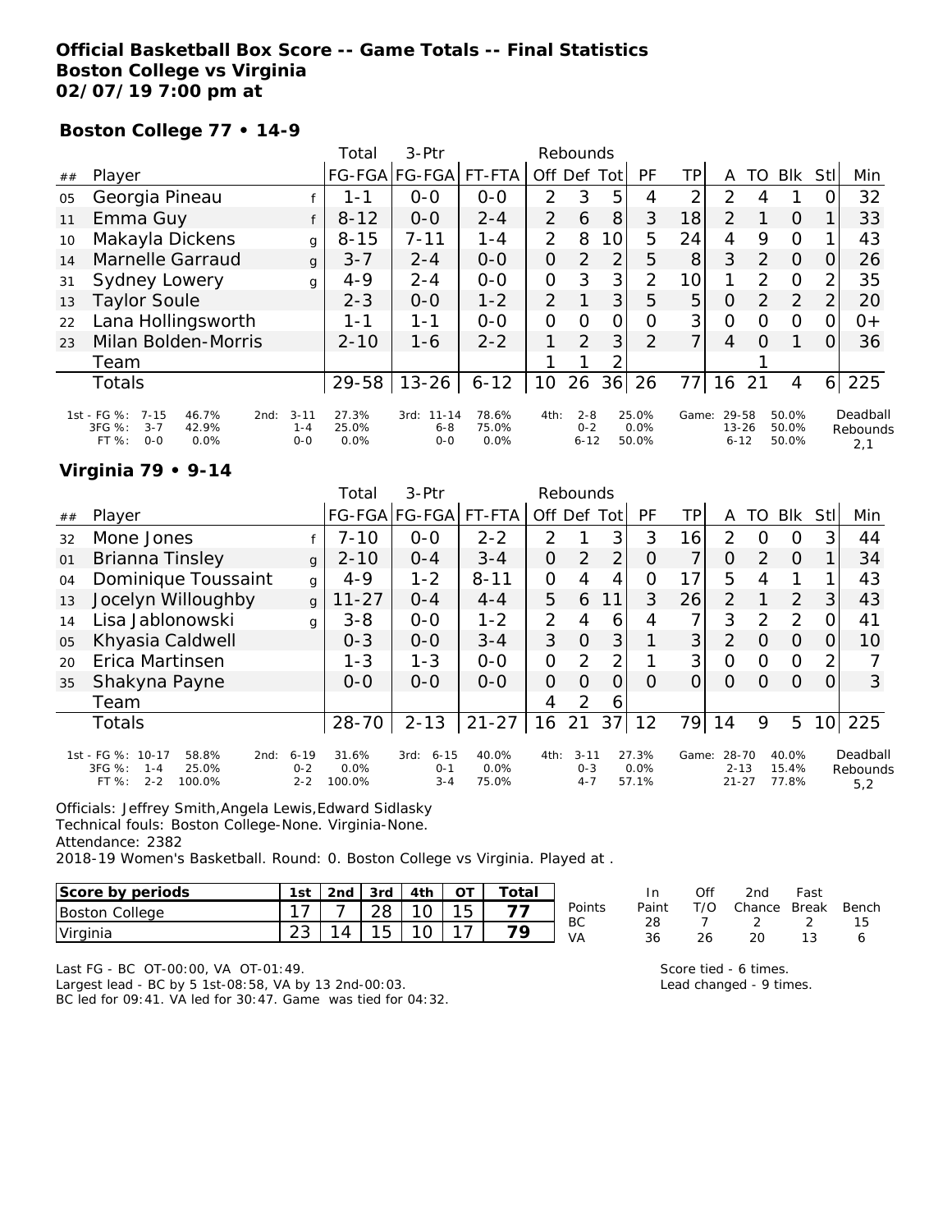**Official Basketball Box Score -- Game Totals -- Final Statistics**
**Boston College vs Virginia**
**02/07/19 7:00 pm at**

**Boston College 77 • 14-9**

| ## | Player | | Total FG-FGA | 3-Ptr FG-FGA | FT-FTA | Off | Def | Tot | PF | TP | A | TO | Blk | Stl | Min |
|---|---|---|---|---|---|---|---|---|---|---|---|---|---|---|---|
| 05 | Georgia Pineau | f | 1-1 | 0-0 | 0-0 | 2 | 3 | 5 | 4 | 2 | 2 | 4 | 1 | 0 | 32 |
| 11 | Emma Guy | f | 8-12 | 0-0 | 2-4 | 2 | 6 | 8 | 3 | 18 | 2 | 1 | 0 | 1 | 33 |
| 10 | Makayla Dickens | g | 8-15 | 7-11 | 1-4 | 2 | 8 | 10 | 5 | 24 | 4 | 9 | 0 | 1 | 43 |
| 14 | Marnelle Garraud | g | 3-7 | 2-4 | 0-0 | 0 | 2 | 2 | 5 | 8 | 3 | 2 | 0 | 0 | 26 |
| 31 | Sydney Lowery | g | 4-9 | 2-4 | 0-0 | 0 | 3 | 3 | 2 | 10 | 1 | 2 | 0 | 2 | 35 |
| 13 | Taylor Soule | | 2-3 | 0-0 | 1-2 | 2 | 1 | 3 | 5 | 5 | 0 | 2 | 2 | 2 | 20 |
| 22 | Lana Hollingsworth | | 1-1 | 1-1 | 0-0 | 0 | 0 | 0 | 0 | 3 | 0 | 0 | 0 | 0 | 0+ |
| 23 | Milan Bolden-Morris | | 2-10 | 1-6 | 2-2 | 1 | 2 | 3 | 2 | 7 | 4 | 0 | 1 | 0 | 36 |
| | Team | | | | | 1 | 1 | 2 | | | | 1 | | | |
| | Totals | | 29-58 | 13-26 | 6-12 | 10 | 26 | 36 | 26 | 77 | 16 | 21 | 4 | 6 | 225 |

| | FG % | 3FG % | FT % |
|---|---|---|---|
| 1st | 7-15 46.7% | 3-7 42.9% | 0-0 0.0% |
| 2nd | 3-11 27.3% | 1-4 25.0% | 0-0 0.0% |
| 3rd | 11-14 78.6% | 6-8 75.0% | 0-0 0.0% |
| 4th | 2-8 25.0% | 0-2 0.0% | 6-12 50.0% |
| Game | 29-58 50.0% | 13-26 50.0% | 6-12 50.0% |

Deadball Rebounds 2,1

**Virginia 79 • 9-14**

| ## | Player | | Total FG-FGA | 3-Ptr FG-FGA | FT-FTA | Off | Def | Tot | PF | TP | A | TO | Blk | Stl | Min |
|---|---|---|---|---|---|---|---|---|---|---|---|---|---|---|---|
| 32 | Mone Jones | f | 7-10 | 0-0 | 2-2 | 2 | 1 | 3 | 3 | 16 | 2 | 0 | 0 | 3 | 44 |
| 01 | Brianna Tinsley | g | 2-10 | 0-4 | 3-4 | 0 | 2 | 2 | 0 | 7 | 0 | 2 | 0 | 1 | 34 |
| 04 | Dominique Toussaint | g | 4-9 | 1-2 | 8-11 | 0 | 4 | 4 | 0 | 17 | 5 | 4 | 1 | 1 | 43 |
| 13 | Jocelyn Willoughby | g | 11-27 | 0-4 | 4-4 | 5 | 6 | 11 | 3 | 26 | 2 | 1 | 2 | 3 | 43 |
| 14 | Lisa Jablonowski | g | 3-8 | 0-0 | 1-2 | 2 | 4 | 6 | 4 | 7 | 3 | 2 | 2 | 0 | 41 |
| 05 | Khyasia Caldwell | | 0-3 | 0-0 | 3-4 | 3 | 0 | 3 | 1 | 3 | 2 | 0 | 0 | 0 | 10 |
| 20 | Erica Martinsen | | 1-3 | 1-3 | 0-0 | 0 | 2 | 2 | 1 | 3 | 0 | 0 | 0 | 2 | 7 |
| 35 | Shakyna Payne | | 0-0 | 0-0 | 0-0 | 0 | 0 | 0 | 0 | 0 | 0 | 0 | 0 | 0 | 3 |
| | Team | | | | | 4 | 2 | 6 | | | | | | | |
| | Totals | | 28-70 | 2-13 | 21-27 | 16 | 21 | 37 | 12 | 79 | 14 | 9 | 5 | 10 | 225 |

| | FG % | 3FG % | FT % |
|---|---|---|---|
| 1st | 10-17 58.8% | 1-4 25.0% | 2-2 100.0% |
| 2nd | 6-19 31.6% | 0-2 0.0% | 2-2 100.0% |
| 3rd | 6-15 40.0% | 0-1 0.0% | 3-4 75.0% |
| 4th | 3-11 27.3% | 0-3 0.0% | 4-7 57.1% |
| Game | 28-70 40.0% | 2-13 15.4% | 21-27 77.8% |

Deadball Rebounds 5,2

Officials: Jeffrey Smith,Angela Lewis,Edward Sidlasky
Technical fouls: Boston College-None. Virginia-None.
Attendance: 2382
2018-19 Women's Basketball. Round: 0. Boston College vs Virginia. Played at .

| Score by periods | 1st | 2nd | 3rd | 4th | OT | Total |
|---|---|---|---|---|---|---|
| Boston College | 17 | 7 | 28 | 10 | 15 | 77 |
| Virginia | 23 | 14 | 15 | 10 | 17 | 79 |

| Points | In Paint | Off T/O | 2nd Chance | Fast Break | Bench |
|---|---|---|---|---|---|
| BC | 28 | 7 | 2 | 2 | 15 |
| VA | 36 | 26 | 20 | 13 | 6 |

Last FG - BC OT-00:00, VA OT-01:49.
Largest lead - BC by 5 1st-08:58, VA by 13 2nd-00:03.
BC led for 09:41. VA led for 30:47. Game was tied for 04:32.

Score tied - 6 times.
Lead changed - 9 times.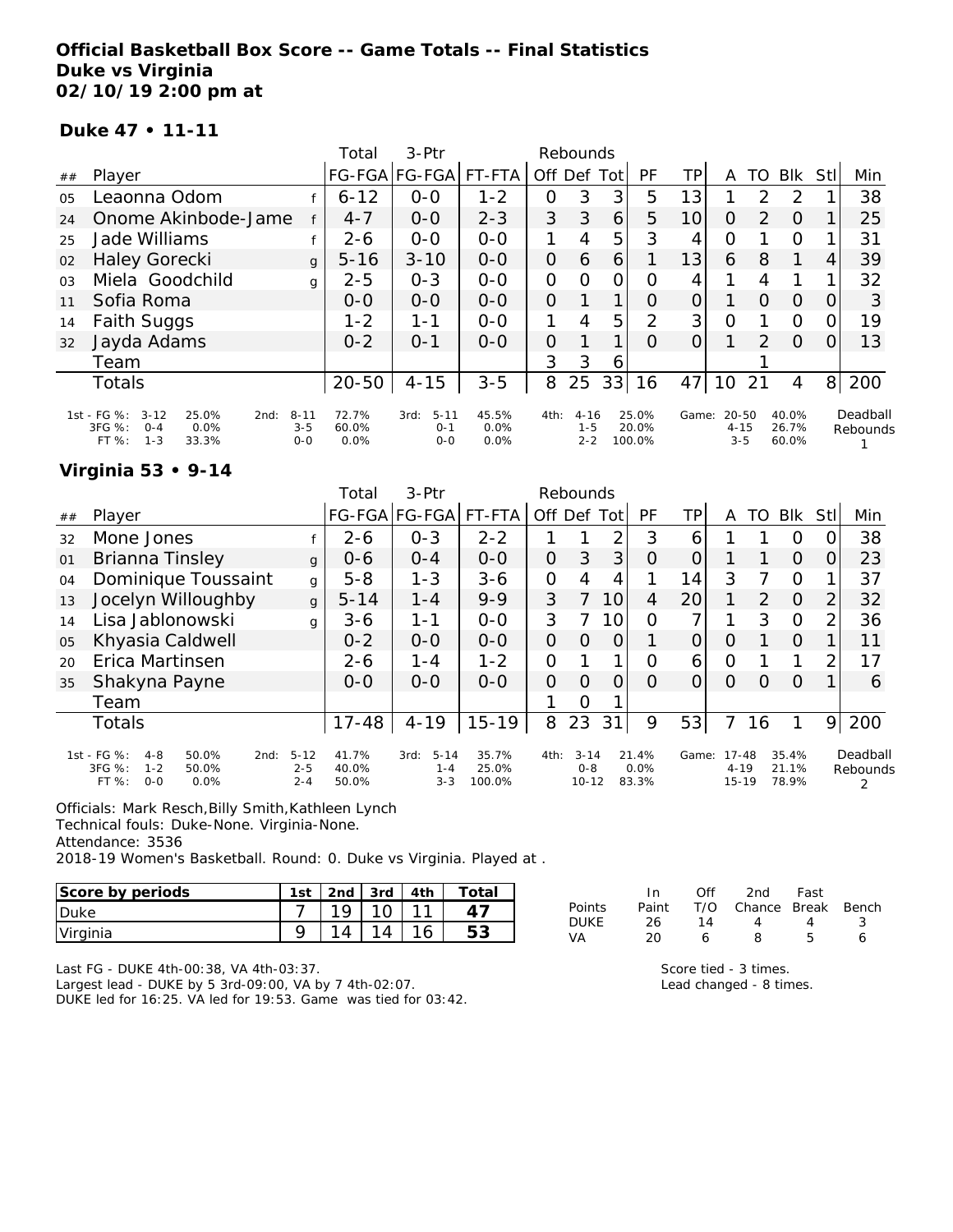**Official Basketball Box Score -- Game Totals -- Final Statistics**
**Duke vs Virginia**
**02/10/19 2:00 pm at**

**Duke 47 • 11-11**

| ## | Player | | Total FG-FGA | 3-Ptr FG-FGA | FT-FTA | Rebounds Off | Def | Tot | PF | TP | A | TO | Blk | Stl | Min |
|---|---|---|---|---|---|---|---|---|---|---|---|---|---|---|---|
| 05 | Leaonna Odom | f | 6-12 | 0-0 | 1-2 | 0 | 3 | 3 | 5 | 13 | 1 | 2 | 2 | 1 | 38 |
| 24 | Onome Akinbode-Jame | f | 4-7 | 0-0 | 2-3 | 3 | 3 | 6 | 5 | 10 | 0 | 2 | 0 | 1 | 25 |
| 25 | Jade Williams | f | 2-6 | 0-0 | 0-0 | 1 | 4 | 5 | 3 | 4 | 0 | 1 | 0 | 1 | 31 |
| 02 | Haley Gorecki | g | 5-16 | 3-10 | 0-0 | 0 | 6 | 6 | 1 | 13 | 6 | 8 | 1 | 4 | 39 |
| 03 | Miela Goodchild | g | 2-5 | 0-3 | 0-0 | 0 | 0 | 0 | 0 | 4 | 1 | 4 | 1 | 1 | 32 |
| 11 | Sofia Roma | | 0-0 | 0-0 | 0-0 | 0 | 1 | 1 | 0 | 0 | 1 | 0 | 0 | 0 | 3 |
| 14 | Faith Suggs | | 1-2 | 1-1 | 0-0 | 1 | 4 | 5 | 2 | 3 | 0 | 1 | 0 | 0 | 19 |
| 32 | Jayda Adams | | 0-2 | 0-1 | 0-0 | 0 | 1 | 1 | 0 | 0 | 1 | 2 | 0 | 0 | 13 |
| | Team | | | | | 3 | 3 | 6 | | | | 1 | | | |
| | Totals | | 20-50 | 4-15 | 3-5 | 8 | 25 | 33 | 16 | 47 | 10 | 21 | 4 | 8 | 200 |

| | FG | % | | FG | % | | FG | % | | FG | % | | FG | % |
|---|---|---|---|---|---|---|---|---|---|---|---|---|---|---|
| 1st - FG %: | 3-12 | 25.0% | 2nd: | 8-11 | 72.7% | 3rd: | 5-11 | 45.5% | 4th: | 4-16 | 25.0% | Game: | 20-50 | 40.0% |
| 3FG %: | 0-4 | 0.0% | | 3-5 | 60.0% | | 0-1 | 0.0% | | 1-5 | 20.0% | | 4-15 | 26.7% |
| FT %: | 1-3 | 33.3% | | 0-0 | 0.0% | | 0-0 | 0.0% | | 2-2 | 100.0% | | 3-5 | 60.0% |

Deadball Rebounds: 1

**Virginia 53 • 9-14**

| ## | Player | | Total FG-FGA | 3-Ptr FG-FGA | FT-FTA | Rebounds Off | Def | Tot | PF | TP | A | TO | Blk | Stl | Min |
|---|---|---|---|---|---|---|---|---|---|---|---|---|---|---|---|
| 32 | Mone Jones | f | 2-6 | 0-3 | 2-2 | 1 | 1 | 2 | 3 | 6 | 1 | 1 | 0 | 0 | 38 |
| 01 | Brianna Tinsley | g | 0-6 | 0-4 | 0-0 | 0 | 3 | 3 | 0 | 0 | 1 | 1 | 0 | 0 | 23 |
| 04 | Dominique Toussaint | g | 5-8 | 1-3 | 3-6 | 0 | 4 | 4 | 1 | 14 | 3 | 7 | 0 | 1 | 37 |
| 13 | Jocelyn Willoughby | g | 5-14 | 1-4 | 9-9 | 3 | 7 | 10 | 4 | 20 | 1 | 2 | 0 | 2 | 32 |
| 14 | Lisa Jablonowski | g | 3-6 | 1-1 | 0-0 | 3 | 7 | 10 | 0 | 7 | 1 | 3 | 0 | 2 | 36 |
| 05 | Khyasia Caldwell | | 0-2 | 0-0 | 0-0 | 0 | 0 | 0 | 1 | 0 | 0 | 1 | 0 | 1 | 11 |
| 20 | Erica Martinsen | | 2-6 | 1-4 | 1-2 | 0 | 1 | 1 | 0 | 6 | 0 | 1 | 1 | 2 | 17 |
| 35 | Shakyna Payne | | 0-0 | 0-0 | 0-0 | 0 | 0 | 0 | 0 | 0 | 0 | 0 | 0 | 1 | 6 |
| | Team | | | | | 1 | 0 | 1 | | | | | | | |
| | Totals | | 17-48 | 4-19 | 15-19 | 8 | 23 | 31 | 9 | 53 | 7 | 16 | 1 | 9 | 200 |

| | FG | % | | FG | % | | FG | % | | FG | % | | FG | % |
|---|---|---|---|---|---|---|---|---|---|---|---|---|---|---|
| 1st - FG %: | 4-8 | 50.0% | 2nd: | 5-12 | 41.7% | 3rd: | 5-14 | 35.7% | 4th: | 3-14 | 21.4% | Game: | 17-48 | 35.4% |
| 3FG %: | 1-2 | 50.0% | | 2-5 | 40.0% | | 1-4 | 25.0% | | 0-8 | 0.0% | | 4-19 | 21.1% |
| FT %: | 0-0 | 0.0% | | 2-4 | 50.0% | | 3-3 | 100.0% | | 10-12 | 83.3% | | 15-19 | 78.9% |

Deadball Rebounds: 2

Officials: Mark Resch,Billy Smith,Kathleen Lynch
Technical fouls: Duke-None. Virginia-None.
Attendance: 3536
2018-19 Women's Basketball. Round: 0. Duke vs Virginia. Played at .

| Score by periods | 1st | 2nd | 3rd | 4th | Total |
|---|---|---|---|---|---|
| Duke | 7 | 19 | 10 | 11 | 47 |
| Virginia | 9 | 14 | 14 | 16 | 53 |

| Points | In Paint | Off T/O | 2nd Chance | Fast Break | Bench |
|---|---|---|---|---|---|
| DUKE | 26 | 14 | 4 | 4 | 3 |
| VA | 20 | 6 | 8 | 5 | 6 |

Last FG - DUKE 4th-00:38, VA 4th-03:37.
Largest lead - DUKE by 5 3rd-09:00, VA by 7 4th-02:07.
DUKE led for 16:25. VA led for 19:53. Game was tied for 03:42.

Score tied - 3 times.
Lead changed - 8 times.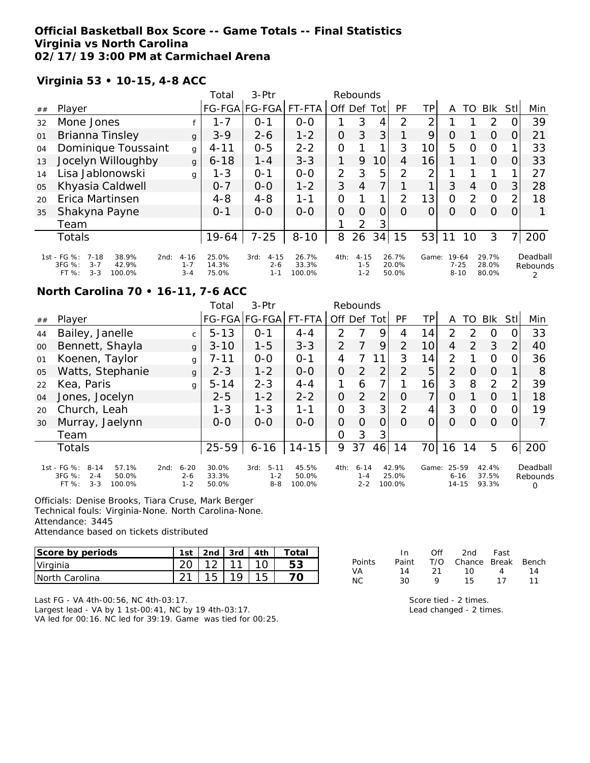**Official Basketball Box Score -- Game Totals -- Final Statistics**
**Virginia vs North Carolina**
**02/17/19 3:00 PM at Carmichael Arena**

**Virginia 53 • 10-15, 4-8 ACC**

| ## | Player | | Total FG-FGA | 3-Ptr FG-FGA | FT-FTA | Off | Def | Tot | PF | TP | A | TO | Blk | Stl | Min |
|---|---|---|---|---|---|---|---|---|---|---|---|---|---|---|---|
| 32 | Mone Jones | f | 1-7 | 0-1 | 0-0 | 1 | 3 | 4 | 2 | 2 | 1 | 1 | 2 | 0 | 39 |
| 01 | Brianna Tinsley | g | 3-9 | 2-6 | 1-2 | 0 | 3 | 3 | 1 | 9 | 0 | 1 | 0 | 0 | 21 |
| 04 | Dominique Toussaint | g | 4-11 | 0-5 | 2-2 | 0 | 1 | 1 | 3 | 10 | 5 | 0 | 0 | 1 | 33 |
| 13 | Jocelyn Willoughby | g | 6-18 | 1-4 | 3-3 | 1 | 9 | 10 | 4 | 16 | 1 | 1 | 0 | 0 | 33 |
| 14 | Lisa Jablonowski | g | 1-3 | 0-1 | 0-0 | 2 | 3 | 5 | 2 | 2 | 1 | 1 | 1 | 1 | 27 |
| 05 | Khyasia Caldwell | | 0-7 | 0-0 | 1-2 | 3 | 4 | 7 | 1 | 1 | 3 | 4 | 0 | 3 | 28 |
| 20 | Erica Martinsen | | 4-8 | 4-8 | 1-1 | 0 | 1 | 1 | 2 | 13 | 0 | 2 | 0 | 2 | 18 |
| 35 | Shakyna Payne | | 0-1 | 0-0 | 0-0 | 0 | 0 | 0 | 0 | 0 | 0 | 0 | 0 | 0 | 1 |
| | Team | | | | | 1 | 2 | 3 | | | | | | | |
| | Totals | | 19-64 | 7-25 | 8-10 | 8 | 26 | 34 | 15 | 53 | 11 | 10 | 3 | 7 | 200 |

| | | | 2nd | | 3rd | | 4th | | Game | | Deadball Rebounds |
|---|---|---|---|---|---|---|---|---|---|---|---|
| 1st - FG %: 7-18 | 38.9% | 2nd: 4-16 | 25.0% | 3rd: 4-15 | 26.7% | 4th: 4-15 | 26.7% | Game: 19-64 | 29.7% | | 2 |
| 3FG %: 3-7 | 42.9% | 1-7 | 14.3% | 2-6 | 33.3% | 1-5 | 20.0% | 7-25 | 28.0% | | |
| FT %: 3-3 | 100.0% | 3-4 | 75.0% | 1-1 | 100.0% | 1-2 | 50.0% | 8-10 | 80.0% | | |

**North Carolina 70 • 16-11, 7-6 ACC**

| ## | Player | | Total FG-FGA | 3-Ptr FG-FGA | FT-FTA | Off | Def | Tot | PF | TP | A | TO | Blk | Stl | Min |
|---|---|---|---|---|---|---|---|---|---|---|---|---|---|---|---|
| 44 | Bailey, Janelle | c | 5-13 | 0-1 | 4-4 | 2 | 7 | 9 | 4 | 14 | 2 | 2 | 0 | 0 | 33 |
| 00 | Bennett, Shayla | g | 3-10 | 1-5 | 3-3 | 2 | 7 | 9 | 2 | 10 | 4 | 2 | 3 | 2 | 40 |
| 01 | Koenen, Taylor | g | 7-11 | 0-0 | 0-1 | 4 | 7 | 11 | 3 | 14 | 2 | 1 | 0 | 0 | 36 |
| 05 | Watts, Stephanie | g | 2-3 | 1-2 | 0-0 | 0 | 2 | 2 | 2 | 5 | 2 | 0 | 0 | 1 | 8 |
| 22 | Kea, Paris | g | 5-14 | 2-3 | 4-4 | 1 | 6 | 7 | 1 | 16 | 3 | 8 | 2 | 2 | 39 |
| 04 | Jones, Jocelyn | | 2-5 | 1-2 | 2-2 | 0 | 2 | 2 | 0 | 7 | 0 | 1 | 0 | 1 | 18 |
| 20 | Church, Leah | | 1-3 | 1-3 | 1-1 | 0 | 3 | 3 | 2 | 4 | 3 | 0 | 0 | 0 | 19 |
| 30 | Murray, Jaelynn | | 0-0 | 0-0 | 0-0 | 0 | 0 | 0 | 0 | 0 | 0 | 0 | 0 | 0 | 7 |
| | Team | | | | | 0 | 3 | 3 | | | | | | | |
| | Totals | | 25-59 | 6-16 | 14-15 | 9 | 37 | 46 | 14 | 70 | 16 | 14 | 5 | 6 | 200 |

| | | | 2nd | | 3rd | | 4th | | Game | | Deadball Rebounds |
|---|---|---|---|---|---|---|---|---|---|---|---|
| 1st - FG %: 8-14 | 57.1% | 2nd: 6-20 | 30.0% | 3rd: 5-11 | 45.5% | 4th: 6-14 | 42.9% | Game: 25-59 | 42.4% | | 0 |
| 3FG %: 2-4 | 50.0% | 2-6 | 33.3% | 1-2 | 50.0% | 1-4 | 25.0% | 6-16 | 37.5% | | |
| FT %: 3-3 | 100.0% | 1-2 | 50.0% | 8-8 | 100.0% | 2-2 | 100.0% | 14-15 | 93.3% | | |

Officials: Denise Brooks, Tiara Cruse, Mark Berger
Technical fouls: Virginia-None. North Carolina-None.
Attendance: 3445
Attendance based on tickets distributed

| Score by periods | 1st | 2nd | 3rd | 4th | Total |
|---|---|---|---|---|---|
| Virginia | 20 | 12 | 11 | 10 | **53** |
| North Carolina | 21 | 15 | 19 | 15 | **70** |

| Points | In Paint | Off T/O | 2nd Chance | Fast Break | Bench |
|---|---|---|---|---|---|
| VA | 14 | 21 | 10 | 4 | 14 |
| NC | 30 | 9 | 15 | 17 | 11 |

Last FG - VA 4th-00:56, NC 4th-03:17.
Largest lead - VA by 1 1st-00:41, NC by 19 4th-03:17.
VA led for 00:16. NC led for 39:19. Game was tied for 00:25.

Score tied - 2 times.
Lead changed - 2 times.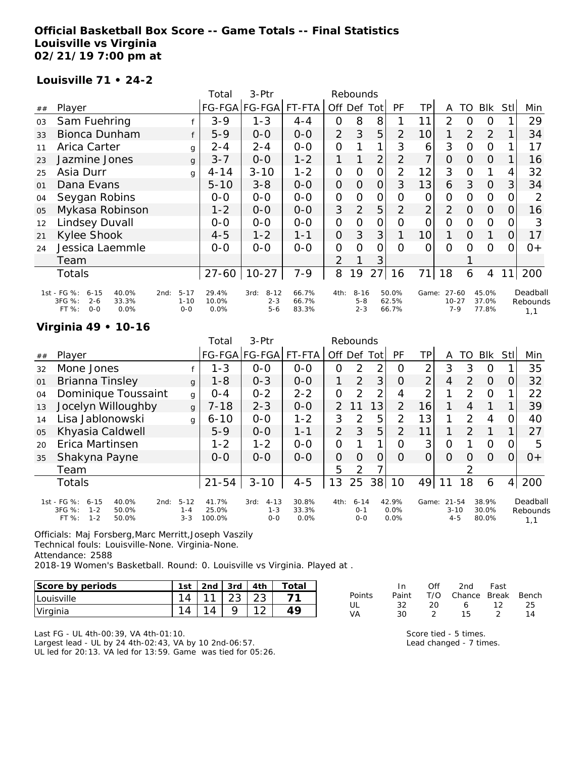**Official Basketball Box Score -- Game Totals -- Final Statistics**
**Louisville vs Virginia**
**02/21/19 7:00 pm at**

**Louisville 71 • 24-2**

| ## | Player | | Total FG-FGA | 3-Ptr FG-FGA | FT-FTA | Rebounds Off | Def | Tot | PF | TP | A | TO | Blk | Stl | Min |
|---|---|---|---|---|---|---|---|---|---|---|---|---|---|---|---|
| 03 | Sam Fuehring | f | 3-9 | 1-3 | 4-4 | 0 | 8 | 8 | 1 | 11 | 2 | 0 | 0 | 1 | 29 |
| 33 | Bionca Dunham | f | 5-9 | 0-0 | 0-0 | 2 | 3 | 5 | 2 | 10 | 1 | 2 | 2 | 1 | 34 |
| 11 | Arica Carter | g | 2-4 | 2-4 | 0-0 | 0 | 1 | 1 | 3 | 6 | 3 | 0 | 0 | 1 | 17 |
| 23 | Jazmine Jones | g | 3-7 | 0-0 | 1-2 | 1 | 1 | 2 | 2 | 7 | 0 | 0 | 0 | 1 | 16 |
| 25 | Asia Durr | g | 4-14 | 3-10 | 1-2 | 0 | 0 | 0 | 2 | 12 | 3 | 0 | 1 | 4 | 32 |
| 01 | Dana Evans | | 5-10 | 3-8 | 0-0 | 0 | 0 | 0 | 3 | 13 | 6 | 3 | 0 | 3 | 34 |
| 04 | Seygan Robins | | 0-0 | 0-0 | 0-0 | 0 | 0 | 0 | 0 | 0 | 0 | 0 | 0 | 0 | 2 |
| 05 | Mykasa Robinson | | 1-2 | 0-0 | 0-0 | 3 | 2 | 5 | 2 | 2 | 2 | 0 | 0 | 0 | 16 |
| 12 | Lindsey Duvall | | 0-0 | 0-0 | 0-0 | 0 | 0 | 0 | 0 | 0 | 0 | 0 | 0 | 0 | 3 |
| 21 | Kylee Shook | | 4-5 | 1-2 | 1-1 | 0 | 3 | 3 | 1 | 10 | 1 | 0 | 1 | 0 | 17 |
| 24 | Jessica Laemmle | | 0-0 | 0-0 | 0-0 | 0 | 0 | 0 | 0 | 0 | 0 | 0 | 0 | 0 | 0+ |
| | Team | | | | | 2 | 1 | 3 | | | | 1 | | | |
| | Totals | | 27-60 | 10-27 | 7-9 | 8 | 19 | 27 | 16 | 71 | 18 | 6 | 4 | 11 | 200 |

| | | | | | | |
|---|---|---|---|---|---|---|
| 1st - FG %: 6-15 40.0% | 2nd: 5-17 29.4% | 3rd: 8-12 66.7% | 4th: 8-16 50.0% | Game: 27-60 45.0% | Deadball Rebounds |
| 3FG %: 2-6 33.3% | 1-10 10.0% | 2-3 66.7% | 5-8 62.5% | 10-27 37.0% | 1,1 |
| FT %: 0-0 0.0% | 0-0 0.0% | 5-6 83.3% | 2-3 66.7% | 7-9 77.8% | |

**Virginia 49 • 10-16**

| ## | Player | | Total FG-FGA | 3-Ptr FG-FGA | FT-FTA | Rebounds Off | Def | Tot | PF | TP | A | TO | Blk | Stl | Min |
|---|---|---|---|---|---|---|---|---|---|---|---|---|---|---|---|
| 32 | Mone Jones | f | 1-3 | 0-0 | 0-0 | 0 | 2 | 2 | 0 | 2 | 3 | 3 | 0 | 1 | 35 |
| 01 | Brianna Tinsley | g | 1-8 | 0-3 | 0-0 | 1 | 2 | 3 | 0 | 2 | 4 | 2 | 0 | 0 | 32 |
| 04 | Dominique Toussaint | g | 0-4 | 0-2 | 2-2 | 0 | 2 | 2 | 4 | 2 | 1 | 2 | 0 | 1 | 22 |
| 13 | Jocelyn Willoughby | g | 7-18 | 2-3 | 0-0 | 2 | 11 | 13 | 2 | 16 | 1 | 4 | 1 | 1 | 39 |
| 14 | Lisa Jablonowski | g | 6-10 | 0-0 | 1-2 | 3 | 2 | 5 | 2 | 13 | 1 | 2 | 4 | 0 | 40 |
| 05 | Khyasia Caldwell | | 5-9 | 0-0 | 1-1 | 2 | 3 | 5 | 2 | 11 | 1 | 2 | 1 | 1 | 27 |
| 20 | Erica Martinsen | | 1-2 | 1-2 | 0-0 | 0 | 1 | 1 | 0 | 3 | 0 | 1 | 0 | 0 | 5 |
| 35 | Shakyna Payne | | 0-0 | 0-0 | 0-0 | 0 | 0 | 0 | 0 | 0 | 0 | 0 | 0 | 0 | 0+ |
| | Team | | | | | 5 | 2 | 7 | | | | 2 | | | |
| | Totals | | 21-54 | 3-10 | 4-5 | 13 | 25 | 38 | 10 | 49 | 11 | 18 | 6 | 4 | 200 |

| | | | | | |
|---|---|---|---|---|---|
| 1st - FG %: 6-15 40.0% | 2nd: 5-12 41.7% | 3rd: 4-13 30.8% | 4th: 6-14 42.9% | Game: 21-54 38.9% | Deadball Rebounds |
| 3FG %: 1-2 50.0% | 1-4 25.0% | 1-3 33.3% | 0-1 0.0% | 3-10 30.0% | 1,1 |
| FT %: 1-2 50.0% | 3-3 100.0% | 0-0 0.0% | 0-0 0.0% | 4-5 80.0% | |

Officials: Maj Forsberg,Marc Merritt,Joseph Vaszily
Technical fouls: Louisville-None. Virginia-None.
Attendance: 2588
2018-19 Women's Basketball. Round: 0. Louisville vs Virginia. Played at .

| Score by periods | 1st | 2nd | 3rd | 4th | Total |
|---|---|---|---|---|---|
| Louisville | 14 | 11 | 23 | 23 | 71 |
| Virginia | 14 | 14 | 9 | 12 | 49 |

| Points | In Paint | Off T/O | 2nd Chance | Fast Break | Bench |
|---|---|---|---|---|---|
| UL | 32 | 20 | 6 | 12 | 25 |
| VA | 30 | 2 | 15 | 2 | 14 |

Last FG - UL 4th-00:39, VA 4th-01:10.
Largest lead - UL by 24 4th-02:43, VA by 10 2nd-06:57.
UL led for 20:13. VA led for 13:59. Game was tied for 05:26.

Score tied - 5 times.
Lead changed - 7 times.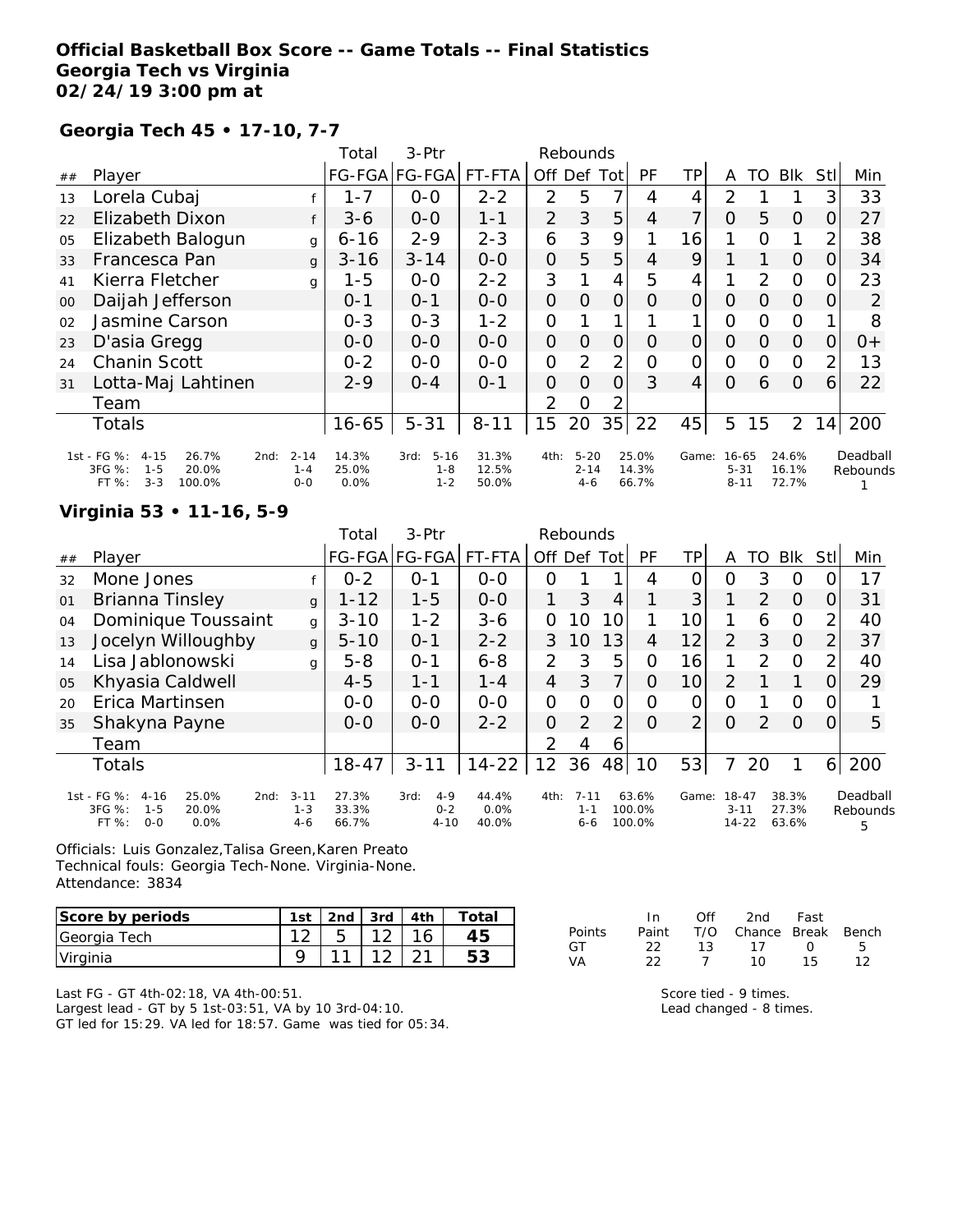**Official Basketball Box Score -- Game Totals -- Final Statistics**
**Georgia Tech vs Virginia**
**02/24/19 3:00 pm at**

### Georgia Tech 45 • 17-10, 7-7

| ## | Player | | Total FG-FGA | 3-Ptr FG-FGA | FT-FTA | Rebounds Off | Def | Tot | PF | TP | A | TO | Blk | Stl | Min |
|---|---|---|---|---|---|---|---|---|---|---|---|---|---|---|---|
| 13 | Lorela Cubaj | f | 1-7 | 0-0 | 2-2 | 2 | 5 | 7 | 4 | 4 | 2 | 1 | 1 | 3 | 33 |
| 22 | Elizabeth Dixon | f | 3-6 | 0-0 | 1-1 | 2 | 3 | 5 | 4 | 7 | 0 | 5 | 0 | 0 | 27 |
| 05 | Elizabeth Balogun | g | 6-16 | 2-9 | 2-3 | 6 | 3 | 9 | 1 | 16 | 1 | 0 | 1 | 2 | 38 |
| 33 | Francesca Pan | g | 3-16 | 3-14 | 0-0 | 0 | 5 | 5 | 4 | 9 | 1 | 1 | 0 | 0 | 34 |
| 41 | Kierra Fletcher | g | 1-5 | 0-0 | 2-2 | 3 | 1 | 4 | 5 | 4 | 1 | 2 | 0 | 0 | 23 |
| 00 | Daijah Jefferson | | 0-1 | 0-1 | 0-0 | 0 | 0 | 0 | 0 | 0 | 0 | 0 | 0 | 0 | 2 |
| 02 | Jasmine Carson | | 0-3 | 0-3 | 1-2 | 0 | 1 | 1 | 1 | 1 | 0 | 0 | 0 | 1 | 8 |
| 23 | D'asia Gregg | | 0-0 | 0-0 | 0-0 | 0 | 0 | 0 | 0 | 0 | 0 | 0 | 0 | 0 | 0+ |
| 24 | Chanin Scott | | 0-2 | 0-0 | 0-0 | 0 | 2 | 2 | 0 | 0 | 0 | 0 | 0 | 2 | 13 |
| 31 | Lotta-Maj Lahtinen | | 2-9 | 0-4 | 0-1 | 0 | 0 | 0 | 3 | 4 | 0 | 6 | 0 | 6 | 22 |
| | Team | | | | | 2 | 0 | 2 | | | | | | | |
| | Totals | | 16-65 | 5-31 | 8-11 | 15 | 20 | 35 | 22 | 45 | 5 | 15 | 2 | 14 | 200 |

| | 1st | 2nd | 3rd | 4th | Game | Deadball Rebounds |
|---|---|---|---|---|---|---|
| FG % | 4-15 26.7% | 2-14 14.3% | 5-16 31.3% | 5-20 25.0% | 16-65 24.6% | 1 |
| 3FG % | 1-5 20.0% | 1-4 25.0% | 1-8 12.5% | 2-14 14.3% | 5-31 16.1% | |
| FT % | 3-3 100.0% | 0-0 0.0% | 1-2 50.0% | 4-6 66.7% | 8-11 72.7% | |

### Virginia 53 • 11-16, 5-9

| ## | Player | | Total FG-FGA | 3-Ptr FG-FGA | FT-FTA | Rebounds Off | Def | Tot | PF | TP | A | TO | Blk | Stl | Min |
|---|---|---|---|---|---|---|---|---|---|---|---|---|---|---|---|
| 32 | Mone Jones | f | 0-2 | 0-1 | 0-0 | 0 | 1 | 1 | 4 | 0 | 0 | 3 | 0 | 0 | 17 |
| 01 | Brianna Tinsley | g | 1-12 | 1-5 | 0-0 | 1 | 3 | 4 | 1 | 3 | 1 | 2 | 0 | 0 | 31 |
| 04 | Dominique Toussaint | g | 3-10 | 1-2 | 3-6 | 0 | 10 | 10 | 1 | 10 | 1 | 6 | 0 | 2 | 40 |
| 13 | Jocelyn Willoughby | g | 5-10 | 0-1 | 2-2 | 3 | 10 | 13 | 4 | 12 | 2 | 3 | 0 | 2 | 37 |
| 14 | Lisa Jablonowski | g | 5-8 | 0-1 | 6-8 | 2 | 3 | 5 | 0 | 16 | 1 | 2 | 0 | 2 | 40 |
| 05 | Khyasia Caldwell | | 4-5 | 1-1 | 1-4 | 4 | 3 | 7 | 0 | 10 | 2 | 1 | 1 | 0 | 29 |
| 20 | Erica Martinsen | | 0-0 | 0-0 | 0-0 | 0 | 0 | 0 | 0 | 0 | 0 | 1 | 0 | 0 | 1 |
| 35 | Shakyna Payne | | 0-0 | 0-0 | 2-2 | 0 | 2 | 2 | 0 | 2 | 0 | 2 | 0 | 0 | 5 |
| | Team | | | | | 2 | 4 | 6 | | | | | | | |
| | Totals | | 18-47 | 3-11 | 14-22 | 12 | 36 | 48 | 10 | 53 | 7 | 20 | 1 | 6 | 200 |

| | 1st | 2nd | 3rd | 4th | Game | Deadball Rebounds |
|---|---|---|---|---|---|---|
| FG % | 4-16 25.0% | 3-11 27.3% | 4-9 44.4% | 7-11 63.6% | 18-47 38.3% | 5 |
| 3FG % | 1-5 20.0% | 1-3 33.3% | 0-2 0.0% | 1-1 100.0% | 3-11 27.3% | |
| FT % | 0-0 0.0% | 4-6 66.7% | 4-10 40.0% | 6-6 100.0% | 14-22 63.6% | |

Officials: Luis Gonzalez,Talisa Green,Karen Preato
Technical fouls: Georgia Tech-None. Virginia-None.
Attendance: 3834

| Score by periods | 1st | 2nd | 3rd | 4th | Total |
|---|---|---|---|---|---|
| Georgia Tech | 12 | 5 | 12 | 16 | 45 |
| Virginia | 9 | 11 | 12 | 21 | 53 |

| Points | In Paint | Off T/O | 2nd Chance | Fast Break | Bench |
|---|---|---|---|---|---|
| GT | 22 | 13 | 17 | 0 | 5 |
| VA | 22 | 7 | 10 | 15 | 12 |

Last FG - GT 4th-02:18, VA 4th-00:51.
Largest lead - GT by 5 1st-03:51, VA by 10 3rd-04:10.
GT led for 15:29. VA led for 18:57. Game was tied for 05:34.

Score tied - 9 times.
Lead changed - 8 times.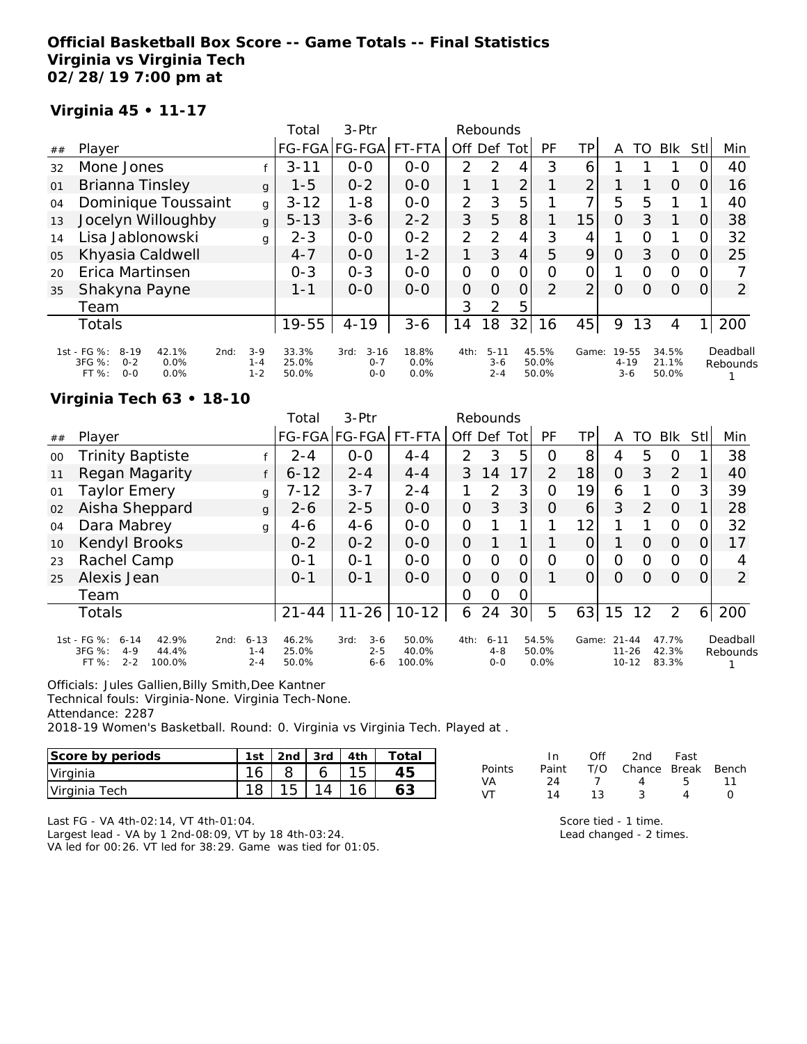**Official Basketball Box Score -- Game Totals -- Final Statistics**
**Virginia vs Virginia Tech**
**02/28/19 7:00 pm at**

**Virginia 45 • 11-17**

| ## | Player | | Total FG-FGA | 3-Ptr FG-FGA | FT-FTA | Rebounds Off | Def | Tot | PF | TP | A | TO | Blk | Stl | Min |
|---|---|---|---|---|---|---|---|---|---|---|---|---|---|---|---|
| 32 | Mone Jones | f | 3-11 | 0-0 | 0-0 | 2 | 2 | 4 | 3 | 6 | 1 | 1 | 1 | 0 | 40 |
| 01 | Brianna Tinsley | g | 1-5 | 0-2 | 0-0 | 1 | 1 | 2 | 1 | 2 | 1 | 1 | 0 | 0 | 16 |
| 04 | Dominique Toussaint | g | 3-12 | 1-8 | 0-0 | 2 | 3 | 5 | 1 | 7 | 5 | 5 | 1 | 1 | 40 |
| 13 | Jocelyn Willoughby | g | 5-13 | 3-6 | 2-2 | 3 | 5 | 8 | 1 | 15 | 0 | 3 | 1 | 0 | 38 |
| 14 | Lisa Jablonowski | g | 2-3 | 0-0 | 0-2 | 2 | 2 | 4 | 3 | 4 | 1 | 0 | 1 | 0 | 32 |
| 05 | Khyasia Caldwell | | 4-7 | 0-0 | 1-2 | 1 | 3 | 4 | 5 | 9 | 0 | 3 | 0 | 0 | 25 |
| 20 | Erica Martinsen | | 0-3 | 0-3 | 0-0 | 0 | 0 | 0 | 0 | 0 | 1 | 0 | 0 | 0 | 7 |
| 35 | Shakyna Payne | | 1-1 | 0-0 | 0-0 | 0 | 0 | 0 | 2 | 2 | 0 | 0 | 0 | 0 | 2 |
| | Team | | | | | 3 | 2 | 5 | | | | | | | |
| | Totals | | 19-55 | 4-19 | 3-6 | 14 | 18 | 32 | 16 | 45 | 9 | 13 | 4 | 1 | 200 |

| | 1st | | 2nd | | 3rd | | 4th | | Game | | Deadball Rebounds |
|---|---|---|---|---|---|---|---|---|---|---|---|
| FG % | 8-19 | 42.1% | 3-9 | 33.3% | 3-16 | 18.8% | 5-11 | 45.5% | 19-55 | 34.5% | 1 |
| 3FG % | 0-2 | 0.0% | 1-4 | 25.0% | 0-7 | 0.0% | 3-6 | 50.0% | 4-19 | 21.1% | |
| FT % | 0-0 | 0.0% | 1-2 | 50.0% | 0-0 | 0.0% | 2-4 | 50.0% | 3-6 | 50.0% | |

**Virginia Tech 63 • 18-10**

| ## | Player | | Total FG-FGA | 3-Ptr FG-FGA | FT-FTA | Rebounds Off | Def | Tot | PF | TP | A | TO | Blk | Stl | Min |
|---|---|---|---|---|---|---|---|---|---|---|---|---|---|---|---|
| 00 | Trinity Baptiste | f | 2-4 | 0-0 | 4-4 | 2 | 3 | 5 | 0 | 8 | 4 | 5 | 0 | 1 | 38 |
| 11 | Regan Magarity | f | 6-12 | 2-4 | 4-4 | 3 | 14 | 17 | 2 | 18 | 0 | 3 | 2 | 1 | 40 |
| 01 | Taylor Emery | g | 7-12 | 3-7 | 2-4 | 1 | 2 | 3 | 0 | 19 | 6 | 1 | 0 | 3 | 39 |
| 02 | Aisha Sheppard | g | 2-6 | 2-5 | 0-0 | 0 | 3 | 3 | 0 | 6 | 3 | 2 | 0 | 1 | 28 |
| 04 | Dara Mabrey | g | 4-6 | 4-6 | 0-0 | 0 | 1 | 1 | 1 | 12 | 1 | 1 | 0 | 0 | 32 |
| 10 | Kendyl Brooks | | 0-2 | 0-2 | 0-0 | 0 | 1 | 1 | 1 | 0 | 1 | 0 | 0 | 0 | 17 |
| 23 | Rachel Camp | | 0-1 | 0-1 | 0-0 | 0 | 0 | 0 | 0 | 0 | 0 | 0 | 0 | 0 | 4 |
| 25 | Alexis Jean | | 0-1 | 0-1 | 0-0 | 0 | 0 | 0 | 1 | 0 | 0 | 0 | 0 | 0 | 2 |
| | Team | | | | | 0 | 0 | 0 | | | | | | | |
| | Totals | | 21-44 | 11-26 | 10-12 | 6 | 24 | 30 | 5 | 63 | 15 | 12 | 2 | 6 | 200 |

| | 1st | | 2nd | | 3rd | | 4th | | Game | | Deadball Rebounds |
|---|---|---|---|---|---|---|---|---|---|---|---|
| FG % | 6-14 | 42.9% | 6-13 | 46.2% | 3-6 | 50.0% | 6-11 | 54.5% | 21-44 | 47.7% | 1 |
| 3FG % | 4-9 | 44.4% | 1-4 | 25.0% | 2-5 | 40.0% | 4-8 | 50.0% | 11-26 | 42.3% | |
| FT % | 2-2 | 100.0% | 2-4 | 50.0% | 6-6 | 100.0% | 0-0 | 0.0% | 10-12 | 83.3% | |

Officials: Jules Gallien,Billy Smith,Dee Kantner
Technical fouls: Virginia-None. Virginia Tech-None.
Attendance: 2287
2018-19 Women's Basketball. Round: 0. Virginia vs Virginia Tech. Played at .

| Score by periods | 1st | 2nd | 3rd | 4th | Total |
|---|---|---|---|---|---|
| Virginia | 16 | 8 | 6 | 15 | 45 |
| Virginia Tech | 18 | 15 | 14 | 16 | 63 |

| Points | In Paint | Off T/O | 2nd Chance | Fast Break | Bench |
|---|---|---|---|---|---|
| VA | 24 | 7 | 4 | 5 | 11 |
| VT | 14 | 13 | 3 | 4 | 0 |

Last FG - VA 4th-02:14, VT 4th-01:04.
Largest lead - VA by 1 2nd-08:09, VT by 18 4th-03:24.
VA led for 00:26. VT led for 38:29. Game was tied for 01:05.

Score tied - 1 time.
Lead changed - 2 times.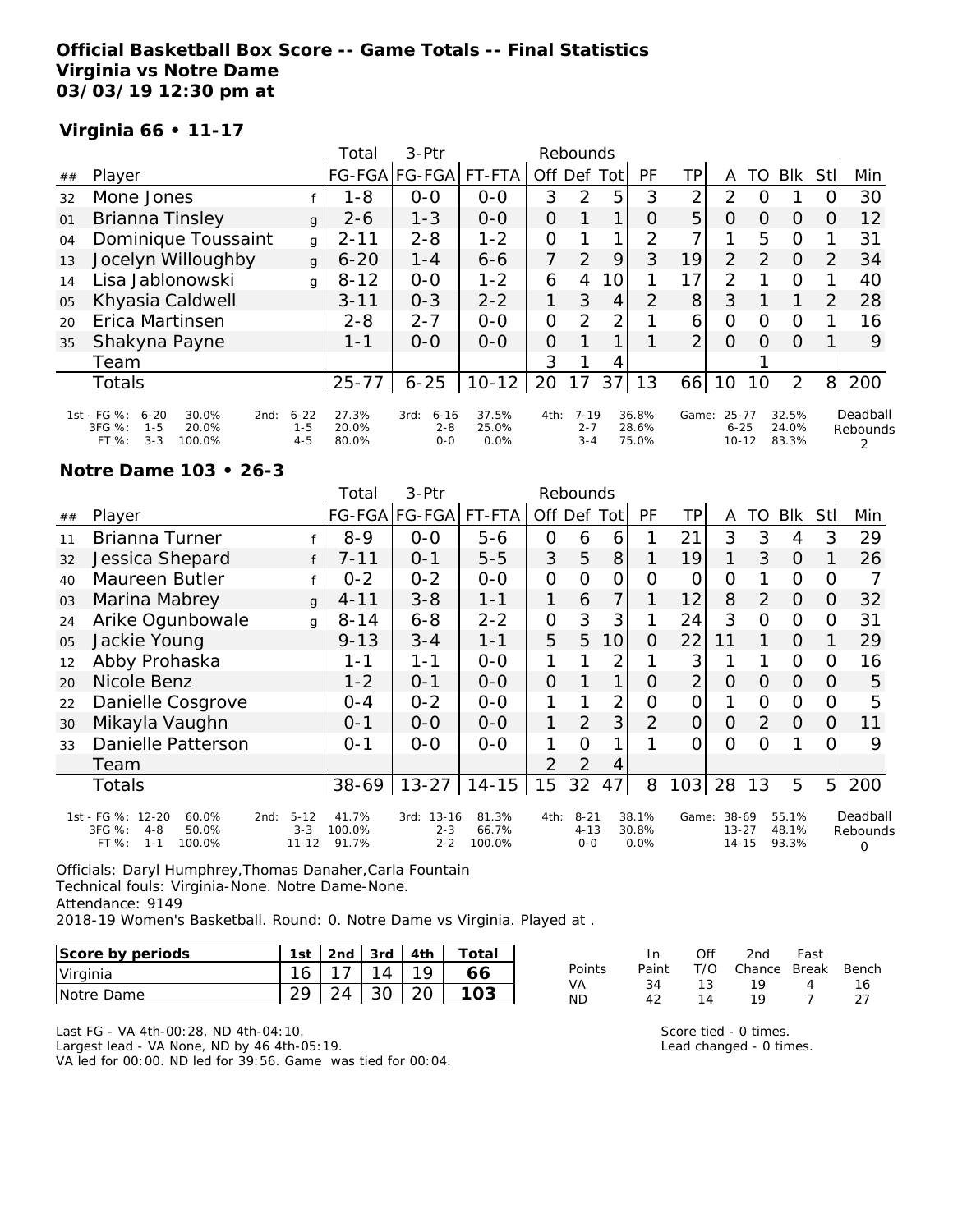**Official Basketball Box Score -- Game Totals -- Final Statistics**
**Virginia vs Notre Dame**
**03/03/19 12:30 pm at**

**Virginia 66 • 11-17**

| ## | Player | | Total FG-FGA | 3-Ptr FG-FGA | FT-FTA | Rebounds Off | Def | Tot | PF | TP | A | TO | Blk | Stl | Min |
|---|---|---|---|---|---|---|---|---|---|---|---|---|---|---|---|
| 32 | Mone Jones | f | 1-8 | 0-0 | 0-0 | 3 | 2 | 5 | 3 | 2 | 2 | 0 | 1 | 0 | 30 |
| 01 | Brianna Tinsley | g | 2-6 | 1-3 | 0-0 | 0 | 1 | 1 | 0 | 5 | 0 | 0 | 0 | 0 | 12 |
| 04 | Dominique Toussaint | g | 2-11 | 2-8 | 1-2 | 0 | 1 | 1 | 2 | 7 | 1 | 5 | 0 | 1 | 31 |
| 13 | Jocelyn Willoughby | g | 6-20 | 1-4 | 6-6 | 7 | 2 | 9 | 3 | 19 | 2 | 2 | 0 | 2 | 34 |
| 14 | Lisa Jablonowski | g | 8-12 | 0-0 | 1-2 | 6 | 4 | 10 | 1 | 17 | 2 | 1 | 0 | 1 | 40 |
| 05 | Khyasia Caldwell | | 3-11 | 0-3 | 2-2 | 1 | 3 | 4 | 2 | 8 | 3 | 1 | 1 | 2 | 28 |
| 20 | Erica Martinsen | | 2-8 | 2-7 | 0-0 | 0 | 2 | 2 | 1 | 6 | 0 | 0 | 0 | 1 | 16 |
| 35 | Shakyna Payne | | 1-1 | 0-0 | 0-0 | 0 | 1 | 1 | 1 | 2 | 0 | 0 | 0 | 1 | 9 |
| | Team | | | | | 3 | 1 | 4 | | | | 1 | | | |
| | Totals | | 25-77 | 6-25 | 10-12 | 20 | 17 | 37 | 13 | 66 | 10 | 10 | 2 | 8 | 200 |

| | | | | | | |
|---|---|---|---|---|---|---|
| 1st - FG %: 6-20 30.0% | 2nd: 6-22 27.3% | 3rd: 6-16 37.5% | 4th: 7-19 36.8% | Game: 25-77 32.5% | Deadball Rebounds |
| 3FG %: 1-5 20.0% | 1-5 20.0% | 2-8 25.0% | 2-7 28.6% | 6-25 24.0% | 2 |
| FT %: 3-3 100.0% | 4-5 80.0% | 0-0 0.0% | 3-4 75.0% | 10-12 83.3% | |

**Notre Dame 103 • 26-3**

| ## | Player | | Total FG-FGA | 3-Ptr FG-FGA | FT-FTA | Rebounds Off | Def | Tot | PF | TP | A | TO | Blk | Stl | Min |
|---|---|---|---|---|---|---|---|---|---|---|---|---|---|---|---|
| 11 | Brianna Turner | f | 8-9 | 0-0 | 5-6 | 0 | 6 | 6 | 1 | 21 | 3 | 3 | 4 | 3 | 29 |
| 32 | Jessica Shepard | f | 7-11 | 0-1 | 5-5 | 3 | 5 | 8 | 1 | 19 | 1 | 3 | 0 | 1 | 26 |
| 40 | Maureen Butler | f | 0-2 | 0-2 | 0-0 | 0 | 0 | 0 | 0 | 0 | 0 | 1 | 0 | 0 | 7 |
| 03 | Marina Mabrey | g | 4-11 | 3-8 | 1-1 | 1 | 6 | 7 | 1 | 12 | 8 | 2 | 0 | 0 | 32 |
| 24 | Arike Ogunbowale | g | 8-14 | 6-8 | 2-2 | 0 | 3 | 3 | 1 | 24 | 3 | 0 | 0 | 0 | 31 |
| 05 | Jackie Young | | 9-13 | 3-4 | 1-1 | 5 | 5 | 10 | 0 | 22 | 11 | 1 | 0 | 1 | 29 |
| 12 | Abby Prohaska | | 1-1 | 1-1 | 0-0 | 1 | 1 | 2 | 1 | 3 | 1 | 1 | 0 | 0 | 16 |
| 20 | Nicole Benz | | 1-2 | 0-1 | 0-0 | 0 | 1 | 1 | 0 | 2 | 0 | 0 | 0 | 0 | 5 |
| 22 | Danielle Cosgrove | | 0-4 | 0-2 | 0-0 | 1 | 1 | 2 | 0 | 0 | 1 | 0 | 0 | 0 | 5 |
| 30 | Mikayla Vaughn | | 0-1 | 0-0 | 0-0 | 1 | 2 | 3 | 2 | 0 | 0 | 2 | 0 | 0 | 11 |
| 33 | Danielle Patterson | | 0-1 | 0-0 | 0-0 | 1 | 0 | 1 | 1 | 0 | 0 | 0 | 1 | 0 | 9 |
| | Team | | | | | 2 | 2 | 4 | | | | | | | |
| | Totals | | 38-69 | 13-27 | 14-15 | 15 | 32 | 47 | 8 | 103 | 28 | 13 | 5 | 5 | 200 |

| | | | | | |
|---|---|---|---|---|---|
| 1st - FG %: 12-20 60.0% | 2nd: 5-12 41.7% | 3rd: 13-16 81.3% | 4th: 8-21 38.1% | Game: 38-69 55.1% | Deadball Rebounds |
| 3FG %: 4-8 50.0% | 3-3 100.0% | 2-3 66.7% | 4-13 30.8% | 13-27 48.1% | 0 |
| FT %: 1-1 100.0% | 11-12 91.7% | 2-2 100.0% | 0-0 0.0% | 14-15 93.3% | |

Officials: Daryl Humphrey,Thomas Danaher,Carla Fountain
Technical fouls: Virginia-None. Notre Dame-None.
Attendance: 9149
2018-19 Women's Basketball. Round: 0. Notre Dame vs Virginia. Played at .

| Score by periods | 1st | 2nd | 3rd | 4th | Total |
|---|---|---|---|---|---|
| Virginia | 16 | 17 | 14 | 19 | 66 |
| Notre Dame | 29 | 24 | 30 | 20 | 103 |

| Points | In Paint | Off T/O | 2nd Chance | Fast Break | Bench |
|---|---|---|---|---|---|
| VA | 34 | 13 | 19 | 4 | 16 |
| ND | 42 | 14 | 19 | 7 | 27 |

Last FG - VA 4th-00:28, ND 4th-04:10.
Largest lead - VA None, ND by 46 4th-05:19.
VA led for 00:00. ND led for 39:56. Game was tied for 00:04.

Score tied - 0 times.
Lead changed - 0 times.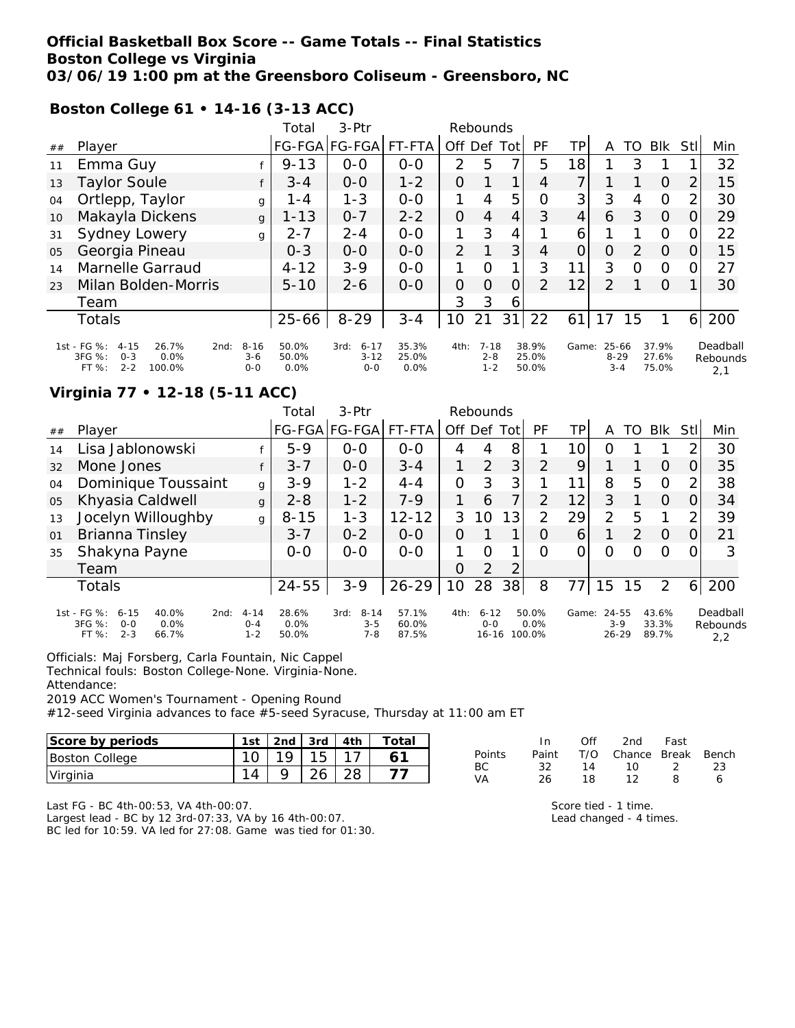**Official Basketball Box Score -- Game Totals -- Final Statistics**
**Boston College vs Virginia**
**03/06/19 1:00 pm at the Greensboro Coliseum - Greensboro, NC**

**Boston College 61 • 14-16 (3-13 ACC)**

| ## | Player | | Total FG-FGA | 3-Ptr FG-FGA | FT-FTA | Rebounds Off | Def | Tot | PF | TP | A | TO | Blk | Stl | Min |
|---|---|---|---|---|---|---|---|---|---|---|---|---|---|---|---|
| 11 | Emma Guy | f | 9-13 | 0-0 | 0-0 | 2 | 5 | 7 | 5 | 18 | 1 | 3 | 1 | 1 | 32 |
| 13 | Taylor Soule | f | 3-4 | 0-0 | 1-2 | 0 | 1 | 1 | 4 | 7 | 1 | 1 | 0 | 2 | 15 |
| 04 | Ortlepp, Taylor | g | 1-4 | 1-3 | 0-0 | 1 | 4 | 5 | 0 | 3 | 3 | 4 | 0 | 2 | 30 |
| 10 | Makayla Dickens | g | 1-13 | 0-7 | 2-2 | 0 | 4 | 4 | 3 | 4 | 6 | 3 | 0 | 0 | 29 |
| 31 | Sydney Lowery | g | 2-7 | 2-4 | 0-0 | 1 | 3 | 4 | 1 | 6 | 1 | 1 | 0 | 0 | 22 |
| 05 | Georgia Pineau | | 0-3 | 0-0 | 0-0 | 2 | 1 | 3 | 4 | 0 | 0 | 2 | 0 | 0 | 15 |
| 14 | Marnelle Garraud | | 4-12 | 3-9 | 0-0 | 1 | 0 | 1 | 3 | 11 | 3 | 0 | 0 | 0 | 27 |
| 23 | Milan Bolden-Morris | | 5-10 | 2-6 | 0-0 | 0 | 0 | 0 | 2 | 12 | 2 | 1 | 0 | 1 | 30 |
| | Team | | | | | 3 | 3 | 6 | | | | | | | |
| | Totals | | 25-66 | 8-29 | 3-4 | 10 | 21 | 31 | 22 | 61 | 17 | 15 | 1 | 6 | 200 |

| | 1st | | 2nd | | 3rd | | 4th | | Game | | Deadball Rebounds |
|---|---|---|---|---|---|---|---|---|---|---|---|
| FG % | 4-15 | 26.7% | 8-16 | 50.0% | 6-17 | 35.3% | 7-18 | 38.9% | 25-66 | 37.9% | 2,1 |
| 3FG % | 0-3 | 0.0% | 3-6 | 50.0% | 3-12 | 25.0% | 2-8 | 25.0% | 8-29 | 27.6% | |
| FT % | 2-2 | 100.0% | 0-0 | 0.0% | 0-0 | 0.0% | 1-2 | 50.0% | 3-4 | 75.0% | |

**Virginia 77 • 12-18 (5-11 ACC)**

| ## | Player | | Total FG-FGA | 3-Ptr FG-FGA | FT-FTA | Rebounds Off | Def | Tot | PF | TP | A | TO | Blk | Stl | Min |
|---|---|---|---|---|---|---|---|---|---|---|---|---|---|---|---|
| 14 | Lisa Jablonowski | f | 5-9 | 0-0 | 0-0 | 4 | 4 | 8 | 1 | 10 | 0 | 1 | 1 | 2 | 30 |
| 32 | Mone Jones | f | 3-7 | 0-0 | 3-4 | 1 | 2 | 3 | 2 | 9 | 1 | 1 | 0 | 0 | 35 |
| 04 | Dominique Toussaint | g | 3-9 | 1-2 | 4-4 | 0 | 3 | 3 | 1 | 11 | 8 | 5 | 0 | 2 | 38 |
| 05 | Khyasia Caldwell | g | 2-8 | 1-2 | 7-9 | 1 | 6 | 7 | 2 | 12 | 3 | 1 | 0 | 0 | 34 |
| 13 | Jocelyn Willoughby | g | 8-15 | 1-3 | 12-12 | 3 | 10 | 13 | 2 | 29 | 2 | 5 | 1 | 2 | 39 |
| 01 | Brianna Tinsley | | 3-7 | 0-2 | 0-0 | 0 | 1 | 1 | 0 | 6 | 1 | 2 | 0 | 0 | 21 |
| 35 | Shakyna Payne | | 0-0 | 0-0 | 0-0 | 1 | 0 | 1 | 0 | 0 | 0 | 0 | 0 | 0 | 3 |
| | Team | | | | | 0 | 2 | 2 | | | | | | | |
| | Totals | | 24-55 | 3-9 | 26-29 | 10 | 28 | 38 | 8 | 77 | 15 | 15 | 2 | 6 | 200 |

| | 1st | | 2nd | | 3rd | | 4th | | Game | | Deadball Rebounds |
|---|---|---|---|---|---|---|---|---|---|---|---|
| FG % | 6-15 | 40.0% | 4-14 | 28.6% | 8-14 | 57.1% | 6-12 | 50.0% | 24-55 | 43.6% | 2,2 |
| 3FG % | 0-0 | 0.0% | 0-4 | 0.0% | 3-5 | 60.0% | 0-0 | 0.0% | 3-9 | 33.3% | |
| FT % | 2-3 | 66.7% | 1-2 | 50.0% | 7-8 | 87.5% | 16-16 | 100.0% | 26-29 | 89.7% | |

Officials: Maj Forsberg, Carla Fountain, Nic Cappel
Technical fouls: Boston College-None. Virginia-None.
Attendance:
2019 ACC Women's Tournament - Opening Round
#12-seed Virginia advances to face #5-seed Syracuse, Thursday at 11:00 am ET

| Score by periods | 1st | 2nd | 3rd | 4th | Total |
|---|---|---|---|---|---|
| Boston College | 10 | 19 | 15 | 17 | **61** |
| Virginia | 14 | 9 | 26 | 28 | **77** |

| Points | In Paint | Off T/O | 2nd Chance | Fast Break | Bench |
|---|---|---|---|---|---|
| BC | 32 | 14 | 10 | 2 | 23 |
| VA | 26 | 18 | 12 | 8 | 6 |

Last FG - BC 4th-00:53, VA 4th-00:07.
Largest lead - BC by 12 3rd-07:33, VA by 16 4th-00:07.
BC led for 10:59. VA led for 27:08. Game was tied for 01:30.

Score tied - 1 time.
Lead changed - 4 times.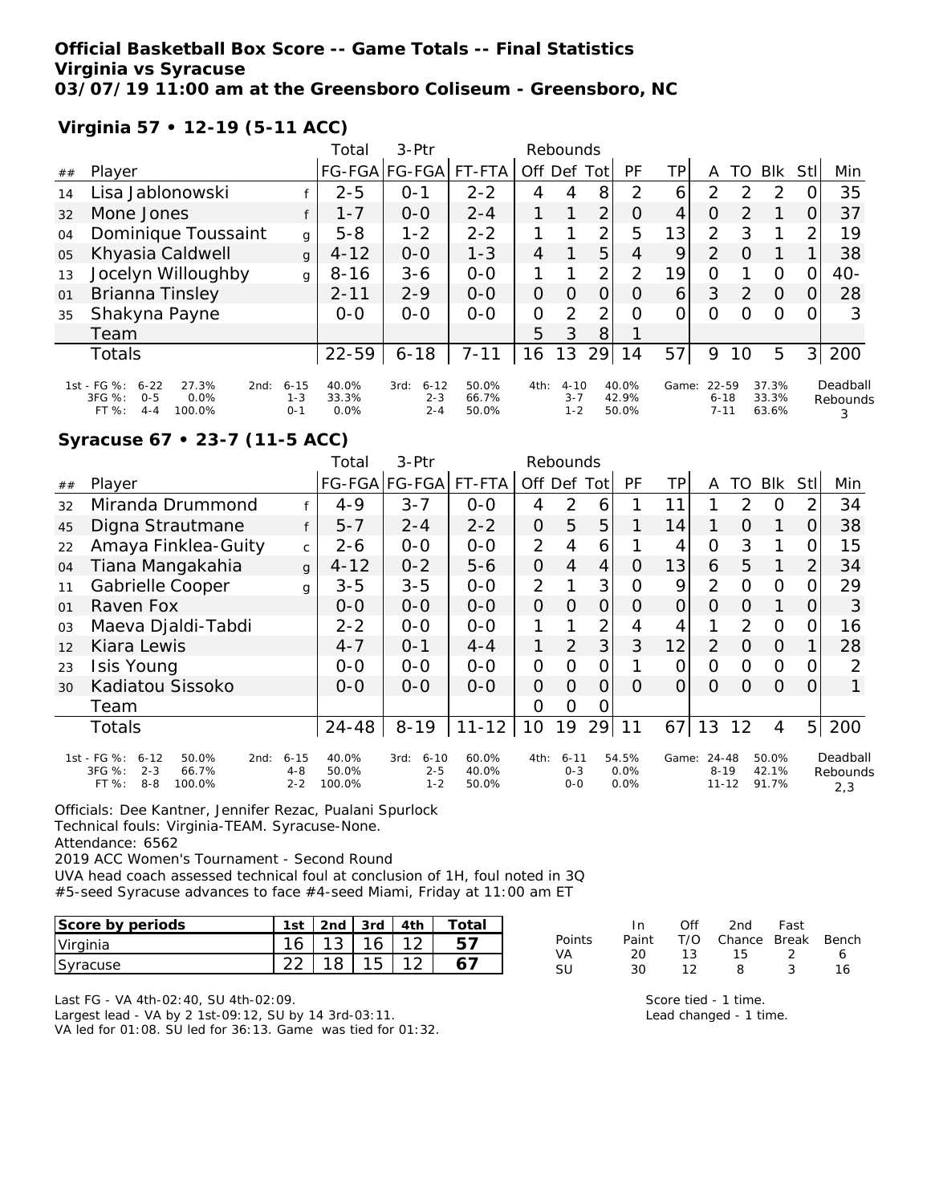**Official Basketball Box Score -- Game Totals -- Final Statistics**
**Virginia vs Syracuse**
**03/07/19 11:00 am at the Greensboro Coliseum - Greensboro, NC**

**Virginia 57 • 12-19 (5-11 ACC)**

| ## | Player | | Total FG-FGA | 3-Ptr FG-FGA | FT-FTA | Off | Def | Tot | PF | TP | A | TO | Blk | Stl | Min |
|---|---|---|---|---|---|---|---|---|---|---|---|---|---|---|---|
| 14 | Lisa Jablonowski | f | 2-5 | 0-1 | 2-2 | 4 | 4 | 8 | 2 | 6 | 2 | 2 | 2 | 0 | 35 |
| 32 | Mone Jones | f | 1-7 | 0-0 | 2-4 | 1 | 1 | 2 | 0 | 4 | 0 | 2 | 1 | 0 | 37 |
| 04 | Dominique Toussaint | g | 5-8 | 1-2 | 2-2 | 1 | 1 | 2 | 5 | 13 | 2 | 3 | 1 | 2 | 19 |
| 05 | Khyasia Caldwell | g | 4-12 | 0-0 | 1-3 | 4 | 1 | 5 | 4 | 9 | 2 | 0 | 1 | 1 | 38 |
| 13 | Jocelyn Willoughby | g | 8-16 | 3-6 | 0-0 | 1 | 1 | 2 | 2 | 19 | 0 | 1 | 0 | 0 | 40- |
| 01 | Brianna Tinsley | | 2-11 | 2-9 | 0-0 | 0 | 0 | 0 | 0 | 6 | 3 | 2 | 0 | 0 | 28 |
| 35 | Shakyna Payne | | 0-0 | 0-0 | 0-0 | 0 | 2 | 2 | 0 | 0 | 0 | 0 | 0 | 0 | 3 |
| | Team | | | | | 5 | 3 | 8 | 1 | | | | | | |
| | Totals | | 22-59 | 6-18 | 7-11 | 16 | 13 | 29 | 14 | 57 | 9 | 10 | 5 | 3 | 200 |

| | 1st | | 2nd | | 3rd | | 4th | | Game | | Deadball Rebounds |
|---|---|---|---|---|---|---|---|---|---|---|---|
| FG % | 6-22 | 27.3% | 6-15 | 40.0% | 6-12 | 50.0% | 4-10 | 40.0% | 22-59 | 37.3% | 3 |
| 3FG % | 0-5 | 0.0% | 1-3 | 33.3% | 2-3 | 66.7% | 3-7 | 42.9% | 6-18 | 33.3% | |
| FT % | 4-4 | 100.0% | 0-1 | 0.0% | 2-4 | 50.0% | 1-2 | 50.0% | 7-11 | 63.6% | |

**Syracuse 67 • 23-7 (11-5 ACC)**

| ## | Player | | Total FG-FGA | 3-Ptr FG-FGA | FT-FTA | Off | Def | Tot | PF | TP | A | TO | Blk | Stl | Min |
|---|---|---|---|---|---|---|---|---|---|---|---|---|---|---|---|
| 32 | Miranda Drummond | f | 4-9 | 3-7 | 0-0 | 4 | 2 | 6 | 1 | 11 | 1 | 2 | 0 | 2 | 34 |
| 45 | Digna Strautmane | f | 5-7 | 2-4 | 2-2 | 0 | 5 | 5 | 1 | 14 | 1 | 0 | 1 | 0 | 38 |
| 22 | Amaya Finklea-Guity | c | 2-6 | 0-0 | 0-0 | 2 | 4 | 6 | 1 | 4 | 0 | 3 | 1 | 0 | 15 |
| 04 | Tiana Mangakahia | g | 4-12 | 0-2 | 5-6 | 0 | 4 | 4 | 0 | 13 | 6 | 5 | 1 | 2 | 34 |
| 11 | Gabrielle Cooper | g | 3-5 | 3-5 | 0-0 | 2 | 1 | 3 | 0 | 9 | 2 | 0 | 0 | 0 | 29 |
| 01 | Raven Fox | | 0-0 | 0-0 | 0-0 | 0 | 0 | 0 | 0 | 0 | 0 | 0 | 1 | 0 | 3 |
| 03 | Maeva Djaldi-Tabdi | | 2-2 | 0-0 | 0-0 | 1 | 1 | 2 | 4 | 4 | 1 | 2 | 0 | 0 | 16 |
| 12 | Kiara Lewis | | 4-7 | 0-1 | 4-4 | 1 | 2 | 3 | 3 | 12 | 2 | 0 | 0 | 1 | 28 |
| 23 | Isis Young | | 0-0 | 0-0 | 0-0 | 0 | 0 | 0 | 1 | 0 | 0 | 0 | 0 | 0 | 2 |
| 30 | Kadiatou Sissoko | | 0-0 | 0-0 | 0-0 | 0 | 0 | 0 | 0 | 0 | 0 | 0 | 0 | 0 | 1 |
| | Team | | | | | 0 | 0 | 0 | | | | | | | |
| | Totals | | 24-48 | 8-19 | 11-12 | 10 | 19 | 29 | 11 | 67 | 13 | 12 | 4 | 5 | 200 |

| | 1st | | 2nd | | 3rd | | 4th | | Game | | Deadball Rebounds |
|---|---|---|---|---|---|---|---|---|---|---|---|
| FG % | 6-12 | 50.0% | 6-15 | 40.0% | 6-10 | 60.0% | 6-11 | 54.5% | 24-48 | 50.0% | 2,3 |
| 3FG % | 2-3 | 66.7% | 4-8 | 50.0% | 2-5 | 40.0% | 0-3 | 0.0% | 8-19 | 42.1% | |
| FT % | 8-8 | 100.0% | 2-2 | 100.0% | 1-2 | 50.0% | 0-0 | 0.0% | 11-12 | 91.7% | |

Officials: Dee Kantner, Jennifer Rezac, Pualani Spurlock
Technical fouls: Virginia-TEAM. Syracuse-None.
Attendance: 6562
2019 ACC Women's Tournament - Second Round
UVA head coach assessed technical foul at conclusion of 1H, foul noted in 3Q
#5-seed Syracuse advances to face #4-seed Miami, Friday at 11:00 am ET

| Score by periods | 1st | 2nd | 3rd | 4th | Total |
|---|---|---|---|---|---|
| Virginia | 16 | 13 | 16 | 12 | 57 |
| Syracuse | 22 | 18 | 15 | 12 | 67 |

| Points | In Paint | Off T/O | 2nd Chance | Fast Break | Bench |
|---|---|---|---|---|---|
| VA | 20 | 13 | 15 | 2 | 6 |
| SU | 30 | 12 | 8 | 3 | 16 |

Last FG - VA 4th-02:40, SU 4th-02:09.
Largest lead - VA by 2 1st-09:12, SU by 14 3rd-03:11.
VA led for 01:08. SU led for 36:13. Game was tied for 01:32.

Score tied - 1 time.
Lead changed - 1 time.